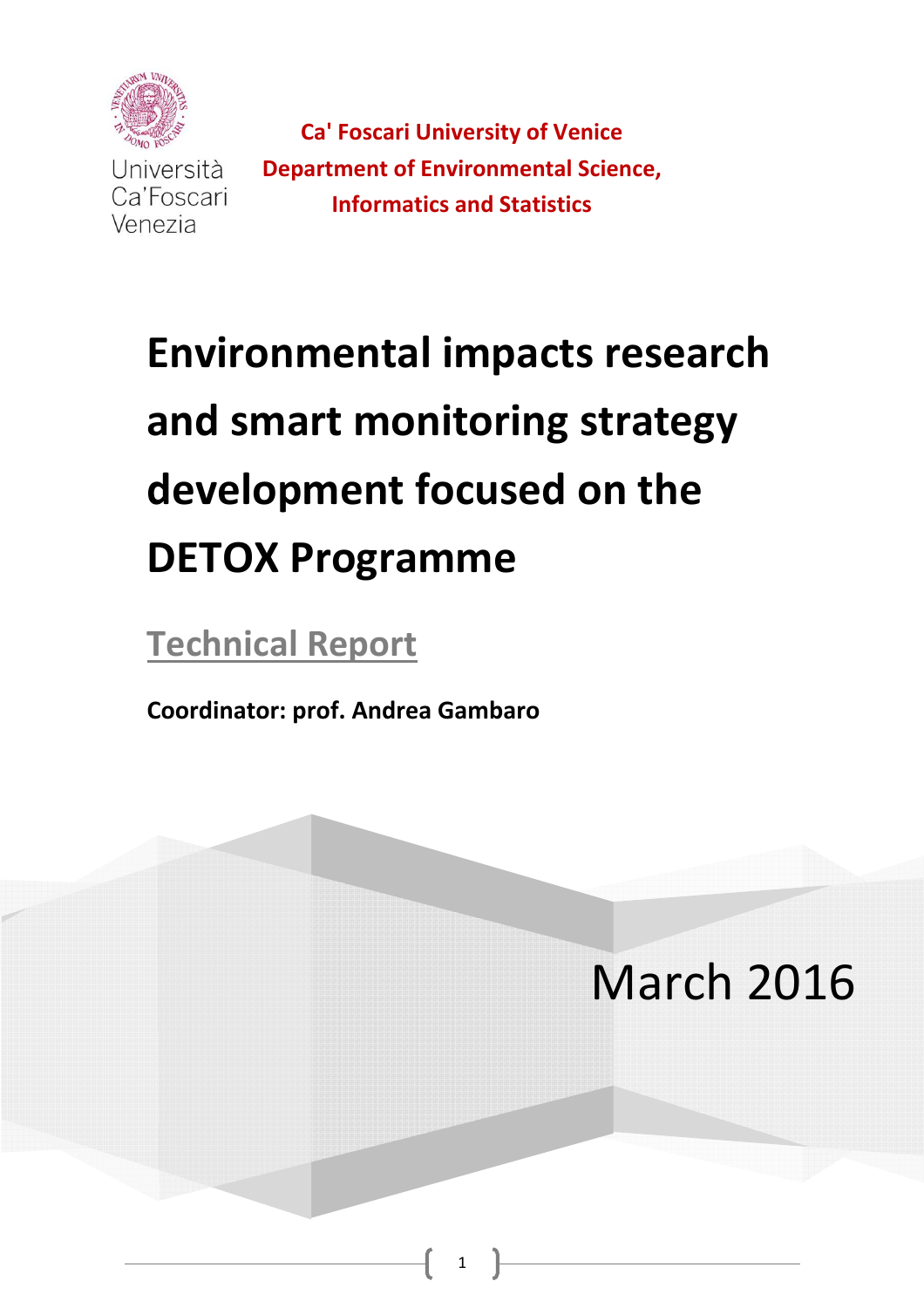Università Ca'Foscari Venezia

**Ca' Foscari University of Venice**
**Department of Environmental Science, Informatics and Statistics**

# Environmental impacts research and smart monitoring strategy development focused on the DETOX Programme

## Technical Report

**Coordinator: prof. Andrea Gambaro**

March 2016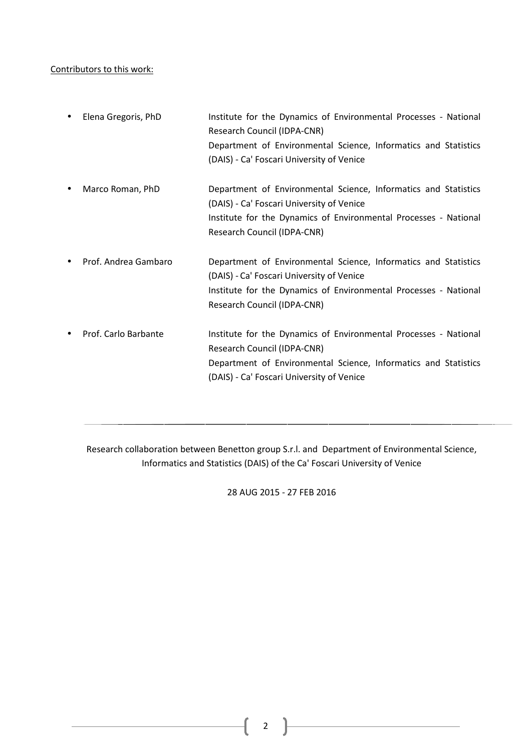Contributors to this work:

- Elena Gregoris, PhD — Institute for the Dynamics of Environmental Processes - National Research Council (IDPA-CNR)
  Department of Environmental Science, Informatics and Statistics (DAIS) - Ca' Foscari University of Venice

- Marco Roman, PhD — Department of Environmental Science, Informatics and Statistics (DAIS) - Ca' Foscari University of Venice
  Institute for the Dynamics of Environmental Processes - National Research Council (IDPA-CNR)

- Prof. Andrea Gambaro — Department of Environmental Science, Informatics and Statistics (DAIS) - Ca' Foscari University of Venice
  Institute for the Dynamics of Environmental Processes - National Research Council (IDPA-CNR)

- Prof. Carlo Barbante — Institute for the Dynamics of Environmental Processes - National Research Council (IDPA-CNR)
  Department of Environmental Science, Informatics and Statistics (DAIS) - Ca' Foscari University of Venice

---

Research collaboration between Benetton group S.r.l. and Department of Environmental Science, Informatics and Statistics (DAIS) of the Ca' Foscari University of Venice

28 AUG 2015 - 27 FEB 2016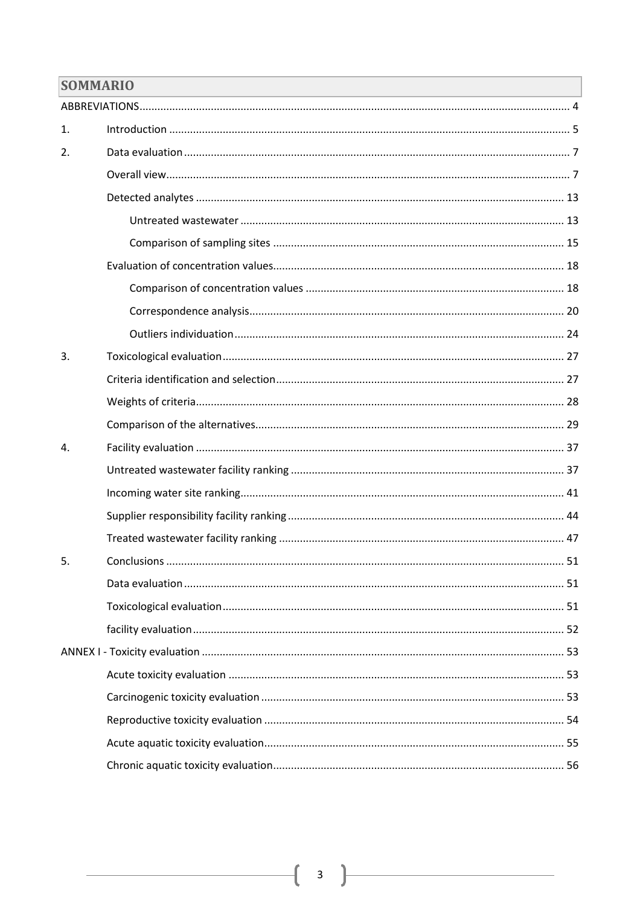## SOMMARIO

ABBREVIATIONS ... 4

1. Introduction ... 5
2. Data evaluation ... 7
   - Overall view ... 7
   - Detected analytes ... 13
     - Untreated wastewater ... 13
     - Comparison of sampling sites ... 15
   - Evaluation of concentration values ... 18
     - Comparison of concentration values ... 18
     - Correspondence analysis ... 20
     - Outliers individuation ... 24
3. Toxicological evaluation ... 27
   - Criteria identification and selection ... 27
   - Weights of criteria ... 28
   - Comparison of the alternatives ... 29
4. Facility evaluation ... 37
   - Untreated wastewater facility ranking ... 37
   - Incoming water site ranking ... 41
   - Supplier responsibility facility ranking ... 44
   - Treated wastewater facility ranking ... 47
5. Conclusions ... 51
   - Data evaluation ... 51
   - Toxicological evaluation ... 51
   - facility evaluation ... 52

ANNEX I - Toxicity evaluation ... 53

- Acute toxicity evaluation ... 53
- Carcinogenic toxicity evaluation ... 53
- Reproductive toxicity evaluation ... 54
- Acute aquatic toxicity evaluation ... 55
- Chronic aquatic toxicity evaluation ... 56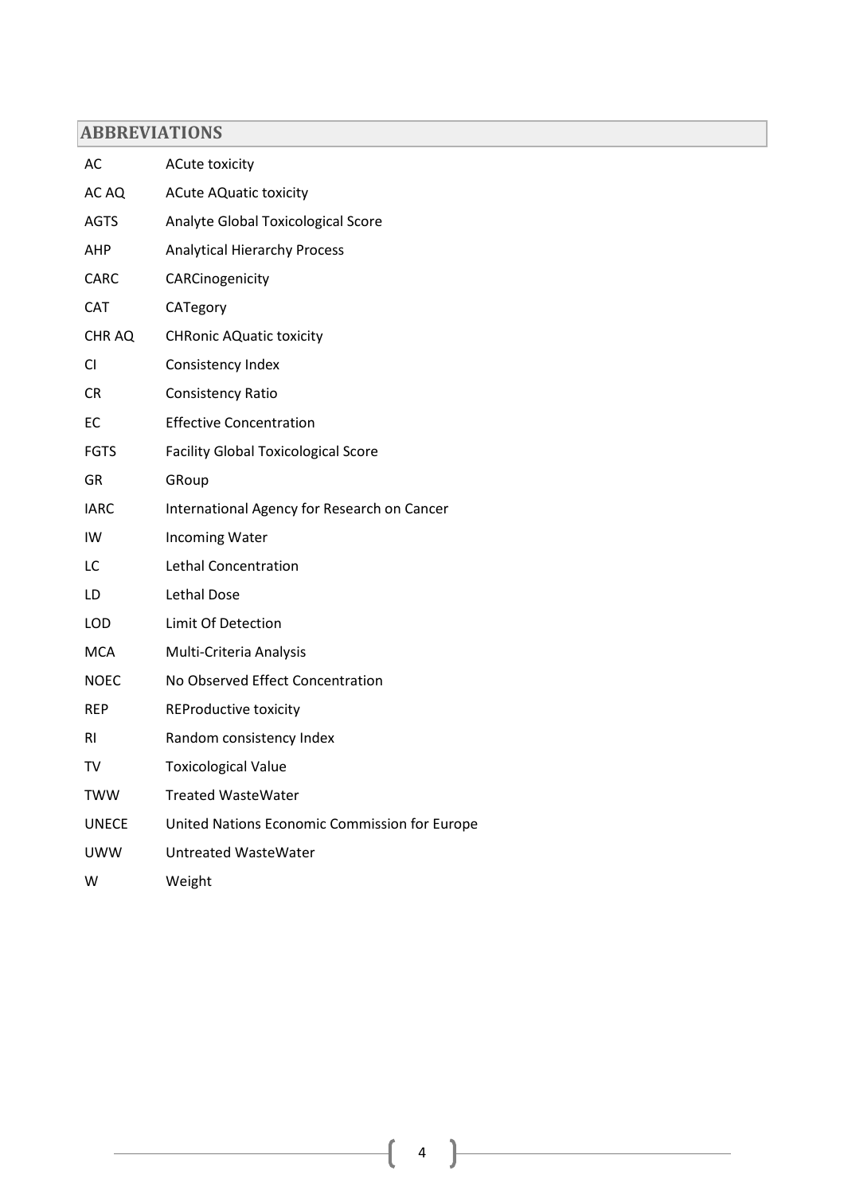## ABBREVIATIONS

| | |
|---|---|
| AC | ACute toxicity |
| AC AQ | ACute AQuatic toxicity |
| AGTS | Analyte Global Toxicological Score |
| AHP | Analytical Hierarchy Process |
| CARC | CARCinogenicity |
| CAT | CATegory |
| CHR AQ | CHRonic AQuatic toxicity |
| CI | Consistency Index |
| CR | Consistency Ratio |
| EC | Effective Concentration |
| FGTS | Facility Global Toxicological Score |
| GR | GRoup |
| IARC | International Agency for Research on Cancer |
| IW | Incoming Water |
| LC | Lethal Concentration |
| LD | Lethal Dose |
| LOD | Limit Of Detection |
| MCA | Multi-Criteria Analysis |
| NOEC | No Observed Effect Concentration |
| REP | REProductive toxicity |
| RI | Random consistency Index |
| TV | Toxicological Value |
| TWW | Treated WasteWater |
| UNECE | United Nations Economic Commission for Europe |
| UWW | Untreated WasteWater |
| W | Weight |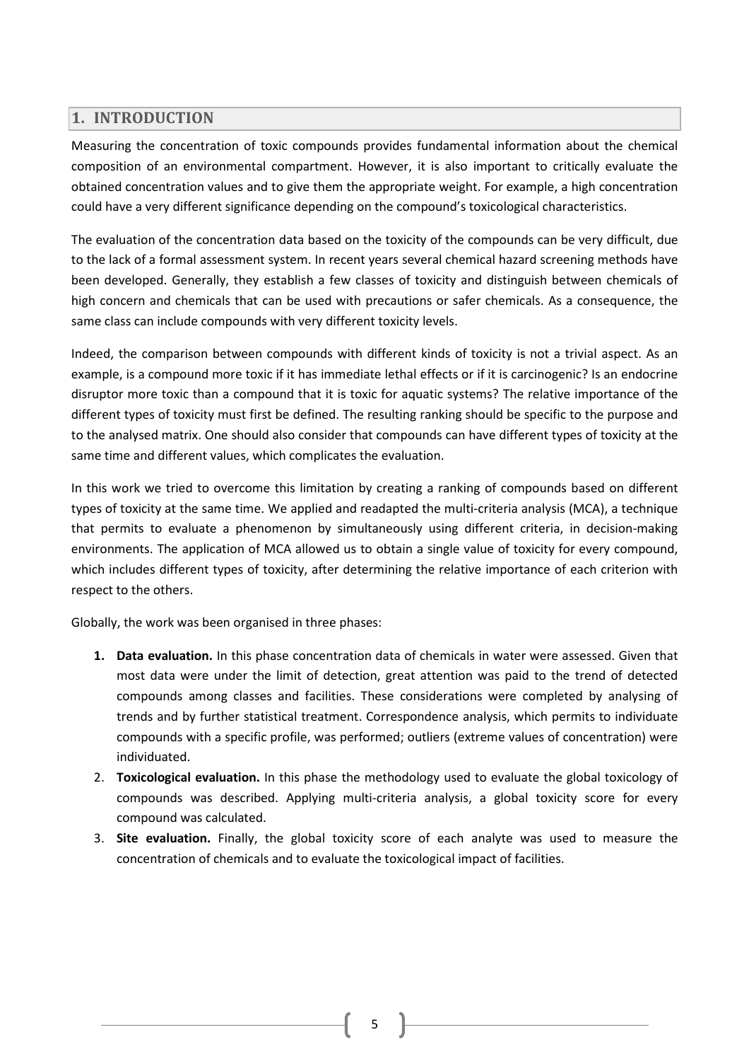## 1. INTRODUCTION

Measuring the concentration of toxic compounds provides fundamental information about the chemical composition of an environmental compartment. However, it is also important to critically evaluate the obtained concentration values and to give them the appropriate weight. For example, a high concentration could have a very different significance depending on the compound's toxicological characteristics.

The evaluation of the concentration data based on the toxicity of the compounds can be very difficult, due to the lack of a formal assessment system. In recent years several chemical hazard screening methods have been developed. Generally, they establish a few classes of toxicity and distinguish between chemicals of high concern and chemicals that can be used with precautions or safer chemicals. As a consequence, the same class can include compounds with very different toxicity levels.

Indeed, the comparison between compounds with different kinds of toxicity is not a trivial aspect. As an example, is a compound more toxic if it has immediate lethal effects or if it is carcinogenic? Is an endocrine disruptor more toxic than a compound that it is toxic for aquatic systems? The relative importance of the different types of toxicity must first be defined. The resulting ranking should be specific to the purpose and to the analysed matrix. One should also consider that compounds can have different types of toxicity at the same time and different values, which complicates the evaluation.

In this work we tried to overcome this limitation by creating a ranking of compounds based on different types of toxicity at the same time. We applied and readapted the multi-criteria analysis (MCA), a technique that permits to evaluate a phenomenon by simultaneously using different criteria, in decision-making environments. The application of MCA allowed us to obtain a single value of toxicity for every compound, which includes different types of toxicity, after determining the relative importance of each criterion with respect to the others.

Globally, the work was been organised in three phases:

1. **Data evaluation.** In this phase concentration data of chemicals in water were assessed. Given that most data were under the limit of detection, great attention was paid to the trend of detected compounds among classes and facilities. These considerations were completed by analysing of trends and by further statistical treatment. Correspondence analysis, which permits to individuate compounds with a specific profile, was performed; outliers (extreme values of concentration) were individuated.
2. **Toxicological evaluation.** In this phase the methodology used to evaluate the global toxicology of compounds was described. Applying multi-criteria analysis, a global toxicity score for every compound was calculated.
3. **Site evaluation.** Finally, the global toxicity score of each analyte was used to measure the concentration of chemicals and to evaluate the toxicological impact of facilities.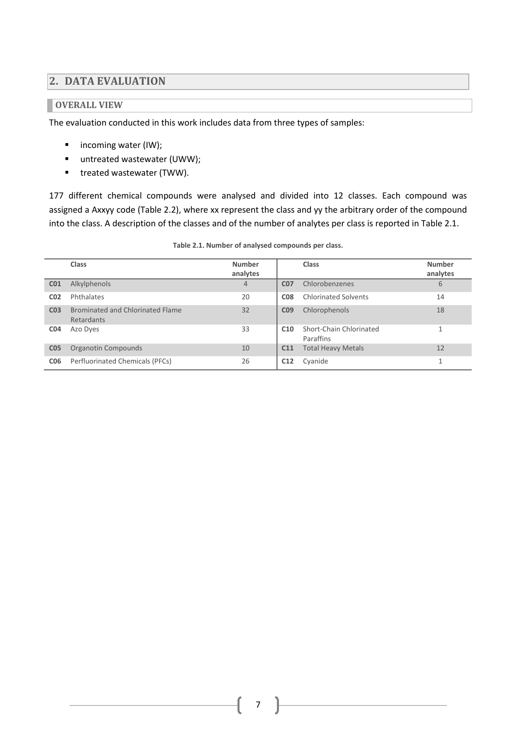## 2. DATA EVALUATION

### OVERALL VIEW

The evaluation conducted in this work includes data from three types of samples:

- incoming water (IW);
- untreated wastewater (UWW);
- treated wastewater (TWW).

177 different chemical compounds were analysed and divided into 12 classes. Each compound was assigned a Axxyy code (Table 2.2), where xx represent the class and yy the arbitrary order of the compound into the class. A description of the classes and of the number of analytes per class is reported in Table 2.1.

**Table 2.1. Number of analysed compounds per class.**

| | Class | Number analytes | | Class | Number analytes |
|---|---|---|---|---|---|
| **C01** | Alkylphenols | 4 | **C07** | Chlorobenzenes | 6 |
| **C02** | Phthalates | 20 | **C08** | Chlorinated Solvents | 14 |
| **C03** | Brominated and Chlorinated Flame Retardants | 32 | **C09** | Chlorophenols | 18 |
| **C04** | Azo Dyes | 33 | **C10** | Short-Chain Chlorinated Paraffins | 1 |
| **C05** | Organotin Compounds | 10 | **C11** | Total Heavy Metals | 12 |
| **C06** | Perfluorinated Chemicals (PFCs) | 26 | **C12** | Cyanide | 1 |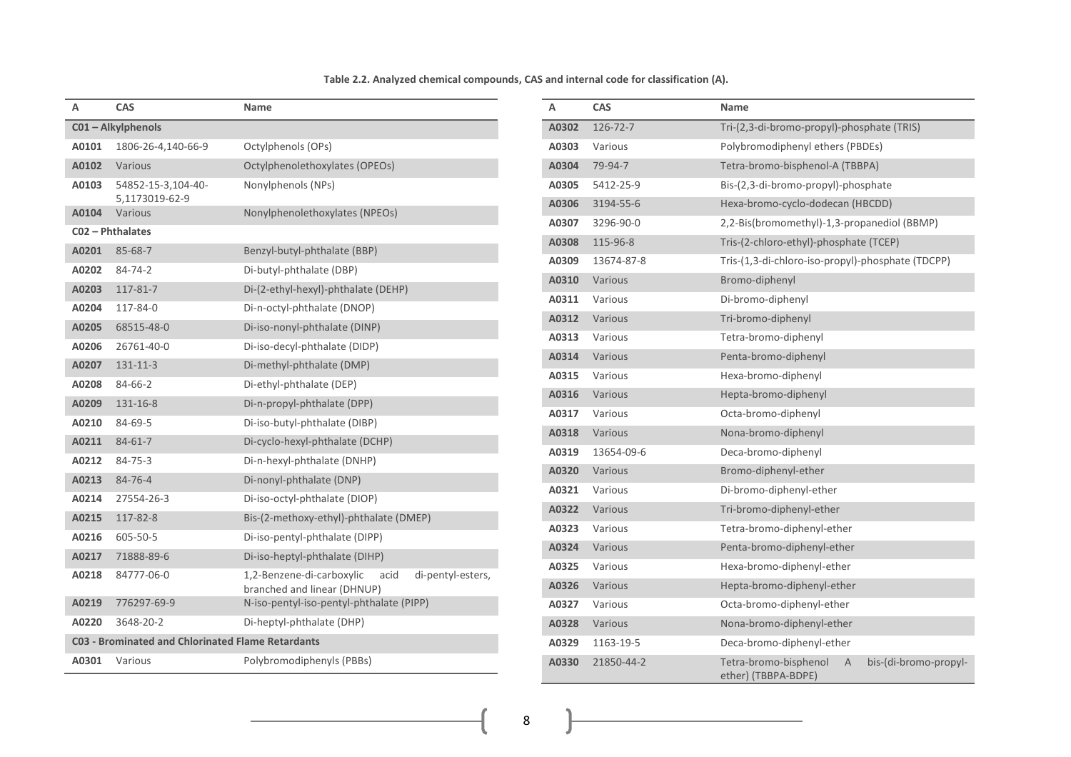**Table 2.2. Analyzed chemical compounds, CAS and internal code for classification (A).**

| A | CAS | Name |
|---|---|---|
| **C01 – Alkylphenols** | | |
| **A0101** | 1806-26-4,140-66-9 | Octylphenols (OPs) |
| **A0102** | Various | Octylphenolethoxylates (OPEOs) |
| **A0103** | 54852-15-3,104-40-5,1173019-62-9 | Nonylphenols (NPs) |
| **A0104** | Various | Nonylphenolethoxylates (NPEOs) |
| **C02 – Phthalates** | | |
| **A0201** | 85-68-7 | Benzyl-butyl-phthalate (BBP) |
| **A0202** | 84-74-2 | Di-butyl-phthalate (DBP) |
| **A0203** | 117-81-7 | Di-(2-ethyl-hexyl)-phthalate (DEHP) |
| **A0204** | 117-84-0 | Di-n-octyl-phthalate (DNOP) |
| **A0205** | 68515-48-0 | Di-iso-nonyl-phthalate (DINP) |
| **A0206** | 26761-40-0 | Di-iso-decyl-phthalate (DIDP) |
| **A0207** | 131-11-3 | Di-methyl-phthalate (DMP) |
| **A0208** | 84-66-2 | Di-ethyl-phthalate (DEP) |
| **A0209** | 131-16-8 | Di-n-propyl-phthalate (DPP) |
| **A0210** | 84-69-5 | Di-iso-butyl-phthalate (DIBP) |
| **A0211** | 84-61-7 | Di-cyclo-hexyl-phthalate (DCHP) |
| **A0212** | 84-75-3 | Di-n-hexyl-phthalate (DNHP) |
| **A0213** | 84-76-4 | Di-nonyl-phthalate (DNP) |
| **A0214** | 27554-26-3 | Di-iso-octyl-phthalate (DIOP) |
| **A0215** | 117-82-8 | Bis-(2-methoxy-ethyl)-phthalate (DMEP) |
| **A0216** | 605-50-5 | Di-iso-pentyl-phthalate (DIPP) |
| **A0217** | 71888-89-6 | Di-iso-heptyl-phthalate (DIHP) |
| **A0218** | 84777-06-0 | 1,2-Benzene-di-carboxylic acid di-pentyl-esters, branched and linear (DHNUP) |
| **A0219** | 776297-69-9 | N-iso-pentyl-iso-pentyl-phthalate (PIPP) |
| **A0220** | 3648-20-2 | Di-heptyl-phthalate (DHP) |
| **C03 - Brominated and Chlorinated Flame Retardants** | | |
| **A0301** | Various | Polybromodiphenyls (PBBs) |
| **A0302** | 126-72-7 | Tri-(2,3-di-bromo-propyl)-phosphate (TRIS) |
| **A0303** | Various | Polybromodiphenyl ethers (PBDEs) |
| **A0304** | 79-94-7 | Tetra-bromo-bisphenol-A (TBBPA) |
| **A0305** | 5412-25-9 | Bis-(2,3-di-bromo-propyl)-phosphate |
| **A0306** | 3194-55-6 | Hexa-bromo-cyclo-dodecan (HBCDD) |
| **A0307** | 3296-90-0 | 2,2-Bis(bromomethyl)-1,3-propanediol (BBMP) |
| **A0308** | 115-96-8 | Tris-(2-chloro-ethyl)-phosphate (TCEP) |
| **A0309** | 13674-87-8 | Tris-(1,3-di-chloro-iso-propyl)-phosphate (TDCPP) |
| **A0310** | Various | Bromo-diphenyl |
| **A0311** | Various | Di-bromo-diphenyl |
| **A0312** | Various | Tri-bromo-diphenyl |
| **A0313** | Various | Tetra-bromo-diphenyl |
| **A0314** | Various | Penta-bromo-diphenyl |
| **A0315** | Various | Hexa-bromo-diphenyl |
| **A0316** | Various | Hepta-bromo-diphenyl |
| **A0317** | Various | Octa-bromo-diphenyl |
| **A0318** | Various | Nona-bromo-diphenyl |
| **A0319** | 13654-09-6 | Deca-bromo-diphenyl |
| **A0320** | Various | Bromo-diphenyl-ether |
| **A0321** | Various | Di-bromo-diphenyl-ether |
| **A0322** | Various | Tri-bromo-diphenyl-ether |
| **A0323** | Various | Tetra-bromo-diphenyl-ether |
| **A0324** | Various | Penta-bromo-diphenyl-ether |
| **A0325** | Various | Hexa-bromo-diphenyl-ether |
| **A0326** | Various | Hepta-bromo-diphenyl-ether |
| **A0327** | Various | Octa-bromo-diphenyl-ether |
| **A0328** | Various | Nona-bromo-diphenyl-ether |
| **A0329** | 1163-19-5 | Deca-bromo-diphenyl-ether |
| **A0330** | 21850-44-2 | Tetra-bromo-bisphenol A bis-(di-bromo-propyl-ether) (TBBPA-BDPE) |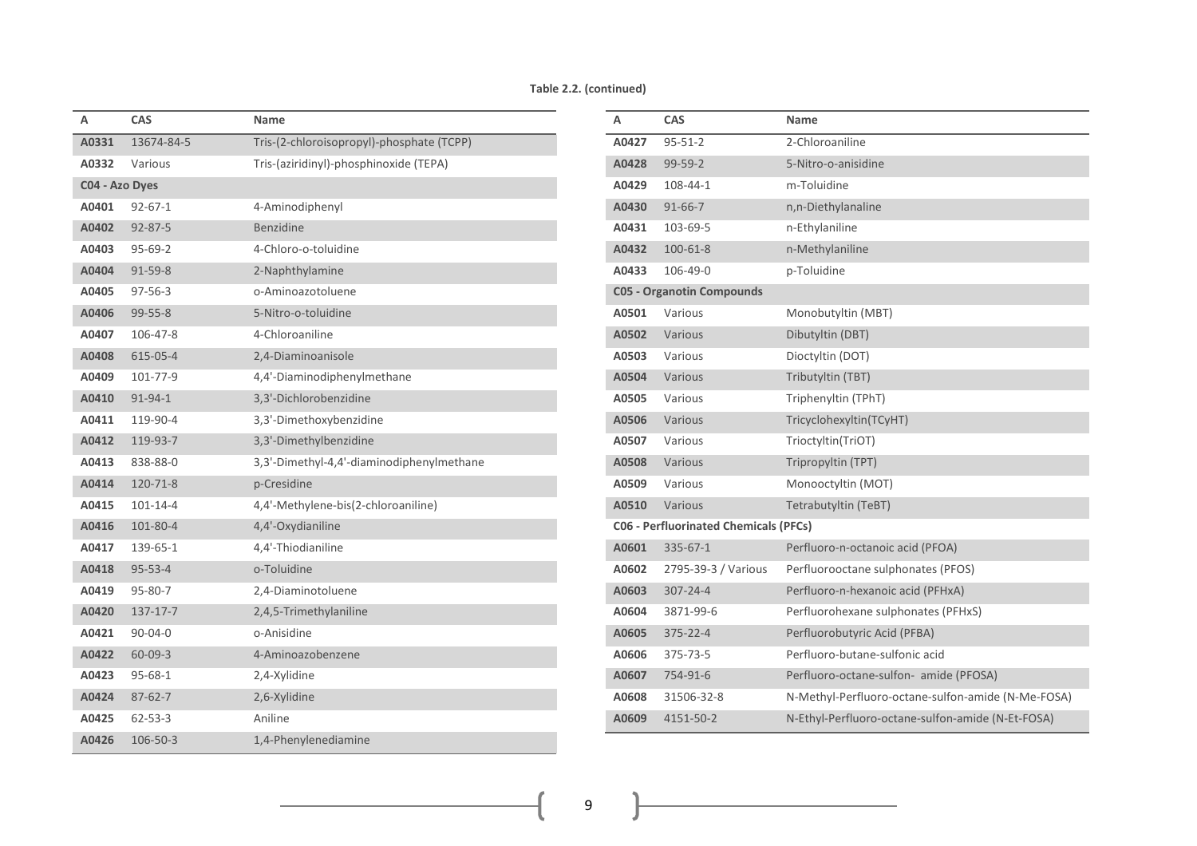**Table 2.2. (continued)**

| A | CAS | Name |
|---|---|---|
| A0331 | 13674-84-5 | Tris-(2-chloroisopropyl)-phosphate (TCPP) |
| A0332 | Various | Tris-(aziridinyl)-phosphinoxide (TEPA) |
| **C04 - Azo Dyes** | | |
| A0401 | 92-67-1 | 4-Aminodiphenyl |
| A0402 | 92-87-5 | Benzidine |
| A0403 | 95-69-2 | 4-Chloro-o-toluidine |
| A0404 | 91-59-8 | 2-Naphthylamine |
| A0405 | 97-56-3 | o-Aminoazotoluene |
| A0406 | 99-55-8 | 5-Nitro-o-toluidine |
| A0407 | 106-47-8 | 4-Chloroaniline |
| A0408 | 615-05-4 | 2,4-Diaminoanisole |
| A0409 | 101-77-9 | 4,4'-Diaminodiphenylmethane |
| A0410 | 91-94-1 | 3,3'-Dichlorobenzidine |
| A0411 | 119-90-4 | 3,3'-Dimethoxybenzidine |
| A0412 | 119-93-7 | 3,3'-Dimethylbenzidine |
| A0413 | 838-88-0 | 3,3'-Dimethyl-4,4'-diaminodiphenylmethane |
| A0414 | 120-71-8 | p-Cresidine |
| A0415 | 101-14-4 | 4,4'-Methylene-bis(2-chloroaniline) |
| A0416 | 101-80-4 | 4,4'-Oxydianiline |
| A0417 | 139-65-1 | 4,4'-Thiodianiline |
| A0418 | 95-53-4 | o-Toluidine |
| A0419 | 95-80-7 | 2,4-Diaminotoluene |
| A0420 | 137-17-7 | 2,4,5-Trimethylaniline |
| A0421 | 90-04-0 | o-Anisidine |
| A0422 | 60-09-3 | 4-Aminoazobenzene |
| A0423 | 95-68-1 | 2,4-Xylidine |
| A0424 | 87-62-7 | 2,6-Xylidine |
| A0425 | 62-53-3 | Aniline |
| A0426 | 106-50-3 | 1,4-Phenylenediamine |
| A0427 | 95-51-2 | 2-Chloroaniline |
| A0428 | 99-59-2 | 5-Nitro-o-anisidine |
| A0429 | 108-44-1 | m-Toluidine |
| A0430 | 91-66-7 | n,n-Diethylanaline |
| A0431 | 103-69-5 | n-Ethylaniline |
| A0432 | 100-61-8 | n-Methylaniline |
| A0433 | 106-49-0 | p-Toluidine |
| **C05 - Organotin Compounds** | | |
| A0501 | Various | Monobutyltin (MBT) |
| A0502 | Various | Dibutyltin (DBT) |
| A0503 | Various | Dioctyltin (DOT) |
| A0504 | Various | Tributyltin (TBT) |
| A0505 | Various | Triphenyltin (TPhT) |
| A0506 | Various | Tricyclohexyltin(TCyHT) |
| A0507 | Various | Trioctyltin(TriOT) |
| A0508 | Various | Tripropyltin (TPT) |
| A0509 | Various | Monooctyltin (MOT) |
| A0510 | Various | Tetrabutyltin (TeBT) |
| **C06 - Perfluorinated Chemicals (PFCs)** | | |
| A0601 | 335-67-1 | Perfluoro-n-octanoic acid (PFOA) |
| A0602 | 2795-39-3 / Various | Perfluorooctane sulphonates (PFOS) |
| A0603 | 307-24-4 | Perfluoro-n-hexanoic acid (PFHxA) |
| A0604 | 3871-99-6 | Perfluorohexane sulphonates (PFHxS) |
| A0605 | 375-22-4 | Perfluorobutyric Acid (PFBA) |
| A0606 | 375-73-5 | Perfluoro-butane-sulfonic acid |
| A0607 | 754-91-6 | Perfluoro-octane-sulfon- amide (PFOSA) |
| A0608 | 31506-32-8 | N-Methyl-Perfluoro-octane-sulfon-amide (N-Me-FOSA) |
| A0609 | 4151-50-2 | N-Ethyl-Perfluoro-octane-sulfon-amide (N-Et-FOSA) |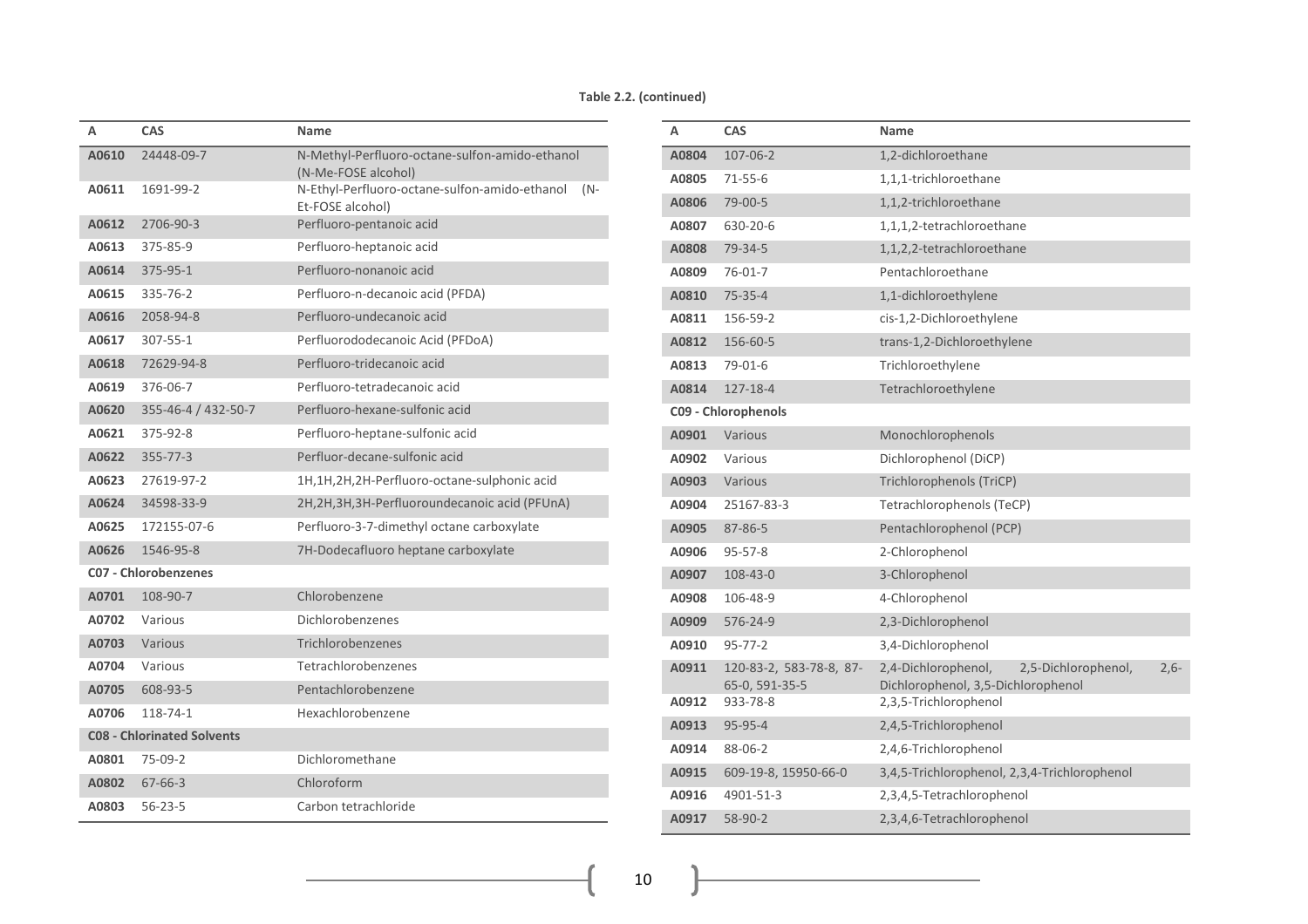**Table 2.2. (continued)**

| A | CAS | Name |
|---|---|---|
| A0610 | 24448-09-7 | N-Methyl-Perfluoro-octane-sulfon-amido-ethanol (N-Me-FOSE alcohol) |
| A0611 | 1691-99-2 | N-Ethyl-Perfluoro-octane-sulfon-amido-ethanol (N-Et-FOSE alcohol) |
| A0612 | 2706-90-3 | Perfluoro-pentanoic acid |
| A0613 | 375-85-9 | Perfluoro-heptanoic acid |
| A0614 | 375-95-1 | Perfluoro-nonanoic acid |
| A0615 | 335-76-2 | Perfluoro-n-decanoic acid (PFDA) |
| A0616 | 2058-94-8 | Perfluoro-undecanoic acid |
| A0617 | 307-55-1 | Perfluorododecanoic Acid (PFDoA) |
| A0618 | 72629-94-8 | Perfluoro-tridecanoic acid |
| A0619 | 376-06-7 | Perfluoro-tetradecanoic acid |
| A0620 | 355-46-4 / 432-50-7 | Perfluoro-hexane-sulfonic acid |
| A0621 | 375-92-8 | Perfluoro-heptane-sulfonic acid |
| A0622 | 355-77-3 | Perfluor-decane-sulfonic acid |
| A0623 | 27619-97-2 | 1H,1H,2H,2H-Perfluoro-octane-sulphonic acid |
| A0624 | 34598-33-9 | 2H,2H,3H,3H-Perfluoroundecanoic acid (PFUnA) |
| A0625 | 172155-07-6 | Perfluoro-3-7-dimethyl octane carboxylate |
| A0626 | 1546-95-8 | 7H-Dodecafluoro heptane carboxylate |
| **C07 - Chlorobenzenes** | | |
| A0701 | 108-90-7 | Chlorobenzene |
| A0702 | Various | Dichlorobenzenes |
| A0703 | Various | Trichlorobenzenes |
| A0704 | Various | Tetrachlorobenzenes |
| A0705 | 608-93-5 | Pentachlorobenzene |
| A0706 | 118-74-1 | Hexachlorobenzene |
| **C08 - Chlorinated Solvents** | | |
| A0801 | 75-09-2 | Dichloromethane |
| A0802 | 67-66-3 | Chloroform |
| A0803 | 56-23-5 | Carbon tetrachloride |
| A0804 | 107-06-2 | 1,2-dichloroethane |
| A0805 | 71-55-6 | 1,1,1-trichloroethane |
| A0806 | 79-00-5 | 1,1,2-trichloroethane |
| A0807 | 630-20-6 | 1,1,1,2-tetrachloroethane |
| A0808 | 79-34-5 | 1,1,2,2-tetrachloroethane |
| A0809 | 76-01-7 | Pentachloroethane |
| A0810 | 75-35-4 | 1,1-dichloroethylene |
| A0811 | 156-59-2 | cis-1,2-Dichloroethylene |
| A0812 | 156-60-5 | trans-1,2-Dichloroethylene |
| A0813 | 79-01-6 | Trichloroethylene |
| A0814 | 127-18-4 | Tetrachloroethylene |
| **C09 - Chlorophenols** | | |
| A0901 | Various | Monochlorophenols |
| A0902 | Various | Dichlorophenol (DiCP) |
| A0903 | Various | Trichlorophenols (TriCP) |
| A0904 | 25167-83-3 | Tetrachlorophenols (TeCP) |
| A0905 | 87-86-5 | Pentachlorophenol (PCP) |
| A0906 | 95-57-8 | 2-Chlorophenol |
| A0907 | 108-43-0 | 3-Chlorophenol |
| A0908 | 106-48-9 | 4-Chlorophenol |
| A0909 | 576-24-9 | 2,3-Dichlorophenol |
| A0910 | 95-77-2 | 3,4-Dichlorophenol |
| A0911 | 120-83-2, 583-78-8, 87-65-0, 591-35-5 | 2,4-Dichlorophenol, 2,5-Dichlorophenol, 2,6-Dichlorophenol, 3,5-Dichlorophenol |
| A0912 | 933-78-8 | 2,3,5-Trichlorophenol |
| A0913 | 95-95-4 | 2,4,5-Trichlorophenol |
| A0914 | 88-06-2 | 2,4,6-Trichlorophenol |
| A0915 | 609-19-8, 15950-66-0 | 3,4,5-Trichlorophenol, 2,3,4-Trichlorophenol |
| A0916 | 4901-51-3 | 2,3,4,5-Tetrachlorophenol |
| A0917 | 58-90-2 | 2,3,4,6-Tetrachlorophenol |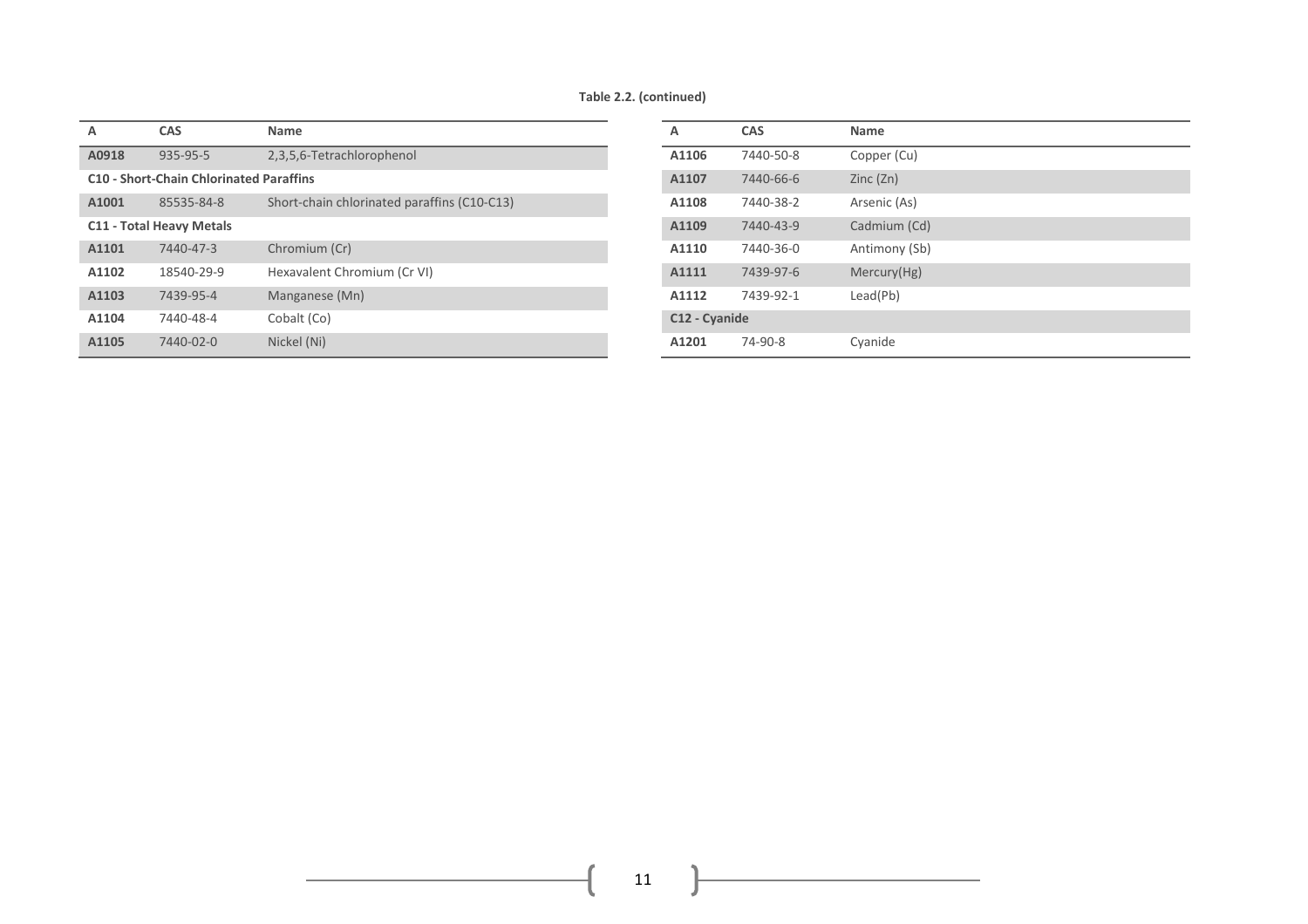**Table 2.2. (continued)**

| A | CAS | Name |
|---|---|---|
| **A0918** | 935-95-5 | 2,3,5,6-Tetrachlorophenol |
| **C10 - Short-Chain Chlorinated Paraffins** | | |
| **A1001** | 85535-84-8 | Short-chain chlorinated paraffins (C10-C13) |
| **C11 - Total Heavy Metals** | | |
| **A1101** | 7440-47-3 | Chromium (Cr) |
| **A1102** | 18540-29-9 | Hexavalent Chromium (Cr VI) |
| **A1103** | 7439-95-4 | Manganese (Mn) |
| **A1104** | 7440-48-4 | Cobalt (Co) |
| **A1105** | 7440-02-0 | Nickel (Ni) |
| **A1106** | 7440-50-8 | Copper (Cu) |
| **A1107** | 7440-66-6 | Zinc (Zn) |
| **A1108** | 7440-38-2 | Arsenic (As) |
| **A1109** | 7440-43-9 | Cadmium (Cd) |
| **A1110** | 7440-36-0 | Antimony (Sb) |
| **A1111** | 7439-97-6 | Mercury(Hg) |
| **A1112** | 7439-92-1 | Lead(Pb) |
| **C12 - Cyanide** | | |
| **A1201** | 74-90-8 | Cyanide |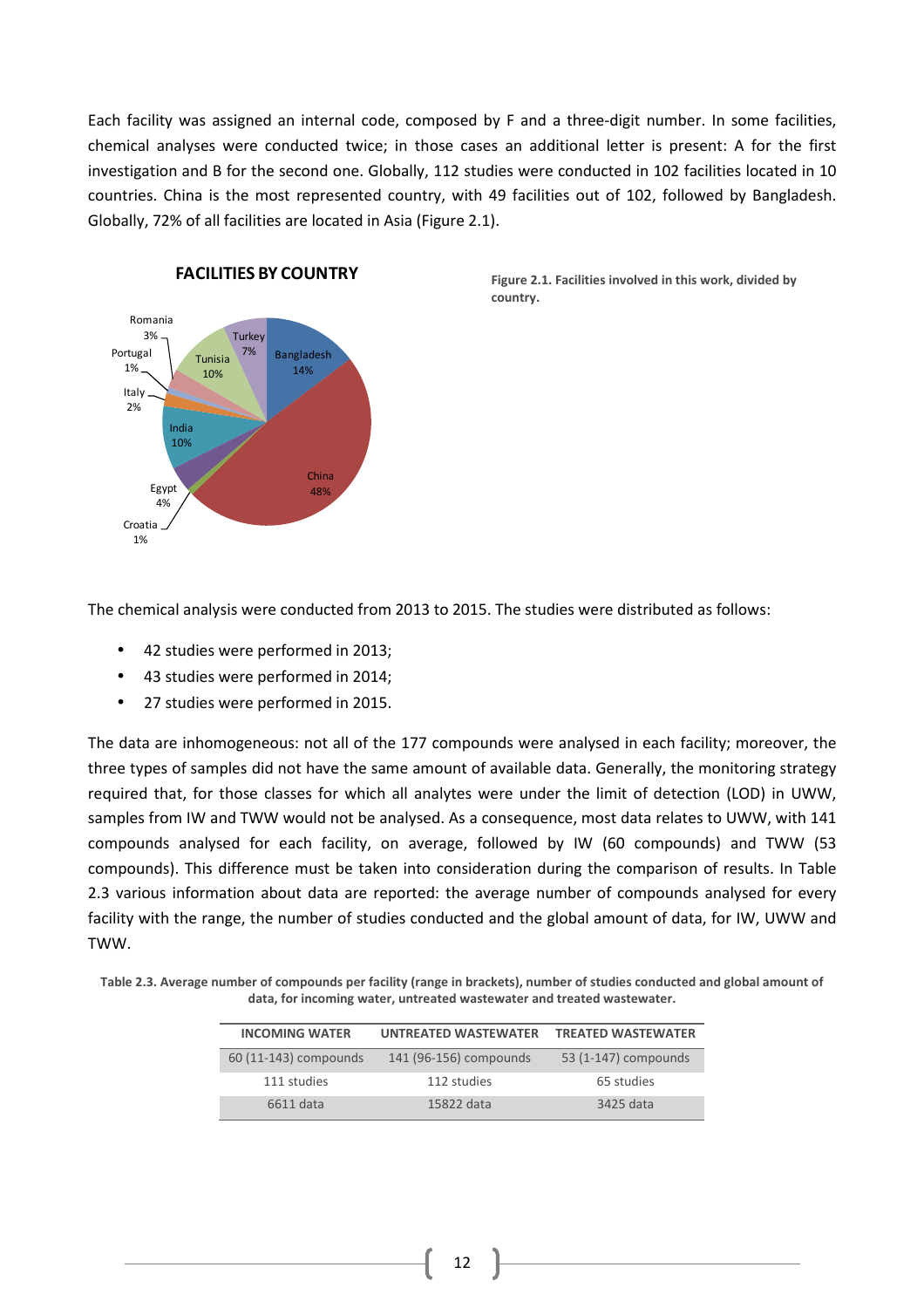Each facility was assigned an internal code, composed by F and a three-digit number. In some facilities, chemical analyses were conducted twice; in those cases an additional letter is present: A for the first investigation and B for the second one. Globally, 112 studies were conducted in 102 facilities located in 10 countries. China is the most represented country, with 49 facilities out of 102, followed by Bangladesh. Globally, 72% of all facilities are located in Asia (Figure 2.1).

**FACILITIES BY COUNTRY**

Romania 3%, Portugal 1%, Italy 2%, India 10%, Egypt 4%, Croatia 1%, China 48%, Bangladesh 14%, Turkey 7%, Tunisia 10%

**Figure 2.1. Facilities involved in this work, divided by country.**

The chemical analysis were conducted from 2013 to 2015. The studies were distributed as follows:

- 42 studies were performed in 2013;
- 43 studies were performed in 2014;
- 27 studies were performed in 2015.

The data are inhomogeneous: not all of the 177 compounds were analysed in each facility; moreover, the three types of samples did not have the same amount of available data. Generally, the monitoring strategy required that, for those classes for which all analytes were under the limit of detection (LOD) in UWW, samples from IW and TWW would not be analysed. As a consequence, most data relates to UWW, with 141 compounds analysed for each facility, on average, followed by IW (60 compounds) and TWW (53 compounds). This difference must be taken into consideration during the comparison of results. In Table 2.3 various information about data are reported: the average number of compounds analysed for every facility with the range, the number of studies conducted and the global amount of data, for IW, UWW and TWW.

**Table 2.3. Average number of compounds per facility (range in brackets), number of studies conducted and global amount of data, for incoming water, untreated wastewater and treated wastewater.**

| INCOMING WATER | UNTREATED WASTEWATER | TREATED WASTEWATER |
|---|---|---|
| 60 (11-143) compounds | 141 (96-156) compounds | 53 (1-147) compounds |
| 111 studies | 112 studies | 65 studies |
| 6611 data | 15822 data | 3425 data |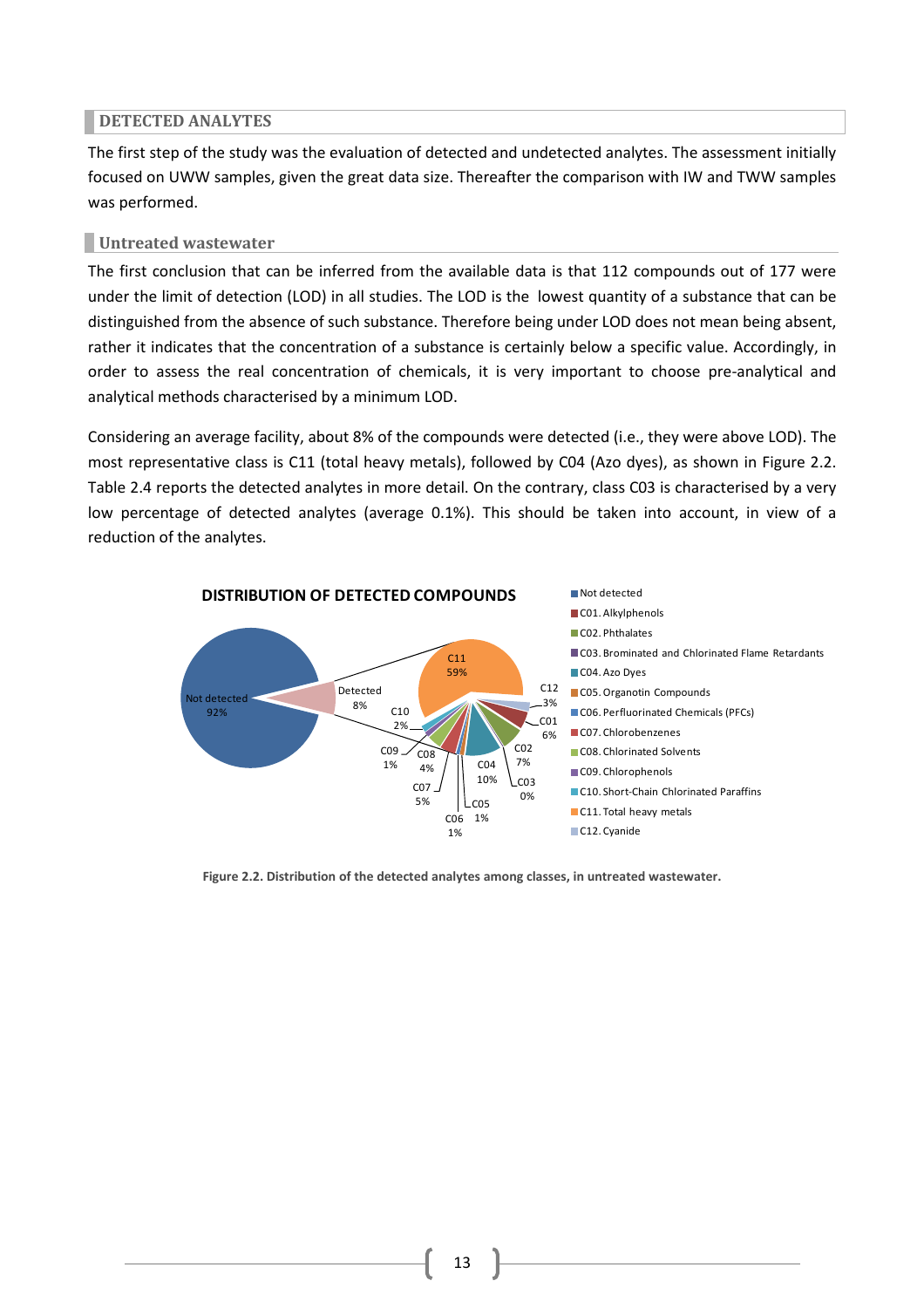## DETECTED ANALYTES

The first step of the study was the evaluation of detected and undetected analytes. The assessment initially focused on UWW samples, given the great data size. Thereafter the comparison with IW and TWW samples was performed.

### Untreated wastewater

The first conclusion that can be inferred from the available data is that 112 compounds out of 177 were under the limit of detection (LOD) in all studies. The LOD is the lowest quantity of a substance that can be distinguished from the absence of such substance. Therefore being under LOD does not mean being absent, rather it indicates that the concentration of a substance is certainly below a specific value. Accordingly, in order to assess the real concentration of chemicals, it is very important to choose pre-analytical and analytical methods characterised by a minimum LOD.

Considering an average facility, about 8% of the compounds were detected (i.e., they were above LOD). The most representative class is C11 (total heavy metals), followed by C04 (Azo dyes), as shown in Figure 2.2. Table 2.4 reports the detected analytes in more detail. On the contrary, class C03 is characterised by a very low percentage of detected analytes (average 0.1%). This should be taken into account, in view of a reduction of the analytes.

**DISTRIBUTION OF DETECTED COMPOUNDS**

- Not detected: 92%
- Detected: 8%
  - C01. Alkylphenols: 6%
  - C02. Phthalates: 7%
  - C03. Brominated and Chlorinated Flame Retardants: 0%
  - C04. Azo Dyes: 10%
  - C05. Organotin Compounds: 1%
  - C06. Perfluorinated Chemicals (PFCs): 1%
  - C07. Chlorobenzenes: 5%
  - C08. Chlorinated Solvents: 4%
  - C09. Chlorophenols: 1%
  - C10. Short-Chain Chlorinated Paraffins: 2%
  - C11. Total heavy metals: 59%
  - C12. Cyanide: 3%

**Figure 2.2. Distribution of the detected analytes among classes, in untreated wastewater.**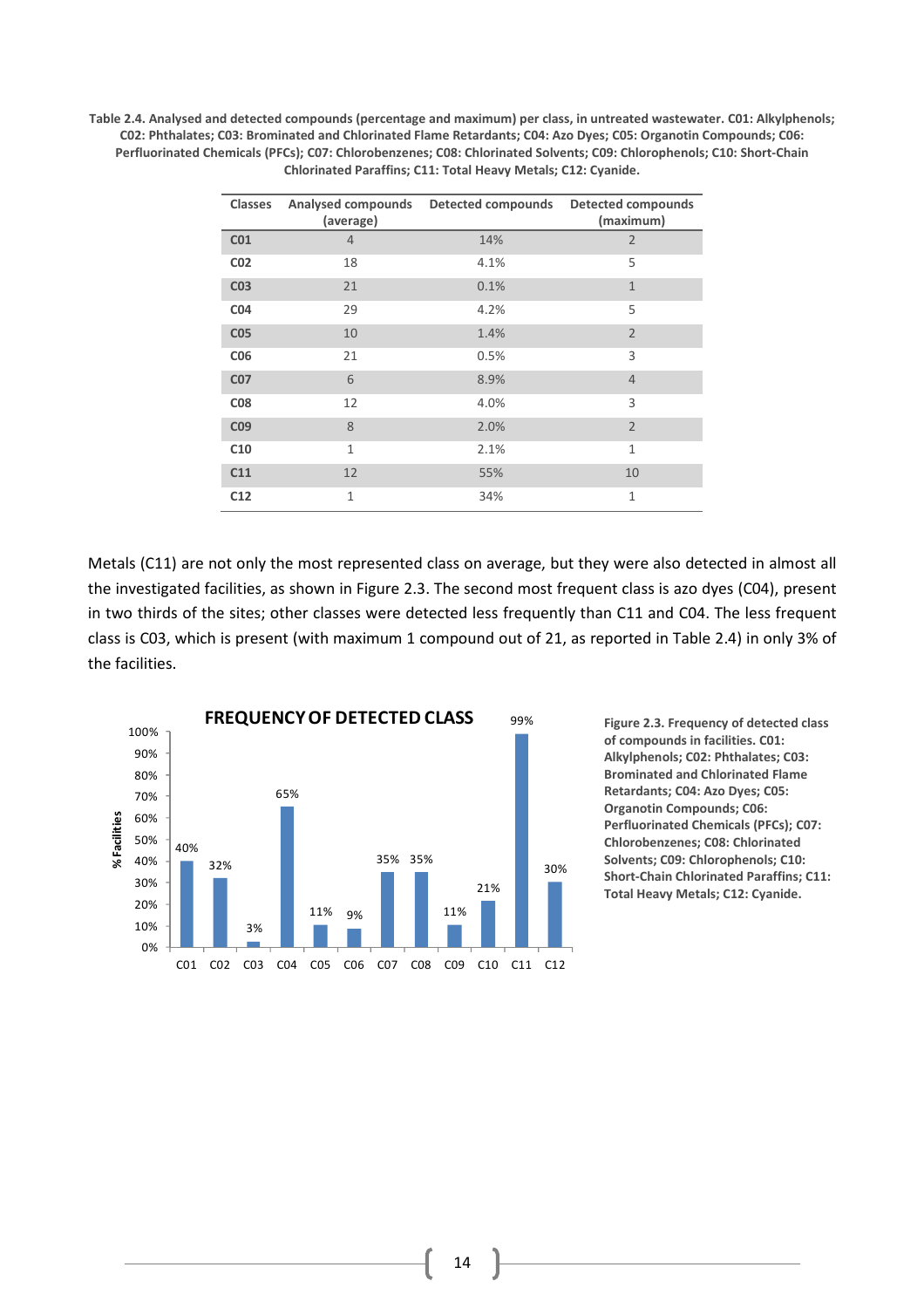**Table 2.4. Analysed and detected compounds (percentage and maximum) per class, in untreated wastewater. C01: Alkylphenols; C02: Phthalates; C03: Brominated and Chlorinated Flame Retardants; C04: Azo Dyes; C05: Organotin Compounds; C06: Perfluorinated Chemicals (PFCs); C07: Chlorobenzenes; C08: Chlorinated Solvents; C09: Chlorophenols; C10: Short-Chain Chlorinated Paraffins; C11: Total Heavy Metals; C12: Cyanide.**

| Classes | Analysed compounds (average) | Detected compounds | Detected compounds (maximum) |
|---|---|---|---|
| C01 | 4 | 14% | 2 |
| C02 | 18 | 4.1% | 5 |
| C03 | 21 | 0.1% | 1 |
| C04 | 29 | 4.2% | 5 |
| C05 | 10 | 1.4% | 2 |
| C06 | 21 | 0.5% | 3 |
| C07 | 6 | 8.9% | 4 |
| C08 | 12 | 4.0% | 3 |
| C09 | 8 | 2.0% | 2 |
| C10 | 1 | 2.1% | 1 |
| C11 | 12 | 55% | 10 |
| C12 | 1 | 34% | 1 |

Metals (C11) are not only the most represented class on average, but they were also detected in almost all the investigated facilities, as shown in Figure 2.3. The second most frequent class is azo dyes (C04), present in two thirds of the sites; other classes were detected less frequently than C11 and C04. The less frequent class is C03, which is present (with maximum 1 compound out of 21, as reported in Table 2.4) in only 3% of the facilities.

**FREQUENCY OF DETECTED CLASS**

| Class | % Facilities |
|---|---|
| C01 | 40% |
| C02 | 32% |
| C03 | 3% |
| C04 | 65% |
| C05 | 11% |
| C06 | 9% |
| C07 | 35% |
| C08 | 35% |
| C09 | 11% |
| C10 | 21% |
| C11 | 99% |
| C12 | 30% |

**Figure 2.3. Frequency of detected class of compounds in facilities. C01: Alkylphenols; C02: Phthalates; C03: Brominated and Chlorinated Flame Retardants; C04: Azo Dyes; C05: Organotin Compounds; C06: Perfluorinated Chemicals (PFCs); C07: Chlorobenzenes; C08: Chlorinated Solvents; C09: Chlorophenols; C10: Short-Chain Chlorinated Paraffins; C11: Total Heavy Metals; C12: Cyanide.**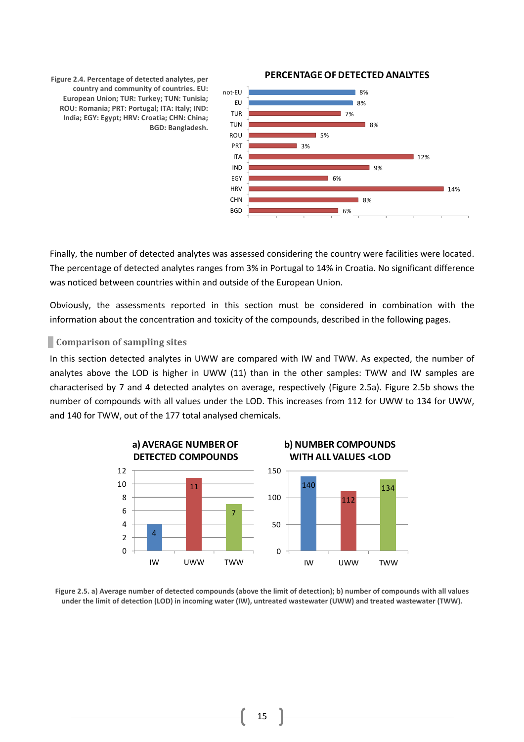Figure 2.4. Percentage of detected analytes, per country and community of countries. EU: European Union; TUR: Turkey; TUN: Tunisia; ROU: Romania; PRT: Portugal; ITA: Italy; IND: India; EGY: Egypt; HRV: Croatia; CHN: China; BGD: Bangladesh.

**PERCENTAGE OF DETECTED ANALYTES**

| | % |
|---|---|
| not-EU | 8% |
| EU | 8% |
| TUR | 7% |
| TUN | 8% |
| ROU | 5% |
| PRT | 3% |
| ITA | 12% |
| IND | 9% |
| EGY | 6% |
| HRV | 14% |
| CHN | 8% |
| BGD | 6% |

Finally, the number of detected analytes was assessed considering the country were facilities were located. The percentage of detected analytes ranges from 3% in Portugal to 14% in Croatia. No significant difference was noticed between countries within and outside of the European Union.

Obviously, the assessments reported in this section must be considered in combination with the information about the concentration and toxicity of the compounds, described in the following pages.

## Comparison of sampling sites

In this section detected analytes in UWW are compared with IW and TWW. As expected, the number of analytes above the LOD is higher in UWW (11) than in the other samples: TWW and IW samples are characterised by 7 and 4 detected analytes on average, respectively (Figure 2.5a). Figure 2.5b shows the number of compounds with all values under the LOD. This increases from 112 for UWW to 134 for UWW, and 140 for TWW, out of the 177 total analysed chemicals.

**a) AVERAGE NUMBER OF DETECTED COMPOUNDS**

| IW | UWW | TWW |
|---|---|---|
| 4 | 11 | 7 |

**b) NUMBER COMPOUNDS WITH ALL VALUES <LOD**

| IW | UWW | TWW |
|---|---|---|
| 140 | 112 | 134 |

Figure 2.5. a) Average number of detected compounds (above the limit of detection); b) number of compounds with all values under the limit of detection (LOD) in incoming water (IW), untreated wastewater (UWW) and treated wastewater (TWW).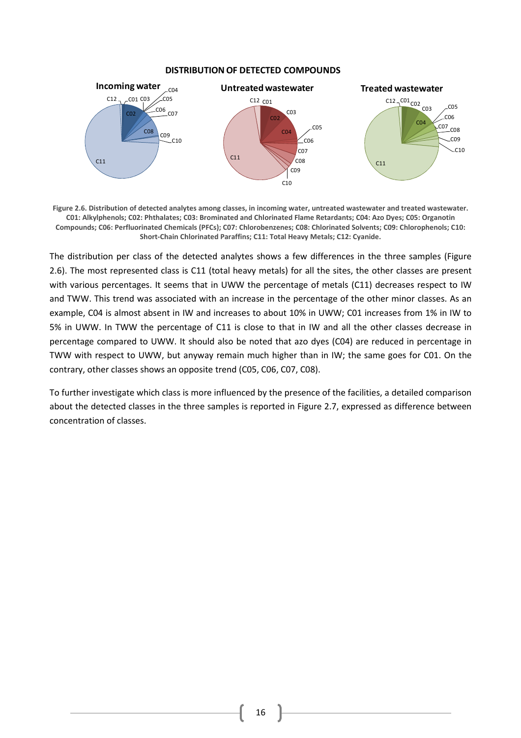**DISTRIBUTION OF DETECTED COMPOUNDS**

**Incoming water** | **Untreated wastewater** | **Treated wastewater**

**Figure 2.6. Distribution of detected analytes among classes, in incoming water, untreated wastewater and treated wastewater. C01: Alkylphenols; C02: Phthalates; C03: Brominated and Chlorinated Flame Retardants; C04: Azo Dyes; C05: Organotin Compounds; C06: Perfluorinated Chemicals (PFCs); C07: Chlorobenzenes; C08: Chlorinated Solvents; C09: Chlorophenols; C10: Short-Chain Chlorinated Paraffins; C11: Total Heavy Metals; C12: Cyanide.**

The distribution per class of the detected analytes shows a few differences in the three samples (Figure 2.6). The most represented class is C11 (total heavy metals) for all the sites, the other classes are present with various percentages. It seems that in UWW the percentage of metals (C11) decreases respect to IW and TWW. This trend was associated with an increase in the percentage of the other minor classes. As an example, C04 is almost absent in IW and increases to about 10% in UWW; C01 increases from 1% in IW to 5% in UWW. In TWW the percentage of C11 is close to that in IW and all the other classes decrease in percentage compared to UWW. It should also be noted that azo dyes (C04) are reduced in percentage in TWW with respect to UWW, but anyway remain much higher than in IW; the same goes for C01. On the contrary, other classes shows an opposite trend (C05, C06, C07, C08).

To further investigate which class is more influenced by the presence of the facilities, a detailed comparison about the detected classes in the three samples is reported in Figure 2.7, expressed as difference between concentration of classes.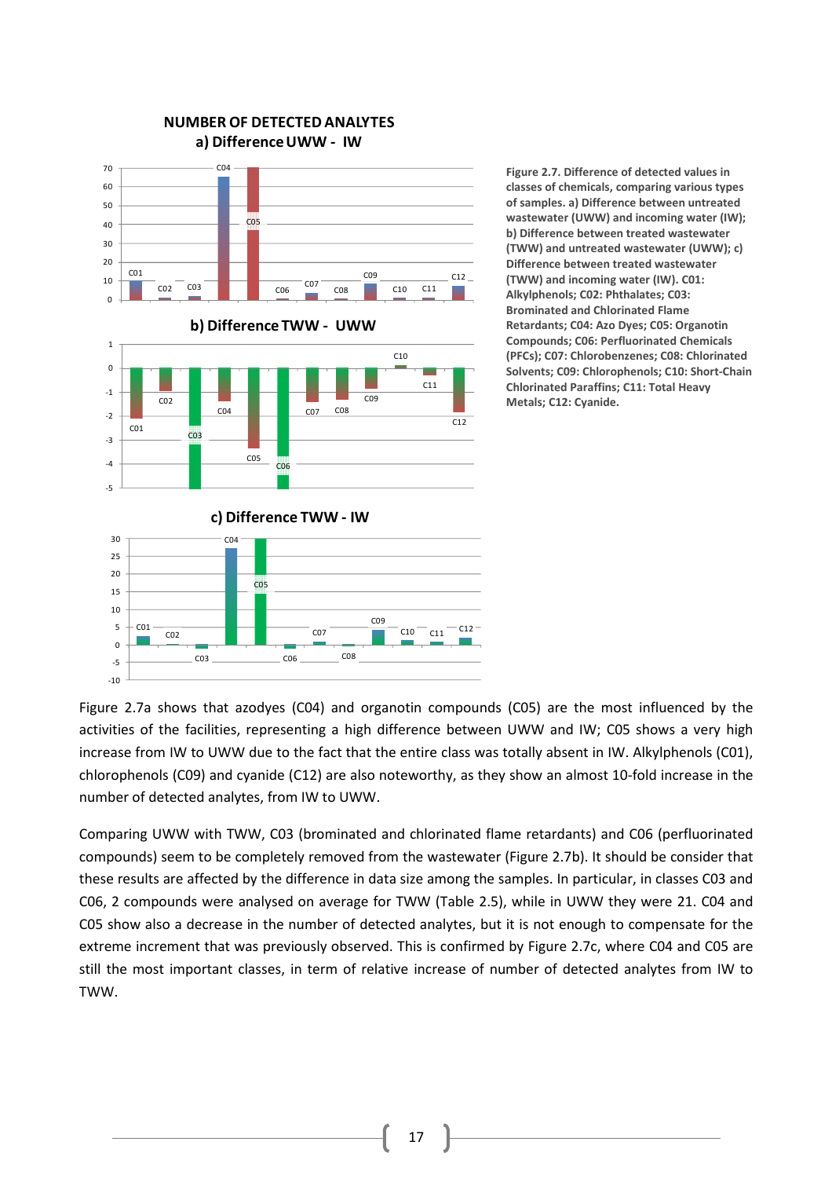Figure 2.7. Difference of detected values in classes of chemicals, comparing various types of samples. a) Difference between untreated wastewater (UWW) and incoming water (IW); b) Difference between treated wastewater (TWW) and untreated wastewater (UWW); c) Difference between treated wastewater (TWW) and incoming water (IW). C01: Alkylphenols; C02: Phthalates; C03: Brominated and Chlorinated Flame Retardants; C04: Azo Dyes; C05: Organotin Compounds; C06: Perfluorinated Chemicals (PFCs); C07: Chlorobenzenes; C08: Chlorinated Solvents; C09: Chlorophenols; C10: Short-Chain Chlorinated Paraffins; C11: Total Heavy Metals; C12: Cyanide.

Figure 2.7a shows that azodyes (C04) and organotin compounds (C05) are the most influenced by the activities of the facilities, representing a high difference between UWW and IW; C05 shows a very high increase from IW to UWW due to the fact that the entire class was totally absent in IW. Alkylphenols (C01), chlorophenols (C09) and cyanide (C12) are also noteworthy, as they show an almost 10-fold increase in the number of detected analytes, from IW to UWW.

Comparing UWW with TWW, C03 (brominated and chlorinated flame retardants) and C06 (perfluorinated compounds) seem to be completely removed from the wastewater (Figure 2.7b). It should be consider that these results are affected by the difference in data size among the samples. In particular, in classes C03 and C06, 2 compounds were analysed on average for TWW (Table 2.5), while in UWW they were 21. C04 and C05 show also a decrease in the number of detected analytes, but it is not enough to compensate for the extreme increment that was previously observed. This is confirmed by Figure 2.7c, where C04 and C05 are still the most important classes, in term of relative increase of number of detected analytes from IW to TWW.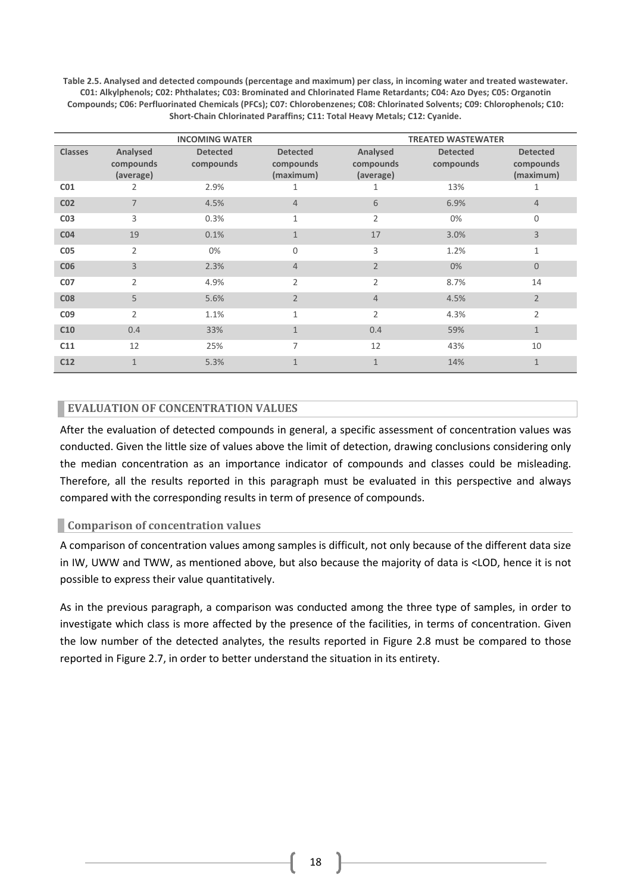**Table 2.5. Analysed and detected compounds (percentage and maximum) per class, in incoming water and treated wastewater. C01: Alkylphenols; C02: Phthalates; C03: Brominated and Chlorinated Flame Retardants; C04: Azo Dyes; C05: Organotin Compounds; C06: Perfluorinated Chemicals (PFCs); C07: Chlorobenzenes; C08: Chlorinated Solvents; C09: Chlorophenols; C10: Short-Chain Chlorinated Paraffins; C11: Total Heavy Metals; C12: Cyanide.**

| | INCOMING WATER | | | TREATED WASTEWATER | | |
|---|---|---|---|---|---|---|
| **Classes** | **Analysed compounds (average)** | **Detected compounds** | **Detected compounds (maximum)** | **Analysed compounds (average)** | **Detected compounds** | **Detected compounds (maximum)** |
| **C01** | 2 | 2.9% | 1 | 1 | 13% | 1 |
| **C02** | 7 | 4.5% | 4 | 6 | 6.9% | 4 |
| **C03** | 3 | 0.3% | 1 | 2 | 0% | 0 |
| **C04** | 19 | 0.1% | 1 | 17 | 3.0% | 3 |
| **C05** | 2 | 0% | 0 | 3 | 1.2% | 1 |
| **C06** | 3 | 2.3% | 4 | 2 | 0% | 0 |
| **C07** | 2 | 4.9% | 2 | 2 | 8.7% | 14 |
| **C08** | 5 | 5.6% | 2 | 4 | 4.5% | 2 |
| **C09** | 2 | 1.1% | 1 | 2 | 4.3% | 2 |
| **C10** | 0.4 | 33% | 1 | 0.4 | 59% | 1 |
| **C11** | 12 | 25% | 7 | 12 | 43% | 10 |
| **C12** | 1 | 5.3% | 1 | 1 | 14% | 1 |

## EVALUATION OF CONCENTRATION VALUES

After the evaluation of detected compounds in general, a specific assessment of concentration values was conducted. Given the little size of values above the limit of detection, drawing conclusions considering only the median concentration as an importance indicator of compounds and classes could be misleading. Therefore, all the results reported in this paragraph must be evaluated in this perspective and always compared with the corresponding results in term of presence of compounds.

### Comparison of concentration values

A comparison of concentration values among samples is difficult, not only because of the different data size in IW, UWW and TWW, as mentioned above, but also because the majority of data is <LOD, hence it is not possible to express their value quantitatively.

As in the previous paragraph, a comparison was conducted among the three type of samples, in order to investigate which class is more affected by the presence of the facilities, in terms of concentration. Given the low number of the detected analytes, the results reported in Figure 2.8 must be compared to those reported in Figure 2.7, in order to better understand the situation in its entirety.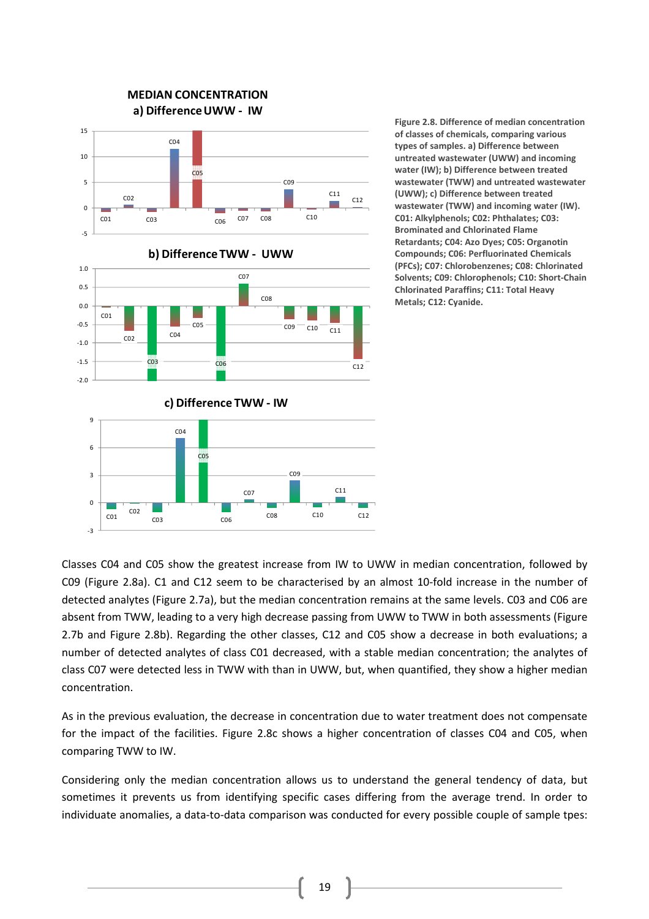**MEDIAN CONCENTRATION**

**a) Difference UWW - IW**

**b) Difference TWW - UWW**

**c) Difference TWW - IW**

**Figure 2.8. Difference of median concentration of classes of chemicals, comparing various types of samples. a) Difference between untreated wastewater (UWW) and incoming water (IW); b) Difference between treated wastewater (TWW) and untreated wastewater (UWW); c) Difference between treated wastewater (TWW) and incoming water (IW). C01: Alkylphenols; C02: Phthalates; C03: Brominated and Chlorinated Flame Retardants; C04: Azo Dyes; C05: Organotin Compounds; C06: Perfluorinated Chemicals (PFCs); C07: Chlorobenzenes; C08: Chlorinated Solvents; C09: Chlorophenols; C10: Short-Chain Chlorinated Paraffins; C11: Total Heavy Metals; C12: Cyanide.**

Classes C04 and C05 show the greatest increase from IW to UWW in median concentration, followed by C09 (Figure 2.8a). C1 and C12 seem to be characterised by an almost 10-fold increase in the number of detected analytes (Figure 2.7a), but the median concentration remains at the same levels. C03 and C06 are absent from TWW, leading to a very high decrease passing from UWW to TWW in both assessments (Figure 2.7b and Figure 2.8b). Regarding the other classes, C12 and C05 show a decrease in both evaluations; a number of detected analytes of class C01 decreased, with a stable median concentration; the analytes of class C07 were detected less in TWW with than in UWW, but, when quantified, they show a higher median concentration.

As in the previous evaluation, the decrease in concentration due to water treatment does not compensate for the impact of the facilities. Figure 2.8c shows a higher concentration of classes C04 and C05, when comparing TWW to IW.

Considering only the median concentration allows us to understand the general tendency of data, but sometimes it prevents us from identifying specific cases differing from the average trend. In order to individuate anomalies, a data-to-data comparison was conducted for every possible couple of sample tpes: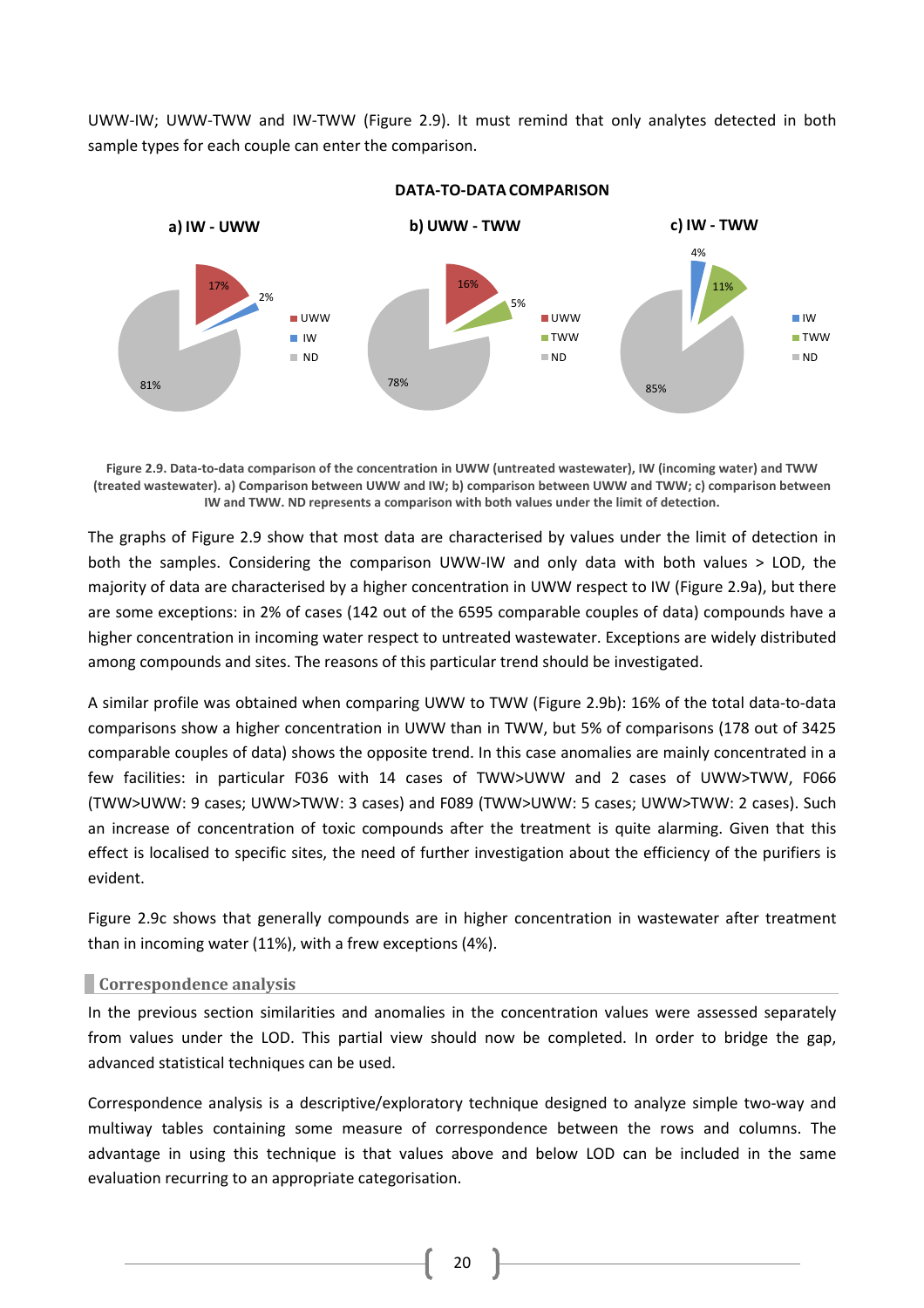UWW-IW; UWW-TWW and IW-TWW (Figure 2.9). It must remind that only analytes detected in both sample types for each couple can enter the comparison.

DATA-TO-DATA COMPARISON

a) IW - UWW: UWW 17%, IW 2%, ND 81%

b) UWW - TWW: UWW 16%, TWW 5%, ND 78%

c) IW - TWW: IW 4%, TWW 11%, ND 85%

**Figure 2.9. Data-to-data comparison of the concentration in UWW (untreated wastewater), IW (incoming water) and TWW (treated wastewater). a) Comparison between UWW and IW; b) comparison between UWW and TWW; c) comparison between IW and TWW. ND represents a comparison with both values under the limit of detection.**

The graphs of Figure 2.9 show that most data are characterised by values under the limit of detection in both the samples. Considering the comparison UWW-IW and only data with both values > LOD, the majority of data are characterised by a higher concentration in UWW respect to IW (Figure 2.9a), but there are some exceptions: in 2% of cases (142 out of the 6595 comparable couples of data) compounds have a higher concentration in incoming water respect to untreated wastewater. Exceptions are widely distributed among compounds and sites. The reasons of this particular trend should be investigated.

A similar profile was obtained when comparing UWW to TWW (Figure 2.9b): 16% of the total data-to-data comparisons show a higher concentration in UWW than in TWW, but 5% of comparisons (178 out of 3425 comparable couples of data) shows the opposite trend. In this case anomalies are mainly concentrated in a few facilities: in particular F036 with 14 cases of TWW>UWW and 2 cases of UWW>TWW, F066 (TWW>UWW: 9 cases; UWW>TWW: 3 cases) and F089 (TWW>UWW: 5 cases; UWW>TWW: 2 cases). Such an increase of concentration of toxic compounds after the treatment is quite alarming. Given that this effect is localised to specific sites, the need of further investigation about the efficiency of the purifiers is evident.

Figure 2.9c shows that generally compounds are in higher concentration in wastewater after treatment than in incoming water (11%), with a few exceptions (4%).

## Correspondence analysis

In the previous section similarities and anomalies in the concentration values were assessed separately from values under the LOD. This partial view should now be completed. In order to bridge the gap, advanced statistical techniques can be used.

Correspondence analysis is a descriptive/exploratory technique designed to analyze simple two-way and multiway tables containing some measure of correspondence between the rows and columns. The advantage in using this technique is that values above and below LOD can be included in the same evaluation recurring to an appropriate categorisation.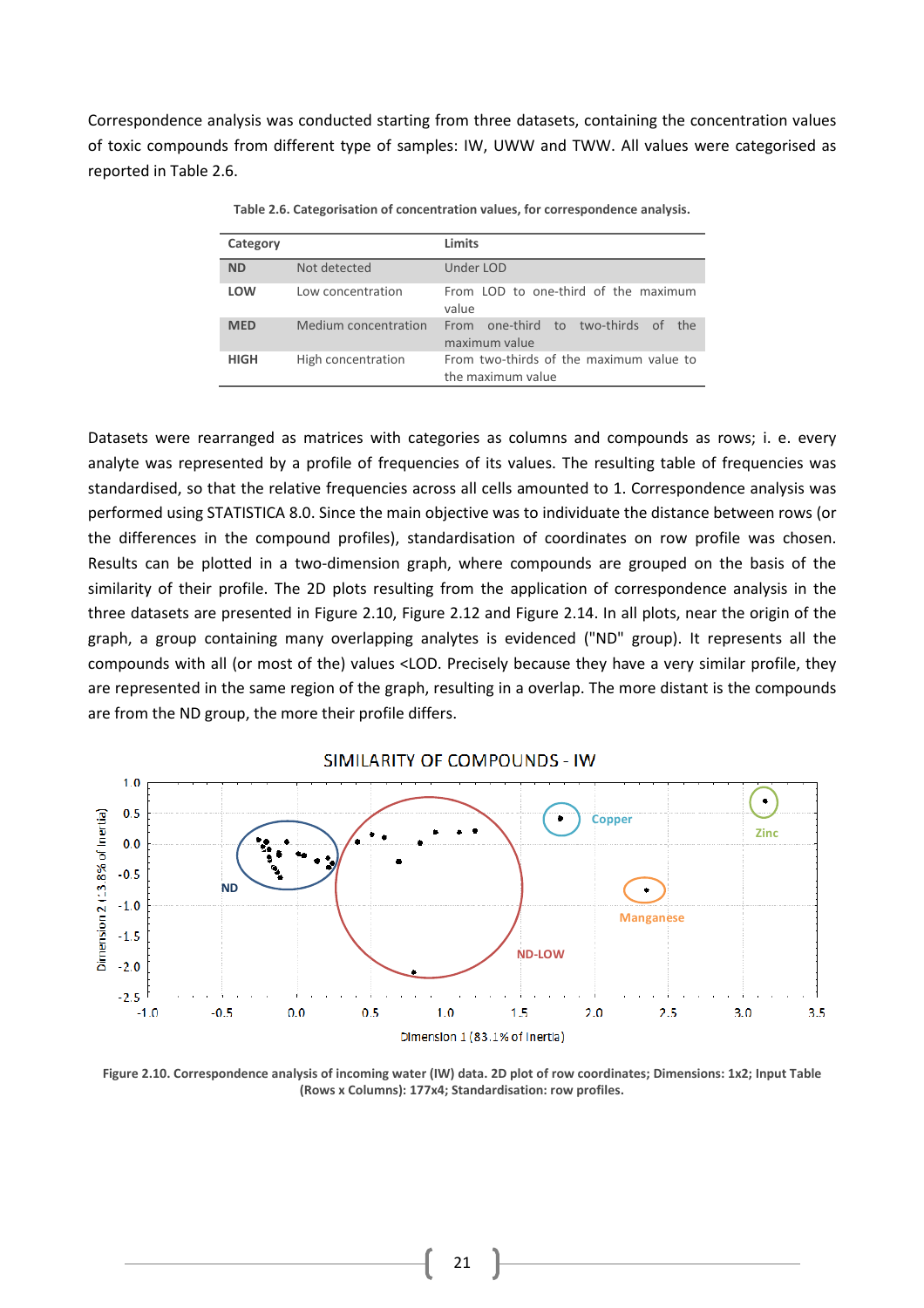Correspondence analysis was conducted starting from three datasets, containing the concentration values of toxic compounds from different type of samples: IW, UWW and TWW. All values were categorised as reported in Table 2.6.

**Table 2.6. Categorisation of concentration values, for correspondence analysis.**

| Category | | Limits |
|---|---|---|
| **ND** | Not detected | Under LOD |
| **LOW** | Low concentration | From LOD to one-third of the maximum value |
| **MED** | Medium concentration | From one-third to two-thirds of the maximum value |
| **HIGH** | High concentration | From two-thirds of the maximum value to the maximum value |

Datasets were rearranged as matrices with categories as columns and compounds as rows; i. e. every analyte was represented by a profile of frequencies of its values. The resulting table of frequencies was standardised, so that the relative frequencies across all cells amounted to 1. Correspondence analysis was performed using STATISTICA 8.0. Since the main objective was to individuate the distance between rows (or the differences in the compound profiles), standardisation of coordinates on row profile was chosen. Results can be plotted in a two-dimension graph, where compounds are grouped on the basis of the similarity of their profile. The 2D plots resulting from the application of correspondence analysis in the three datasets are presented in Figure 2.10, Figure 2.12 and Figure 2.14. In all plots, near the origin of the graph, a group containing many overlapping analytes is evidenced ("ND" group). It represents all the compounds with all (or most of the) values <LOD. Precisely because they have a very similar profile, they are represented in the same region of the graph, resulting in a overlap. The more distant is the compounds are from the ND group, the more their profile differs.

**Figure 2.10. Correspondence analysis of incoming water (IW) data. 2D plot of row coordinates; Dimensions: 1x2; Input Table (Rows x Columns): 177x4; Standardisation: row profiles.**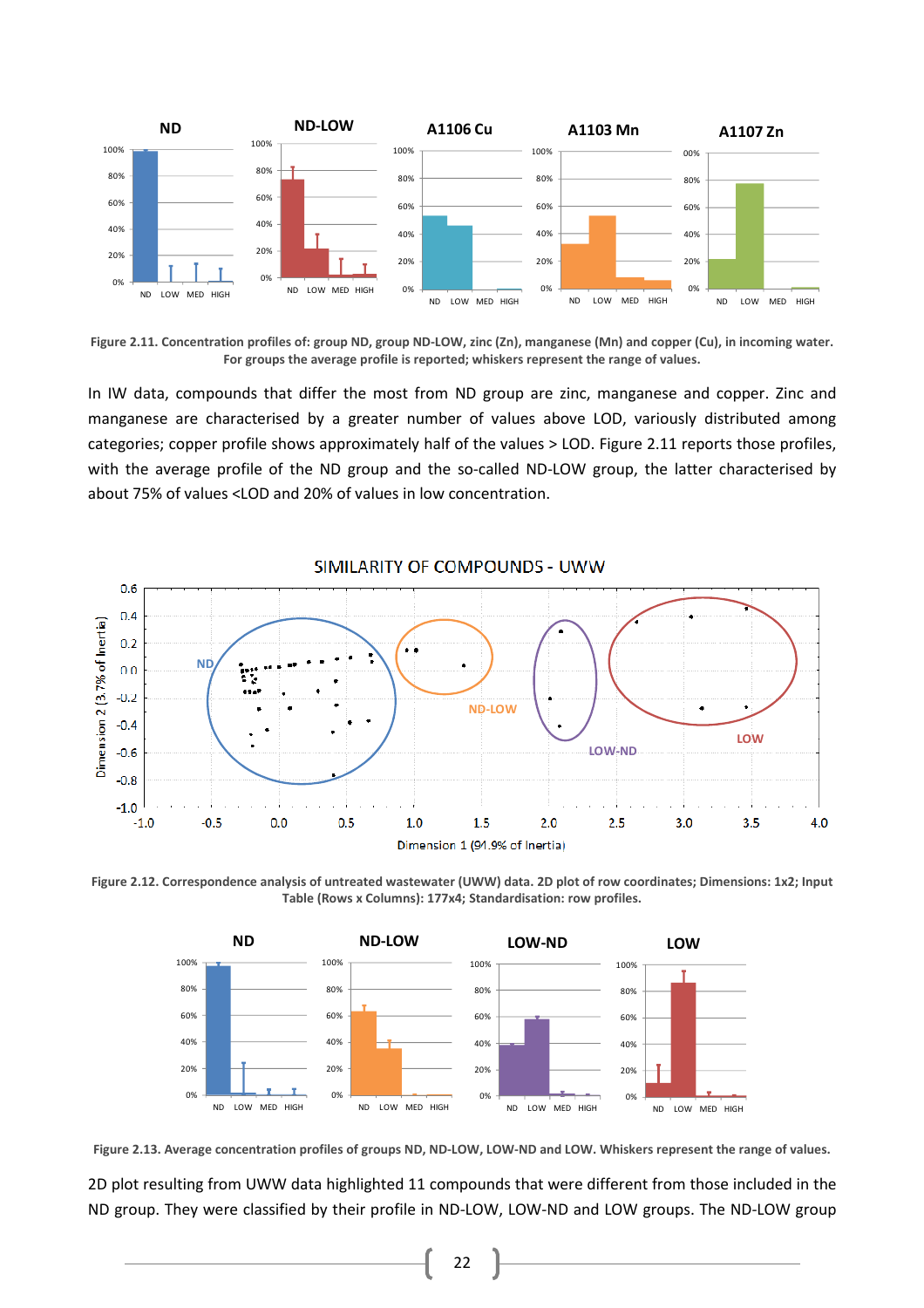Figure 2.11. Concentration profiles of: group ND, group ND-LOW, zinc (Zn), manganese (Mn) and copper (Cu), in incoming water. For groups the average profile is reported; whiskers represent the range of values.

In IW data, compounds that differ the most from ND group are zinc, manganese and copper. Zinc and manganese are characterised by a greater number of values above LOD, variously distributed among categories; copper profile shows approximately half of the values > LOD. Figure 2.11 reports those profiles, with the average profile of the ND group and the so-called ND-LOW group, the latter characterised by about 75% of values <LOD and 20% of values in low concentration.

Figure 2.12. Correspondence analysis of untreated wastewater (UWW) data. 2D plot of row coordinates; Dimensions: 1x2; Input Table (Rows x Columns): 177x4; Standardisation: row profiles.

Figure 2.13. Average concentration profiles of groups ND, ND-LOW, LOW-ND and LOW. Whiskers represent the range of values.

2D plot resulting from UWW data highlighted 11 compounds that were different from those included in the ND group. They were classified by their profile in ND-LOW, LOW-ND and LOW groups. The ND-LOW group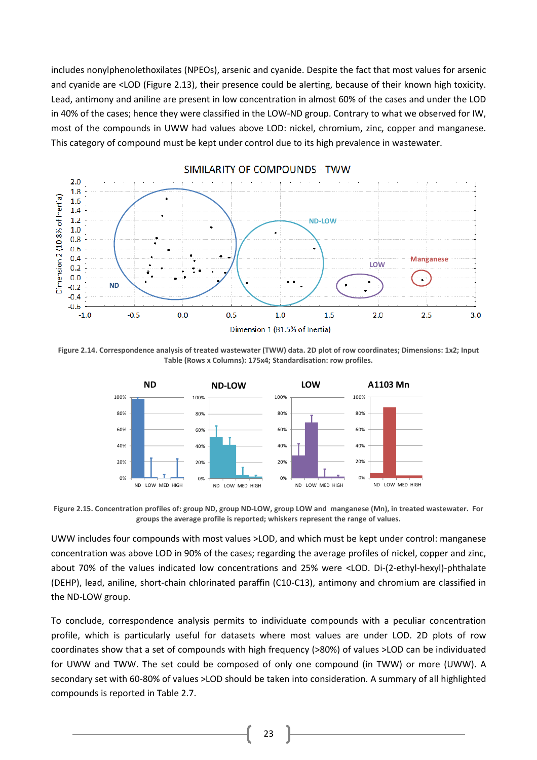includes nonylphenolethoxilates (NPEOs), arsenic and cyanide. Despite the fact that most values for arsenic and cyanide are <LOD (Figure 2.13), their presence could be alerting, because of their known high toxicity. Lead, antimony and aniline are present in low concentration in almost 60% of the cases and under the LOD in 40% of the cases; hence they were classified in the LOW-ND group. Contrary to what we observed for IW, most of the compounds in UWW had values above LOD: nickel, chromium, zinc, copper and manganese. This category of compound must be kept under control due to its high prevalence in wastewater.

**Figure 2.14. Correspondence analysis of treated wastewater (TWW) data. 2D plot of row coordinates; Dimensions: 1x2; Input Table (Rows x Columns): 175x4; Standardisation: row profiles.**

**Figure 2.15. Concentration profiles of: group ND, group ND-LOW, group LOW and manganese (Mn), in treated wastewater. For groups the average profile is reported; whiskers represent the range of values.**

UWW includes four compounds with most values >LOD, and which must be kept under control: manganese concentration was above LOD in 90% of the cases; regarding the average profiles of nickel, copper and zinc, about 70% of the values indicated low concentrations and 25% were <LOD. Di-(2-ethyl-hexyl)-phthalate (DEHP), lead, aniline, short-chain chlorinated paraffin (C10-C13), antimony and chromium are classified in the ND-LOW group.

To conclude, correspondence analysis permits to individuate compounds with a peculiar concentration profile, which is particularly useful for datasets where most values are under LOD. 2D plots of row coordinates show that a set of compounds with high frequency (>80%) of values >LOD can be individuated for UWW and TWW. The set could be composed of only one compound (in TWW) or more (UWW). A secondary set with 60-80% of values >LOD should be taken into consideration. A summary of all highlighted compounds is reported in Table 2.7.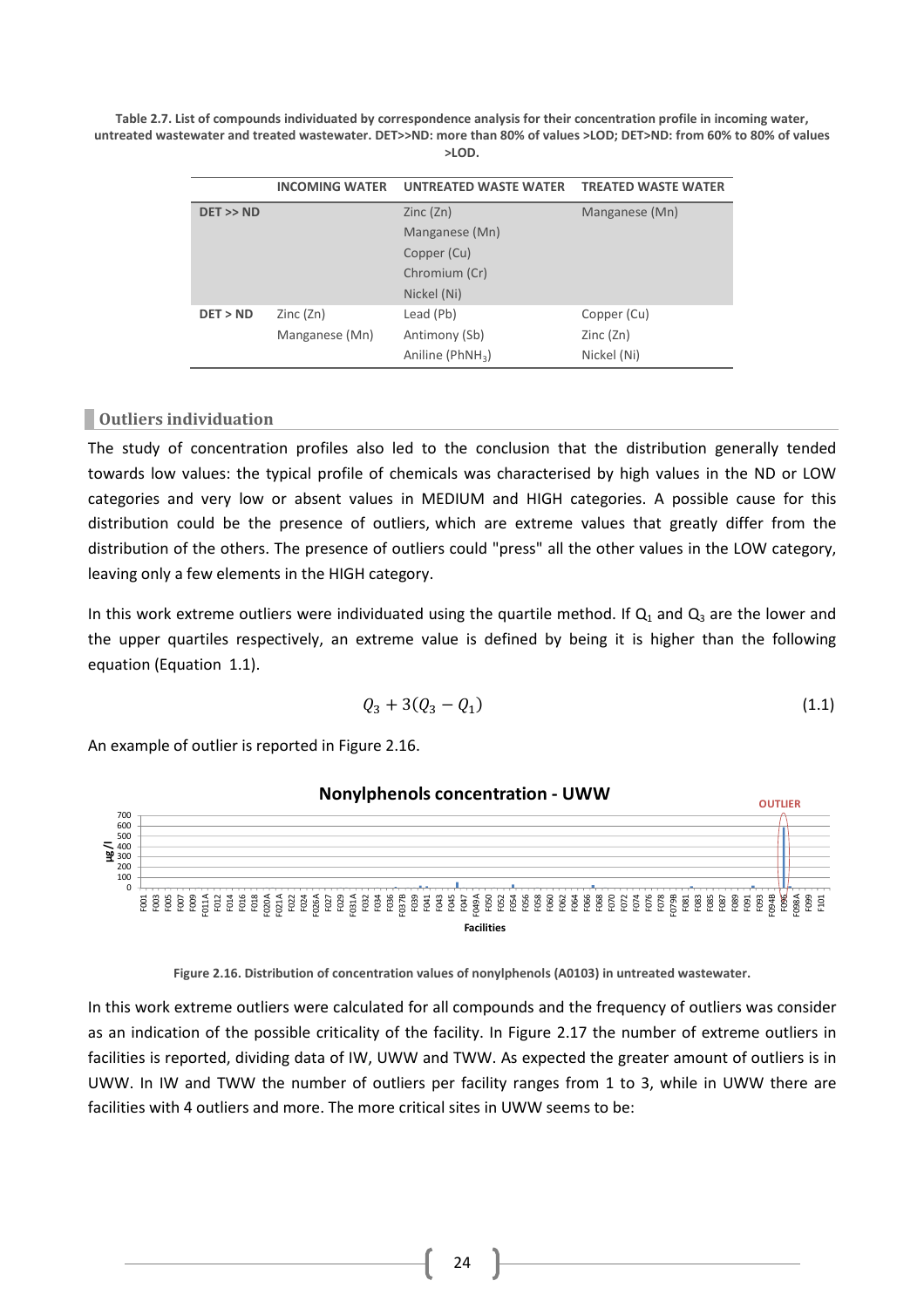**Table 2.7. List of compounds individuated by correspondence analysis for their concentration profile in incoming water, untreated wastewater and treated wastewater. DET>>ND: more than 80% of values >LOD; DET>ND: from 60% to 80% of values >LOD.**

| | INCOMING WATER | UNTREATED WASTE WATER | TREATED WASTE WATER |
|---|---|---|---|
| DET >> ND | | Zinc (Zn) | Manganese (Mn) |
| | | Manganese (Mn) | |
| | | Copper (Cu) | |
| | | Chromium (Cr) | |
| | | Nickel (Ni) | |
| DET > ND | Zinc (Zn) | Lead (Pb) | Copper (Cu) |
| | Manganese (Mn) | Antimony (Sb) | Zinc (Zn) |
| | | Aniline ($PhNH_3$) | Nickel (Ni) |

### Outliers individuation

The study of concentration profiles also led to the conclusion that the distribution generally tended towards low values: the typical profile of chemicals was characterised by high values in the ND or LOW categories and very low or absent values in MEDIUM and HIGH categories. A possible cause for this distribution could be the presence of outliers, which are extreme values that greatly differ from the distribution of the others. The presence of outliers could "press" all the other values in the LOW category, leaving only a few elements in the HIGH category.

In this work extreme outliers were individuated using the quartile method. If $Q_1$ and $Q_3$ are the lower and the upper quartiles respectively, an extreme value is defined by being it is higher than the following equation (Equation 1.1).

$$Q_3 + 3(Q_3 - Q_1) \tag{1.1}$$

An example of outlier is reported in Figure 2.16.

**Figure 2.16. Distribution of concentration values of nonylphenols (A0103) in untreated wastewater.**

In this work extreme outliers were calculated for all compounds and the frequency of outliers was consider as an indication of the possible criticality of the facility. In Figure 2.17 the number of extreme outliers in facilities is reported, dividing data of IW, UWW and TWW. As expected the greater amount of outliers is in UWW. In IW and TWW the number of outliers per facility ranges from 1 to 3, while in UWW there are facilities with 4 outliers and more. The more critical sites in UWW seems to be: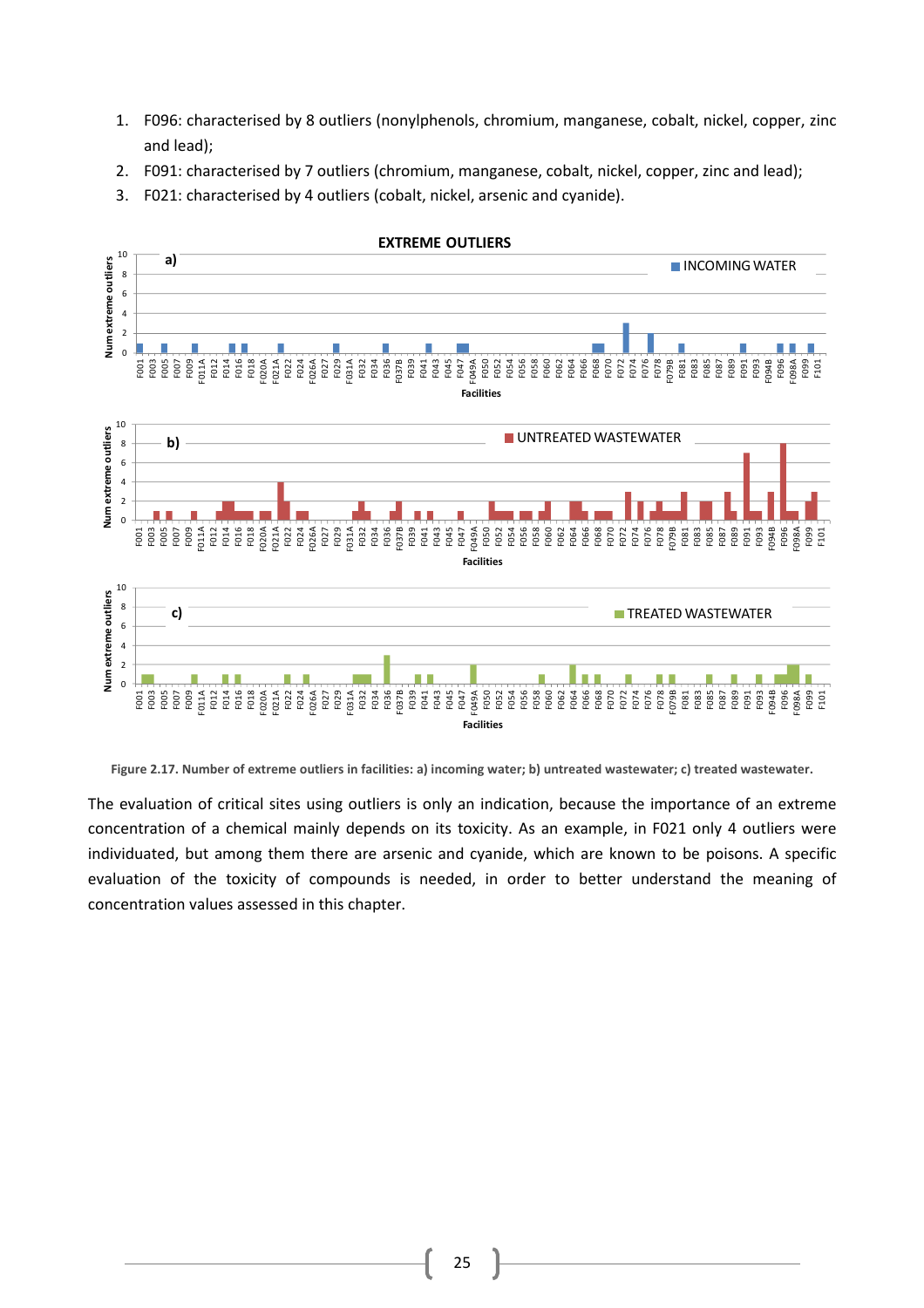1. F096: characterised by 8 outliers (nonylphenols, chromium, manganese, cobalt, nickel, copper, zinc and lead);
2. F091: characterised by 7 outliers (chromium, manganese, cobalt, nickel, copper, zinc and lead);
3. F021: characterised by 4 outliers (cobalt, nickel, arsenic and cyanide).

**Figure 2.17. Number of extreme outliers in facilities: a) incoming water; b) untreated wastewater; c) treated wastewater.**

The evaluation of critical sites using outliers is only an indication, because the importance of an extreme concentration of a chemical mainly depends on its toxicity. As an example, in F021 only 4 outliers were individuated, but among them there are arsenic and cyanide, which are known to be poisons. A specific evaluation of the toxicity of compounds is needed, in order to better understand the meaning of concentration values assessed in this chapter.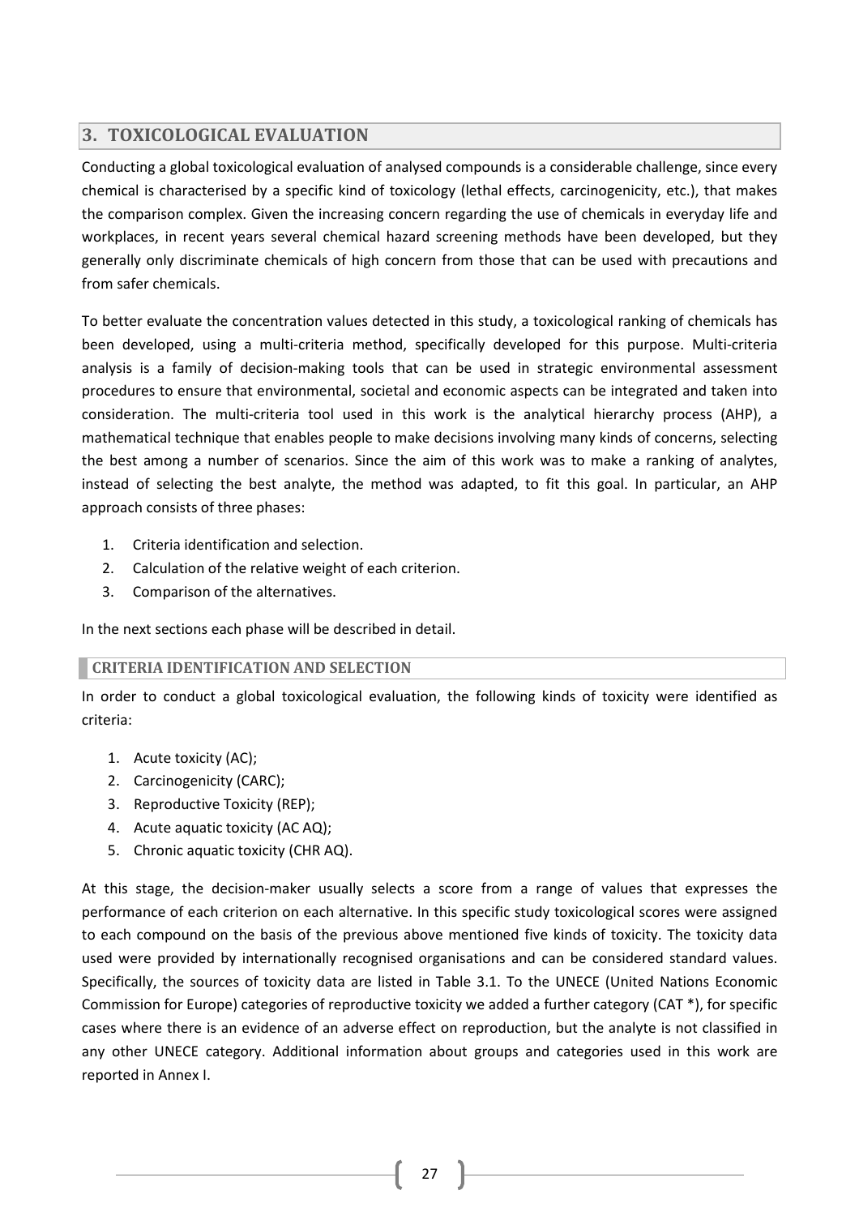## 3. TOXICOLOGICAL EVALUATION

Conducting a global toxicological evaluation of analysed compounds is a considerable challenge, since every chemical is characterised by a specific kind of toxicology (lethal effects, carcinogenicity, etc.), that makes the comparison complex. Given the increasing concern regarding the use of chemicals in everyday life and workplaces, in recent years several chemical hazard screening methods have been developed, but they generally only discriminate chemicals of high concern from those that can be used with precautions and from safer chemicals.

To better evaluate the concentration values detected in this study, a toxicological ranking of chemicals has been developed, using a multi-criteria method, specifically developed for this purpose. Multi-criteria analysis is a family of decision-making tools that can be used in strategic environmental assessment procedures to ensure that environmental, societal and economic aspects can be integrated and taken into consideration. The multi-criteria tool used in this work is the analytical hierarchy process (AHP), a mathematical technique that enables people to make decisions involving many kinds of concerns, selecting the best among a number of scenarios. Since the aim of this work was to make a ranking of analytes, instead of selecting the best analyte, the method was adapted, to fit this goal. In particular, an AHP approach consists of three phases:

1. Criteria identification and selection.
2. Calculation of the relative weight of each criterion.
3. Comparison of the alternatives.

In the next sections each phase will be described in detail.

### CRITERIA IDENTIFICATION AND SELECTION

In order to conduct a global toxicological evaluation, the following kinds of toxicity were identified as criteria:

1. Acute toxicity (AC);
2. Carcinogenicity (CARC);
3. Reproductive Toxicity (REP);
4. Acute aquatic toxicity (AC AQ);
5. Chronic aquatic toxicity (CHR AQ).

At this stage, the decision-maker usually selects a score from a range of values that expresses the performance of each criterion on each alternative. In this specific study toxicological scores were assigned to each compound on the basis of the previous above mentioned five kinds of toxicity. The toxicity data used were provided by internationally recognised organisations and can be considered standard values. Specifically, the sources of toxicity data are listed in Table 3.1. To the UNECE (United Nations Economic Commission for Europe) categories of reproductive toxicity we added a further category (CAT *), for specific cases where there is an evidence of an adverse effect on reproduction, but the analyte is not classified in any other UNECE category. Additional information about groups and categories used in this work are reported in Annex I.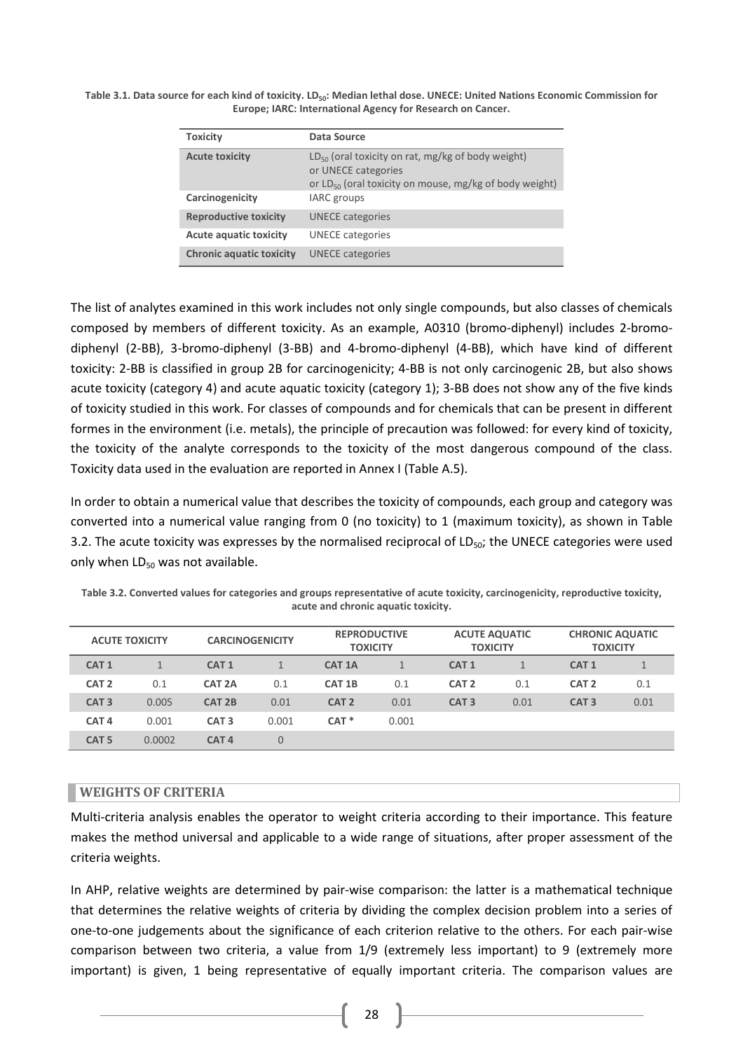**Table 3.1. Data source for each kind of toxicity. $LD_{50}$: Median lethal dose. UNECE: United Nations Economic Commission for Europe; IARC: International Agency for Research on Cancer.**

| Toxicity | Data Source |
|---|---|
| **Acute toxicity** | $LD_{50}$ (oral toxicity on rat, mg/kg of body weight) or UNECE categories or $LD_{50}$ (oral toxicity on mouse, mg/kg of body weight) |
| **Carcinogenicity** | IARC groups |
| **Reproductive toxicity** | UNECE categories |
| **Acute aquatic toxicity** | UNECE categories |
| **Chronic aquatic toxicity** | UNECE categories |

The list of analytes examined in this work includes not only single compounds, but also classes of chemicals composed by members of different toxicity. As an example, A0310 (bromo-diphenyl) includes 2-bromo-diphenyl (2-BB), 3-bromo-diphenyl (3-BB) and 4-bromo-diphenyl (4-BB), which have kind of different toxicity: 2-BB is classified in group 2B for carcinogenicity; 4-BB is not only carcinogenic 2B, but also shows acute toxicity (category 4) and acute aquatic toxicity (category 1); 3-BB does not show any of the five kinds of toxicity studied in this work. For classes of compounds and for chemicals that can be present in different formes in the environment (i.e. metals), the principle of precaution was followed: for every kind of toxicity, the toxicity of the analyte corresponds to the toxicity of the most dangerous compound of the class. Toxicity data used in the evaluation are reported in Annex I (Table A.5).

In order to obtain a numerical value that describes the toxicity of compounds, each group and category was converted into a numerical value ranging from 0 (no toxicity) to 1 (maximum toxicity), as shown in Table 3.2. The acute toxicity was expresses by the normalised reciprocal of $LD_{50}$; the UNECE categories were used only when $LD_{50}$ was not available.

**Table 3.2. Converted values for categories and groups representative of acute toxicity, carcinogenicity, reproductive toxicity, acute and chronic aquatic toxicity.**

| ACUTE TOXICITY | | CARCINOGENICITY | | REPRODUCTIVE TOXICITY | | ACUTE AQUATIC TOXICITY | | CHRONIC AQUATIC TOXICITY | |
|---|---|---|---|---|---|---|---|---|---|
| CAT 1 | 1 | CAT 1 | 1 | CAT 1A | 1 | CAT 1 | 1 | CAT 1 | 1 |
| CAT 2 | 0.1 | CAT 2A | 0.1 | CAT 1B | 0.1 | CAT 2 | 0.1 | CAT 2 | 0.1 |
| CAT 3 | 0.005 | CAT 2B | 0.01 | CAT 2 | 0.01 | CAT 3 | 0.01 | CAT 3 | 0.01 |
| CAT 4 | 0.001 | CAT 3 | 0.001 | CAT * | 0.001 | | | | |
| CAT 5 | 0.0002 | CAT 4 | 0 | | | | | | |

## WEIGHTS OF CRITERIA

Multi-criteria analysis enables the operator to weight criteria according to their importance. This feature makes the method universal and applicable to a wide range of situations, after proper assessment of the criteria weights.

In AHP, relative weights are determined by pair-wise comparison: the latter is a mathematical technique that determines the relative weights of criteria by dividing the complex decision problem into a series of one-to-one judgements about the significance of each criterion relative to the others. For each pair-wise comparison between two criteria, a value from 1/9 (extremely less important) to 9 (extremely more important) is given, 1 being representative of equally important criteria. The comparison values are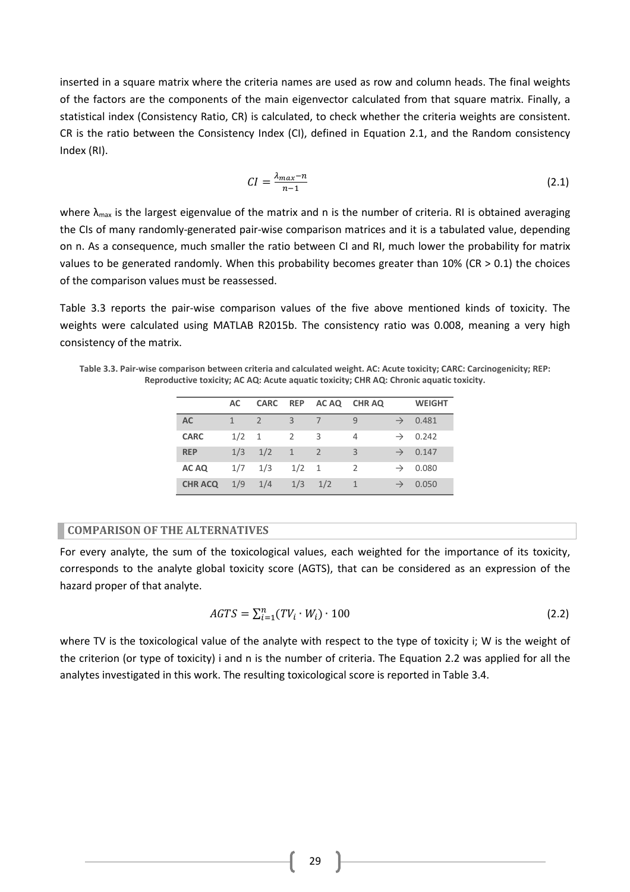inserted in a square matrix where the criteria names are used as row and column heads. The final weights of the factors are the components of the main eigenvector calculated from that square matrix. Finally, a statistical index (Consistency Ratio, CR) is calculated, to check whether the criteria weights are consistent. CR is the ratio between the Consistency Index (CI), defined in Equation 2.1, and the Random consistency Index (RI).

$$CI = \frac{\lambda_{max} - n}{n-1} \tag{2.1}$$

where $\lambda_{max}$ is the largest eigenvalue of the matrix and n is the number of criteria. RI is obtained averaging the CIs of many randomly-generated pair-wise comparison matrices and it is a tabulated value, depending on n. As a consequence, much smaller the ratio between CI and RI, much lower the probability for matrix values to be generated randomly. When this probability becomes greater than 10% (CR > 0.1) the choices of the comparison values must be reassessed.

Table 3.3 reports the pair-wise comparison values of the five above mentioned kinds of toxicity. The weights were calculated using MATLAB R2015b. The consistency ratio was 0.008, meaning a very high consistency of the matrix.

**Table 3.3. Pair-wise comparison between criteria and calculated weight. AC: Acute toxicity; CARC: Carcinogenicity; REP: Reproductive toxicity; AC AQ: Acute aquatic toxicity; CHR AQ: Chronic aquatic toxicity.**

| | AC | CARC | REP | AC AQ | CHR AQ | | WEIGHT |
|---|---|---|---|---|---|---|---|
| **AC** | 1 | 2 | 3 | 7 | 9 | → | 0.481 |
| **CARC** | 1/2 | 1 | 2 | 3 | 4 | → | 0.242 |
| **REP** | 1/3 | 1/2 | 1 | 2 | 3 | → | 0.147 |
| **AC AQ** | 1/7 | 1/3 | 1/2 | 1 | 2 | → | 0.080 |
| **CHR ACQ** | 1/9 | 1/4 | 1/3 | 1/2 | 1 | → | 0.050 |

### COMPARISON OF THE ALTERNATIVES

For every analyte, the sum of the toxicological values, each weighted for the importance of its toxicity, corresponds to the analyte global toxicity score (AGTS), that can be considered as an expression of the hazard proper of that analyte.

$$AGTS = \sum_{i=1}^{n}(TV_i \cdot W_i) \cdot 100 \tag{2.2}$$

where TV is the toxicological value of the analyte with respect to the type of toxicity i; W is the weight of the criterion (or type of toxicity) i and n is the number of criteria. The Equation 2.2 was applied for all the analytes investigated in this work. The resulting toxicological score is reported in Table 3.4.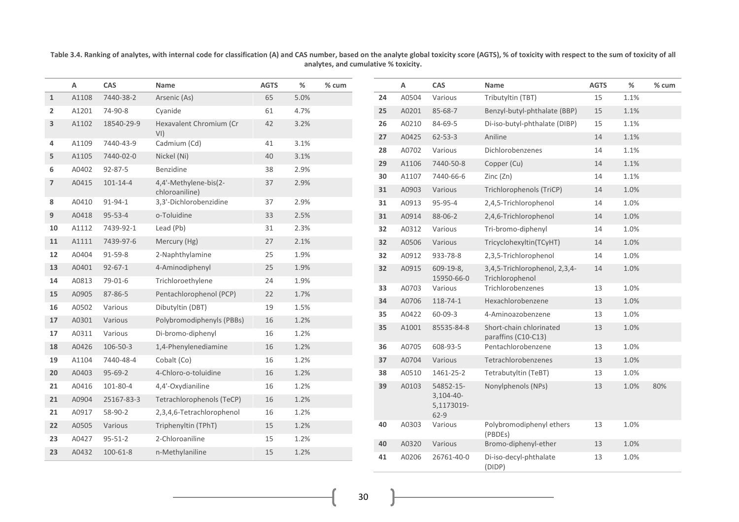**Table 3.4. Ranking of analytes, with internal code for classification (A) and CAS number, based on the analyte global toxicity score (AGTS), % of toxicity with respect to the sum of toxicity of all analytes, and cumulative % toxicity.**

| | A | CAS | Name | AGTS | % | % cum |
|---|---|---|---|---|---|---|
| 1 | A1108 | 7440-38-2 | Arsenic (As) | 65 | 5.0% | |
| 2 | A1201 | 74-90-8 | Cyanide | 61 | 4.7% | |
| 3 | A1102 | 18540-29-9 | Hexavalent Chromium (Cr VI) | 42 | 3.2% | |
| 4 | A1109 | 7440-43-9 | Cadmium (Cd) | 41 | 3.1% | |
| 5 | A1105 | 7440-02-0 | Nickel (Ni) | 40 | 3.1% | |
| 6 | A0402 | 92-87-5 | Benzidine | 38 | 2.9% | |
| 7 | A0415 | 101-14-4 | 4,4'-Methylene-bis(2-chloroaniline) | 37 | 2.9% | |
| 8 | A0410 | 91-94-1 | 3,3'-Dichlorobenzidine | 37 | 2.9% | |
| 9 | A0418 | 95-53-4 | o-Toluidine | 33 | 2.5% | |
| 10 | A1112 | 7439-92-1 | Lead (Pb) | 31 | 2.3% | |
| 11 | A1111 | 7439-97-6 | Mercury (Hg) | 27 | 2.1% | |
| 12 | A0404 | 91-59-8 | 2-Naphthylamine | 25 | 1.9% | |
| 13 | A0401 | 92-67-1 | 4-Aminodiphenyl | 25 | 1.9% | |
| 14 | A0813 | 79-01-6 | Trichloroethylene | 24 | 1.9% | |
| 15 | A0905 | 87-86-5 | Pentachlorophenol (PCP) | 22 | 1.7% | |
| 16 | A0502 | Various | Dibutyltin (DBT) | 19 | 1.5% | |
| 17 | A0301 | Various | Polybromodiphenyls (PBBs) | 16 | 1.2% | |
| 17 | A0311 | Various | Di-bromo-diphenyl | 16 | 1.2% | |
| 18 | A0426 | 106-50-3 | 1,4-Phenylenediamine | 16 | 1.2% | |
| 19 | A1104 | 7440-48-4 | Cobalt (Co) | 16 | 1.2% | |
| 20 | A0403 | 95-69-2 | 4-Chloro-o-toluidine | 16 | 1.2% | |
| 21 | A0416 | 101-80-4 | 4,4'-Oxydianiline | 16 | 1.2% | |
| 21 | A0904 | 25167-83-3 | Tetrachlorophenols (TeCP) | 16 | 1.2% | |
| 21 | A0917 | 58-90-2 | 2,3,4,6-Tetrachlorophenol | 16 | 1.2% | |
| 22 | A0505 | Various | Triphenyltin (TPhT) | 15 | 1.2% | |
| 23 | A0427 | 95-51-2 | 2-Chloroaniline | 15 | 1.2% | |
| 23 | A0432 | 100-61-8 | n-Methylaniline | 15 | 1.2% | |
| 24 | A0504 | Various | Tributyltin (TBT) | 15 | 1.1% | |
| 25 | A0201 | 85-68-7 | Benzyl-butyl-phthalate (BBP) | 15 | 1.1% | |
| 26 | A0210 | 84-69-5 | Di-iso-butyl-phthalate (DIBP) | 15 | 1.1% | |
| 27 | A0425 | 62-53-3 | Aniline | 14 | 1.1% | |
| 28 | A0702 | Various | Dichlorobenzenes | 14 | 1.1% | |
| 29 | A1106 | 7440-50-8 | Copper (Cu) | 14 | 1.1% | |
| 30 | A1107 | 7440-66-6 | Zinc (Zn) | 14 | 1.1% | |
| 31 | A0903 | Various | Trichlorophenols (TriCP) | 14 | 1.0% | |
| 31 | A0913 | 95-95-4 | 2,4,5-Trichlorophenol | 14 | 1.0% | |
| 31 | A0914 | 88-06-2 | 2,4,6-Trichlorophenol | 14 | 1.0% | |
| 32 | A0312 | Various | Tri-bromo-diphenyl | 14 | 1.0% | |
| 32 | A0506 | Various | Tricyclohexyltin(TCyHT) | 14 | 1.0% | |
| 32 | A0912 | 933-78-8 | 2,3,5-Trichlorophenol | 14 | 1.0% | |
| 32 | A0915 | 609-19-8, 15950-66-0 | 3,4,5-Trichlorophenol, 2,3,4-Trichlorophenol | 14 | 1.0% | |
| 33 | A0703 | Various | Trichlorobenzenes | 13 | 1.0% | |
| 34 | A0706 | 118-74-1 | Hexachlorobenzene | 13 | 1.0% | |
| 35 | A0422 | 60-09-3 | 4-Aminoazobenzene | 13 | 1.0% | |
| 35 | A1001 | 85535-84-8 | Short-chain chlorinated paraffins (C10-C13) | 13 | 1.0% | |
| 36 | A0705 | 608-93-5 | Pentachlorobenzene | 13 | 1.0% | |
| 37 | A0704 | Various | Tetrachlorobenzenes | 13 | 1.0% | |
| 38 | A0510 | 1461-25-2 | Tetrabutyltin (TeBT) | 13 | 1.0% | |
| 39 | A0103 | 54852-15-3,104-40-5,1173019-62-9 | Nonylphenols (NPs) | 13 | 1.0% | 80% |
| 40 | A0303 | Various | Polybromodiphenyl ethers (PBDEs) | 13 | 1.0% | |
| 40 | A0320 | Various | Bromo-diphenyl-ether | 13 | 1.0% | |
| 41 | A0206 | 26761-40-0 | Di-iso-decyl-phthalate (DIDP) | 13 | 1.0% | |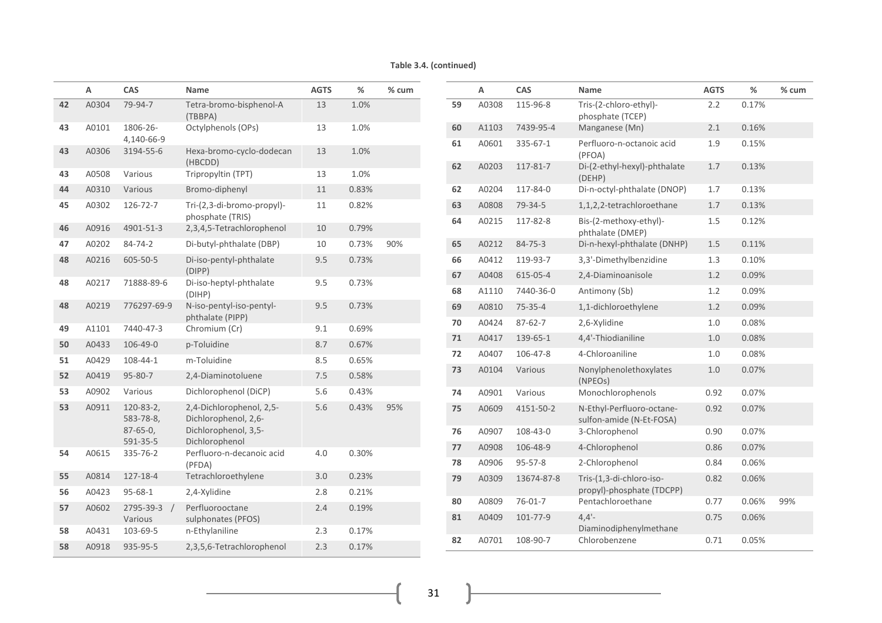**Table 3.4. (continued)**

| | A | CAS | Name | AGTS | % | % cum |
|---|---|---|---|---|---|---|
| 42 | A0304 | 79-94-7 | Tetra-bromo-bisphenol-A (TBBPA) | 13 | 1.0% | |
| 43 | A0101 | 1806-26-4,140-66-9 | Octylphenols (OPs) | 13 | 1.0% | |
| 43 | A0306 | 3194-55-6 | Hexa-bromo-cyclo-dodecan (HBCDD) | 13 | 1.0% | |
| 43 | A0508 | Various | Tripropyltin (TPT) | 13 | 1.0% | |
| 44 | A0310 | Various | Bromo-diphenyl | 11 | 0.83% | |
| 45 | A0302 | 126-72-7 | Tri-(2,3-di-bromo-propyl)-phosphate (TRIS) | 11 | 0.82% | |
| 46 | A0916 | 4901-51-3 | 2,3,4,5-Tetrachlorophenol | 10 | 0.79% | |
| 47 | A0202 | 84-74-2 | Di-butyl-phthalate (DBP) | 10 | 0.73% | 90% |
| 48 | A0216 | 605-50-5 | Di-iso-pentyl-phthalate (DIPP) | 9.5 | 0.73% | |
| 48 | A0217 | 71888-89-6 | Di-iso-heptyl-phthalate (DIHP) | 9.5 | 0.73% | |
| 48 | A0219 | 776297-69-9 | N-iso-pentyl-iso-pentyl-phthalate (PIPP) | 9.5 | 0.73% | |
| 49 | A1101 | 7440-47-3 | Chromium (Cr) | 9.1 | 0.69% | |
| 50 | A0433 | 106-49-0 | p-Toluidine | 8.7 | 0.67% | |
| 51 | A0429 | 108-44-1 | m-Toluidine | 8.5 | 0.65% | |
| 52 | A0419 | 95-80-7 | 2,4-Diaminotoluene | 7.5 | 0.58% | |
| 53 | A0902 | Various | Dichlorophenol (DiCP) | 5.6 | 0.43% | |
| 53 | A0911 | 120-83-2, 583-78-8, 87-65-0, 591-35-5 | 2,4-Dichlorophenol, 2,5-Dichlorophenol, 2,6-Dichlorophenol, 3,5-Dichlorophenol | 5.6 | 0.43% | 95% |
| 54 | A0615 | 335-76-2 | Perfluoro-n-decanoic acid (PFDA) | 4.0 | 0.30% | |
| 55 | A0814 | 127-18-4 | Tetrachloroethylene | 3.0 | 0.23% | |
| 56 | A0423 | 95-68-1 | 2,4-Xylidine | 2.8 | 0.21% | |
| 57 | A0602 | 2795-39-3 / Various | Perfluorooctane sulphonates (PFOS) | 2.4 | 0.19% | |
| 58 | A0431 | 103-69-5 | n-Ethylaniline | 2.3 | 0.17% | |
| 58 | A0918 | 935-95-5 | 2,3,5,6-Tetrachlorophenol | 2.3 | 0.17% | |
| 59 | A0308 | 115-96-8 | Tris-(2-chloro-ethyl)-phosphate (TCEP) | 2.2 | 0.17% | |
| 60 | A1103 | 7439-95-4 | Manganese (Mn) | 2.1 | 0.16% | |
| 61 | A0601 | 335-67-1 | Perfluoro-n-octanoic acid (PFOA) | 1.9 | 0.15% | |
| 62 | A0203 | 117-81-7 | Di-(2-ethyl-hexyl)-phthalate (DEHP) | 1.7 | 0.13% | |
| 62 | A0204 | 117-84-0 | Di-n-octyl-phthalate (DNOP) | 1.7 | 0.13% | |
| 63 | A0808 | 79-34-5 | 1,1,2,2-tetrachloroethane | 1.7 | 0.13% | |
| 64 | A0215 | 117-82-8 | Bis-(2-methoxy-ethyl)-phthalate (DMEP) | 1.5 | 0.12% | |
| 65 | A0212 | 84-75-3 | Di-n-hexyl-phthalate (DNHP) | 1.5 | 0.11% | |
| 66 | A0412 | 119-93-7 | 3,3'-Dimethylbenzidine | 1.3 | 0.10% | |
| 67 | A0408 | 615-05-4 | 2,4-Diaminoanisole | 1.2 | 0.09% | |
| 68 | A1110 | 7440-36-0 | Antimony (Sb) | 1.2 | 0.09% | |
| 69 | A0810 | 75-35-4 | 1,1-dichloroethylene | 1.2 | 0.09% | |
| 70 | A0424 | 87-62-7 | 2,6-Xylidine | 1.0 | 0.08% | |
| 71 | A0417 | 139-65-1 | 4,4'-Thiodianiline | 1.0 | 0.08% | |
| 72 | A0407 | 106-47-8 | 4-Chloroaniline | 1.0 | 0.08% | |
| 73 | A0104 | Various | Nonylphenolethoxylates (NPEOs) | 1.0 | 0.07% | |
| 74 | A0901 | Various | Monochlorophenols | 0.92 | 0.07% | |
| 75 | A0609 | 4151-50-2 | N-Ethyl-Perfluoro-octane-sulfon-amide (N-Et-FOSA) | 0.92 | 0.07% | |
| 76 | A0907 | 108-43-0 | 3-Chlorophenol | 0.90 | 0.07% | |
| 77 | A0908 | 106-48-9 | 4-Chlorophenol | 0.86 | 0.07% | |
| 78 | A0906 | 95-57-8 | 2-Chlorophenol | 0.84 | 0.06% | |
| 79 | A0309 | 13674-87-8 | Tris-(1,3-di-chloro-iso-propyl)-phosphate (TDCPP) | 0.82 | 0.06% | |
| 80 | A0809 | 76-01-7 | Pentachloroethane | 0.77 | 0.06% | 99% |
| 81 | A0409 | 101-77-9 | 4,4'-Diaminodiphenylmethane | 0.75 | 0.06% | |
| 82 | A0701 | 108-90-7 | Chlorobenzene | 0.71 | 0.05% | |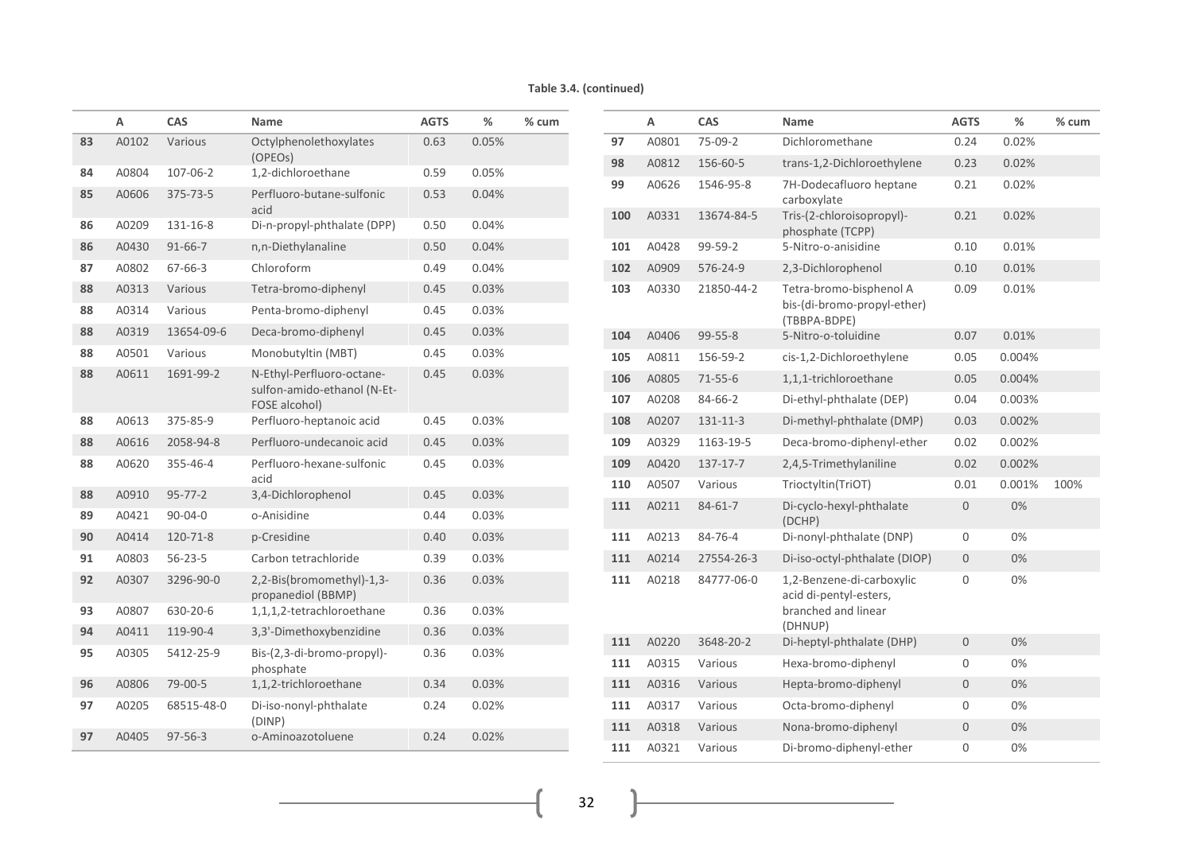**Table 3.4. (continued)**

| | A | CAS | Name | AGTS | % | % cum |
|---|---|---|---|---|---|---|
| **83** | A0102 | Various | Octylphenolethoxylates (OPEOs) | 0.63 | 0.05% | |
| **84** | A0804 | 107-06-2 | 1,2-dichloroethane | 0.59 | 0.05% | |
| **85** | A0606 | 375-73-5 | Perfluoro-butane-sulfonic acid | 0.53 | 0.04% | |
| **86** | A0209 | 131-16-8 | Di-n-propyl-phthalate (DPP) | 0.50 | 0.04% | |
| **86** | A0430 | 91-66-7 | n,n-Diethylanaline | 0.50 | 0.04% | |
| **87** | A0802 | 67-66-3 | Chloroform | 0.49 | 0.04% | |
| **88** | A0313 | Various | Tetra-bromo-diphenyl | 0.45 | 0.03% | |
| **88** | A0314 | Various | Penta-bromo-diphenyl | 0.45 | 0.03% | |
| **88** | A0319 | 13654-09-6 | Deca-bromo-diphenyl | 0.45 | 0.03% | |
| **88** | A0501 | Various | Monobutyltin (MBT) | 0.45 | 0.03% | |
| **88** | A0611 | 1691-99-2 | N-Ethyl-Perfluoro-octane-sulfon-amido-ethanol (N-Et-FOSE alcohol) | 0.45 | 0.03% | |
| **88** | A0613 | 375-85-9 | Perfluoro-heptanoic acid | 0.45 | 0.03% | |
| **88** | A0616 | 2058-94-8 | Perfluoro-undecanoic acid | 0.45 | 0.03% | |
| **88** | A0620 | 355-46-4 | Perfluoro-hexane-sulfonic acid | 0.45 | 0.03% | |
| **88** | A0910 | 95-77-2 | 3,4-Dichlorophenol | 0.45 | 0.03% | |
| **89** | A0421 | 90-04-0 | o-Anisidine | 0.44 | 0.03% | |
| **90** | A0414 | 120-71-8 | p-Cresidine | 0.40 | 0.03% | |
| **91** | A0803 | 56-23-5 | Carbon tetrachloride | 0.39 | 0.03% | |
| **92** | A0307 | 3296-90-0 | 2,2-Bis(bromomethyl)-1,3-propanediol (BBMP) | 0.36 | 0.03% | |
| **93** | A0807 | 630-20-6 | 1,1,1,2-tetrachloroethane | 0.36 | 0.03% | |
| **94** | A0411 | 119-90-4 | 3,3'-Dimethoxybenzidine | 0.36 | 0.03% | |
| **95** | A0305 | 5412-25-9 | Bis-(2,3-di-bromo-propyl)-phosphate | 0.36 | 0.03% | |
| **96** | A0806 | 79-00-5 | 1,1,2-trichloroethane | 0.34 | 0.03% | |
| **97** | A0205 | 68515-48-0 | Di-iso-nonyl-phthalate (DINP) | 0.24 | 0.02% | |
| **97** | A0405 | 97-56-3 | o-Aminoazotoluene | 0.24 | 0.02% | |
| **97** | A0801 | 75-09-2 | Dichloromethane | 0.24 | 0.02% | |
| **98** | A0812 | 156-60-5 | trans-1,2-Dichloroethylene | 0.23 | 0.02% | |
| **99** | A0626 | 1546-95-8 | 7H-Dodecafluoro heptane carboxylate | 0.21 | 0.02% | |
| **100** | A0331 | 13674-84-5 | Tris-(2-chloroisopropyl)-phosphate (TCPP) | 0.21 | 0.02% | |
| **101** | A0428 | 99-59-2 | 5-Nitro-o-anisidine | 0.10 | 0.01% | |
| **102** | A0909 | 576-24-9 | 2,3-Dichlorophenol | 0.10 | 0.01% | |
| **103** | A0330 | 21850-44-2 | Tetra-bromo-bisphenol A bis-(di-bromo-propyl-ether) (TBBPA-BDPE) | 0.09 | 0.01% | |
| **104** | A0406 | 99-55-8 | 5-Nitro-o-toluidine | 0.07 | 0.01% | |
| **105** | A0811 | 156-59-2 | cis-1,2-Dichloroethylene | 0.05 | 0.004% | |
| **106** | A0805 | 71-55-6 | 1,1,1-trichloroethane | 0.05 | 0.004% | |
| **107** | A0208 | 84-66-2 | Di-ethyl-phthalate (DEP) | 0.04 | 0.003% | |
| **108** | A0207 | 131-11-3 | Di-methyl-phthalate (DMP) | 0.03 | 0.002% | |
| **109** | A0329 | 1163-19-5 | Deca-bromo-diphenyl-ether | 0.02 | 0.002% | |
| **109** | A0420 | 137-17-7 | 2,4,5-Trimethylaniline | 0.02 | 0.002% | |
| **110** | A0507 | Various | Trioctyltin(TriOT) | 0.01 | 0.001% | 100% |
| **111** | A0211 | 84-61-7 | Di-cyclo-hexyl-phthalate (DCHP) | 0 | 0% | |
| **111** | A0213 | 84-76-4 | Di-nonyl-phthalate (DNP) | 0 | 0% | |
| **111** | A0214 | 27554-26-3 | Di-iso-octyl-phthalate (DIOP) | 0 | 0% | |
| **111** | A0218 | 84777-06-0 | 1,2-Benzene-di-carboxylic acid di-pentyl-esters, branched and linear (DHNUP) | 0 | 0% | |
| **111** | A0220 | 3648-20-2 | Di-heptyl-phthalate (DHP) | 0 | 0% | |
| **111** | A0315 | Various | Hexa-bromo-diphenyl | 0 | 0% | |
| **111** | A0316 | Various | Hepta-bromo-diphenyl | 0 | 0% | |
| **111** | A0317 | Various | Octa-bromo-diphenyl | 0 | 0% | |
| **111** | A0318 | Various | Nona-bromo-diphenyl | 0 | 0% | |
| **111** | A0321 | Various | Di-bromo-diphenyl-ether | 0 | 0% | |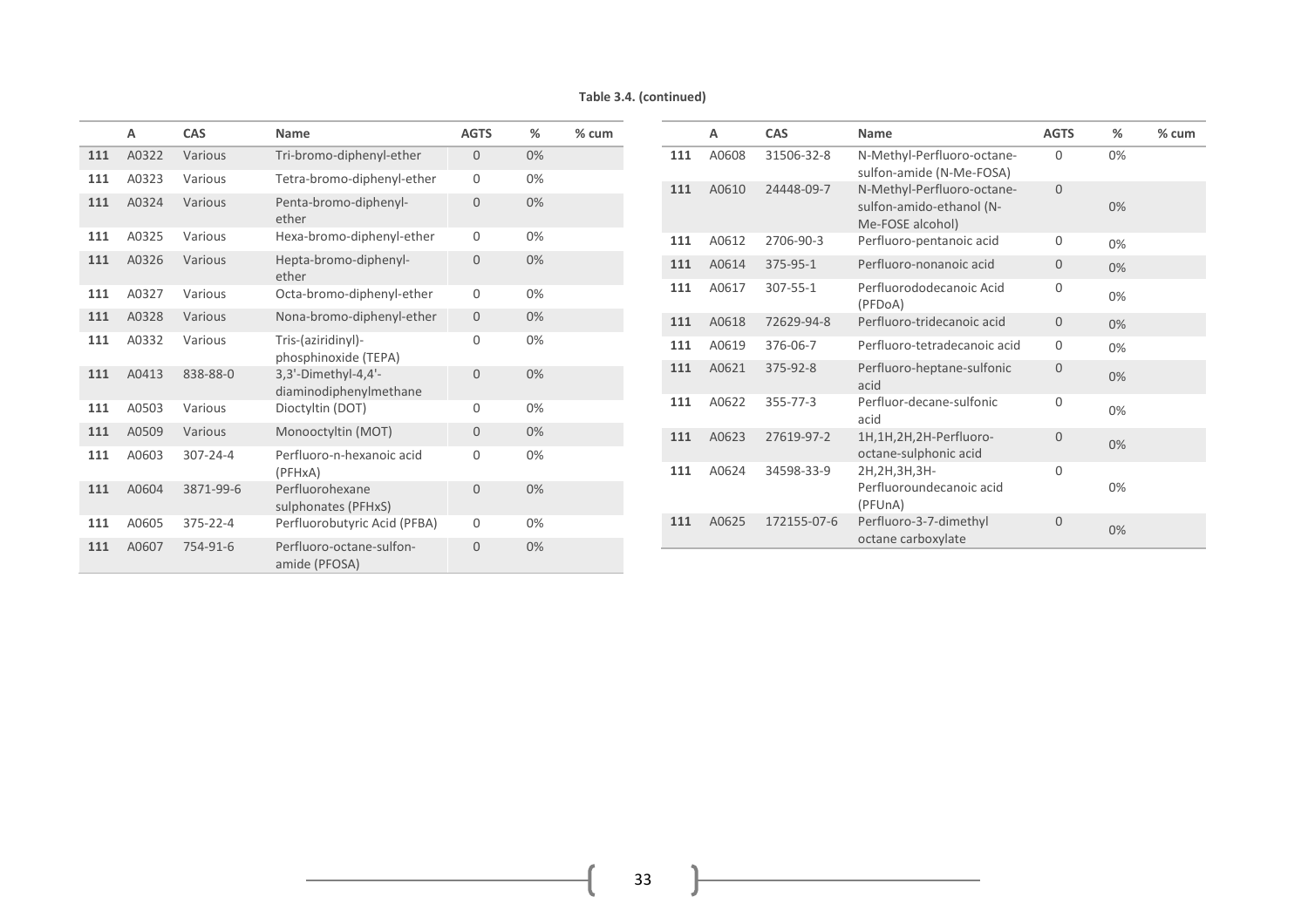**Table 3.4. (continued)**

| | A | CAS | Name | AGTS | % | % cum |
|---|---|---|---|---|---|---|
| **111** | A0322 | Various | Tri-bromo-diphenyl-ether | 0 | 0% | |
| **111** | A0323 | Various | Tetra-bromo-diphenyl-ether | 0 | 0% | |
| **111** | A0324 | Various | Penta-bromo-diphenyl-ether | 0 | 0% | |
| **111** | A0325 | Various | Hexa-bromo-diphenyl-ether | 0 | 0% | |
| **111** | A0326 | Various | Hepta-bromo-diphenyl-ether | 0 | 0% | |
| **111** | A0327 | Various | Octa-bromo-diphenyl-ether | 0 | 0% | |
| **111** | A0328 | Various | Nona-bromo-diphenyl-ether | 0 | 0% | |
| **111** | A0332 | Various | Tris-(aziridinyl)-phosphinoxide (TEPA) | 0 | 0% | |
| **111** | A0413 | 838-88-0 | 3,3'-Dimethyl-4,4'-diaminodiphenylmethane | 0 | 0% | |
| **111** | A0503 | Various | Dioctyltin (DOT) | 0 | 0% | |
| **111** | A0509 | Various | Monooctyltin (MOT) | 0 | 0% | |
| **111** | A0603 | 307-24-4 | Perfluoro-n-hexanoic acid (PFHxA) | 0 | 0% | |
| **111** | A0604 | 3871-99-6 | Perfluorohexane sulphonates (PFHxS) | 0 | 0% | |
| **111** | A0605 | 375-22-4 | Perfluorobutyric Acid (PFBA) | 0 | 0% | |
| **111** | A0607 | 754-91-6 | Perfluoro-octane-sulfon-amide (PFOSA) | 0 | 0% | |
| **111** | A0608 | 31506-32-8 | N-Methyl-Perfluoro-octane-sulfon-amide (N-Me-FOSA) | 0 | 0% | |
| **111** | A0610 | 24448-09-7 | N-Methyl-Perfluoro-octane-sulfon-amido-ethanol (N-Me-FOSE alcohol) | 0 | 0% | |
| **111** | A0612 | 2706-90-3 | Perfluoro-pentanoic acid | 0 | 0% | |
| **111** | A0614 | 375-95-1 | Perfluoro-nonanoic acid | 0 | 0% | |
| **111** | A0617 | 307-55-1 | Perfluorododecanoic Acid (PFDoA) | 0 | 0% | |
| **111** | A0618 | 72629-94-8 | Perfluoro-tridecanoic acid | 0 | 0% | |
| **111** | A0619 | 376-06-7 | Perfluoro-tetradecanoic acid | 0 | 0% | |
| **111** | A0621 | 375-92-8 | Perfluoro-heptane-sulfonic acid | 0 | 0% | |
| **111** | A0622 | 355-77-3 | Perfluor-decane-sulfonic acid | 0 | 0% | |
| **111** | A0623 | 27619-97-2 | 1H,1H,2H,2H-Perfluoro-octane-sulphonic acid | 0 | 0% | |
| **111** | A0624 | 34598-33-9 | 2H,2H,3H,3H-Perfluoroundecanoic acid (PFUnA) | 0 | 0% | |
| **111** | A0625 | 172155-07-6 | Perfluoro-3-7-dimethyl octane carboxylate | 0 | 0% | |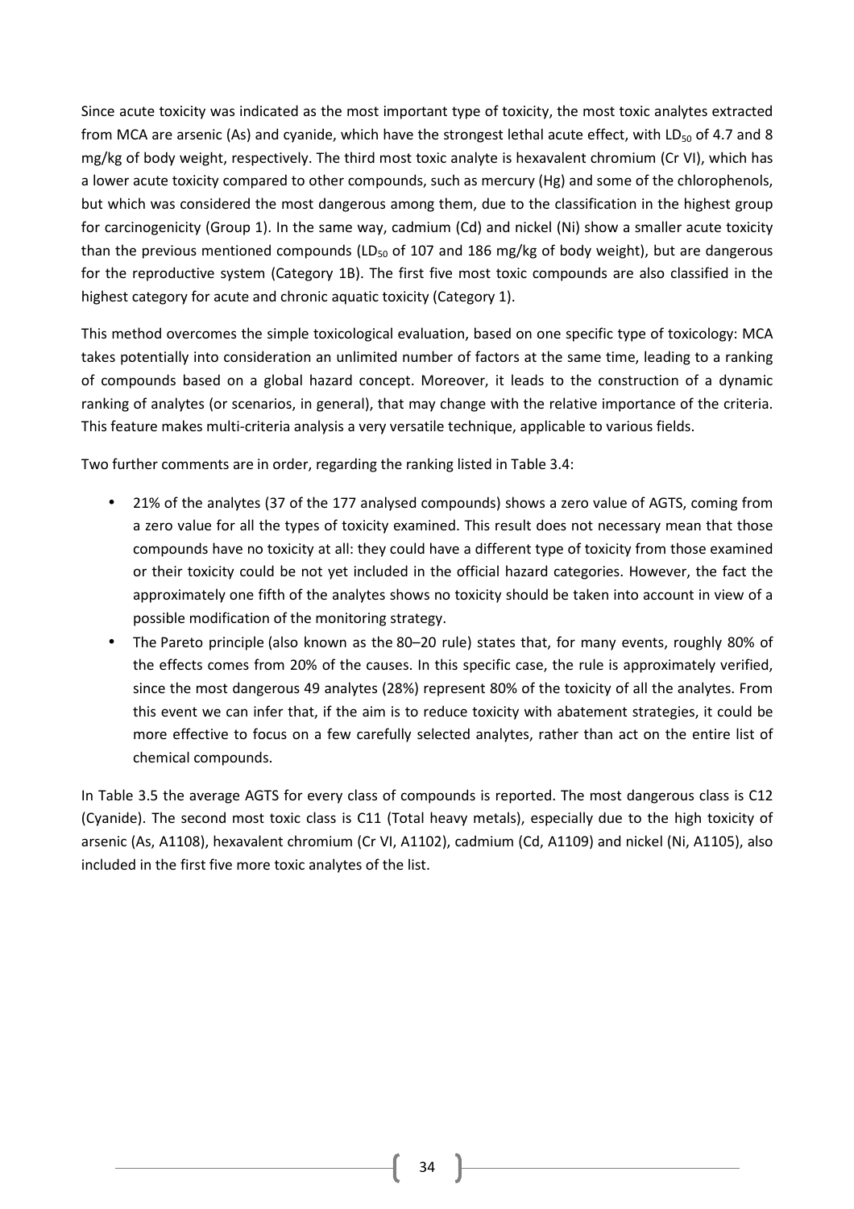Since acute toxicity was indicated as the most important type of toxicity, the most toxic analytes extracted from MCA are arsenic (As) and cyanide, which have the strongest lethal acute effect, with $LD_{50}$ of 4.7 and 8 mg/kg of body weight, respectively. The third most toxic analyte is hexavalent chromium (Cr VI), which has a lower acute toxicity compared to other compounds, such as mercury (Hg) and some of the chlorophenols, but which was considered the most dangerous among them, due to the classification in the highest group for carcinogenicity (Group 1). In the same way, cadmium (Cd) and nickel (Ni) show a smaller acute toxicity than the previous mentioned compounds ($LD_{50}$ of 107 and 186 mg/kg of body weight), but are dangerous for the reproductive system (Category 1B). The first five most toxic compounds are also classified in the highest category for acute and chronic aquatic toxicity (Category 1).

This method overcomes the simple toxicological evaluation, based on one specific type of toxicology: MCA takes potentially into consideration an unlimited number of factors at the same time, leading to a ranking of compounds based on a global hazard concept. Moreover, it leads to the construction of a dynamic ranking of analytes (or scenarios, in general), that may change with the relative importance of the criteria. This feature makes multi-criteria analysis a very versatile technique, applicable to various fields.

Two further comments are in order, regarding the ranking listed in Table 3.4:

- 21% of the analytes (37 of the 177 analysed compounds) shows a zero value of AGTS, coming from a zero value for all the types of toxicity examined. This result does not necessary mean that those compounds have no toxicity at all: they could have a different type of toxicity from those examined or their toxicity could be not yet included in the official hazard categories. However, the fact the approximately one fifth of the analytes shows no toxicity should be taken into account in view of a possible modification of the monitoring strategy.
- The Pareto principle (also known as the 80–20 rule) states that, for many events, roughly 80% of the effects comes from 20% of the causes. In this specific case, the rule is approximately verified, since the most dangerous 49 analytes (28%) represent 80% of the toxicity of all the analytes. From this event we can infer that, if the aim is to reduce toxicity with abatement strategies, it could be more effective to focus on a few carefully selected analytes, rather than act on the entire list of chemical compounds.

In Table 3.5 the average AGTS for every class of compounds is reported. The most dangerous class is C12 (Cyanide). The second most toxic class is C11 (Total heavy metals), especially due to the high toxicity of arsenic (As, A1108), hexavalent chromium (Cr VI, A1102), cadmium (Cd, A1109) and nickel (Ni, A1105), also included in the first five more toxic analytes of the list.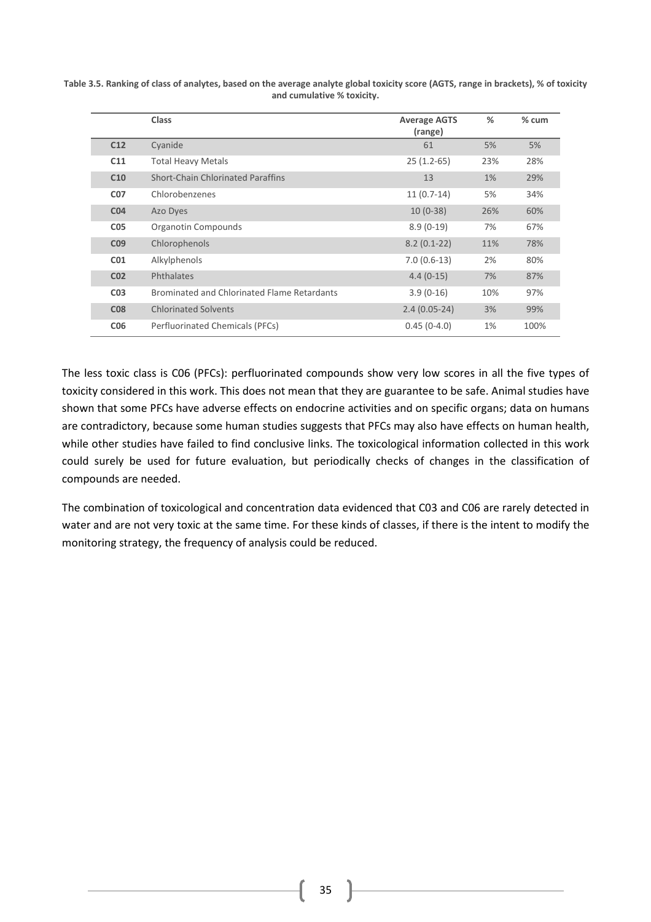**Table 3.5. Ranking of class of analytes, based on the average analyte global toxicity score (AGTS, range in brackets), % of toxicity and cumulative % toxicity.**

| | Class | Average AGTS (range) | % | % cum |
|---|---|---|---|---|
| C12 | Cyanide | 61 | 5% | 5% |
| C11 | Total Heavy Metals | 25 (1.2-65) | 23% | 28% |
| C10 | Short-Chain Chlorinated Paraffins | 13 | 1% | 29% |
| C07 | Chlorobenzenes | 11 (0.7-14) | 5% | 34% |
| C04 | Azo Dyes | 10 (0-38) | 26% | 60% |
| C05 | Organotin Compounds | 8.9 (0-19) | 7% | 67% |
| C09 | Chlorophenols | 8.2 (0.1-22) | 11% | 78% |
| C01 | Alkylphenols | 7.0 (0.6-13) | 2% | 80% |
| C02 | Phthalates | 4.4 (0-15) | 7% | 87% |
| C03 | Brominated and Chlorinated Flame Retardants | 3.9 (0-16) | 10% | 97% |
| C08 | Chlorinated Solvents | 2.4 (0.05-24) | 3% | 99% |
| C06 | Perfluorinated Chemicals (PFCs) | 0.45 (0-4.0) | 1% | 100% |

The less toxic class is C06 (PFCs): perfluorinated compounds show very low scores in all the five types of toxicity considered in this work. This does not mean that they are guarantee to be safe. Animal studies have shown that some PFCs have adverse effects on endocrine activities and on specific organs; data on humans are contradictory, because some human studies suggests that PFCs may also have effects on human health, while other studies have failed to find conclusive links. The toxicological information collected in this work could surely be used for future evaluation, but periodically checks of changes in the classification of compounds are needed.

The combination of toxicological and concentration data evidenced that C03 and C06 are rarely detected in water and are not very toxic at the same time. For these kinds of classes, if there is the intent to modify the monitoring strategy, the frequency of analysis could be reduced.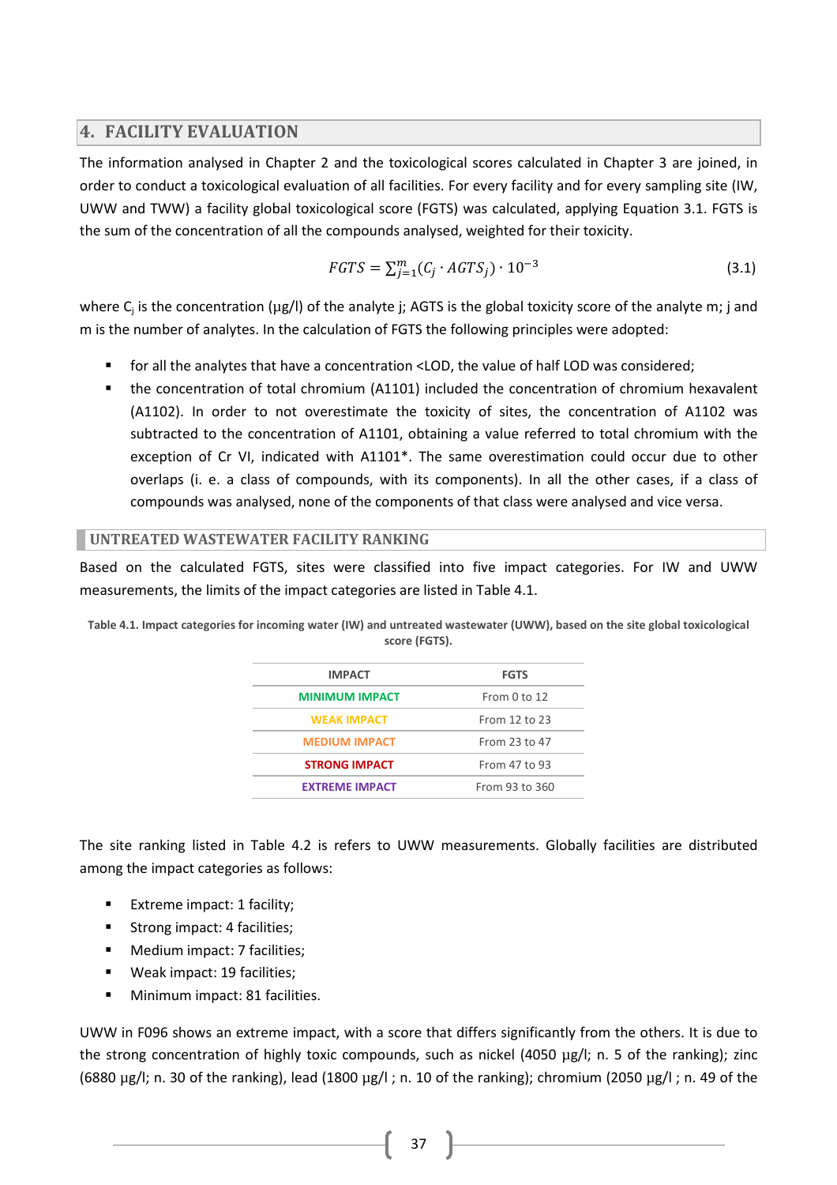# 4. FACILITY EVALUATION

The information analysed in Chapter 2 and the toxicological scores calculated in Chapter 3 are joined, in order to conduct a toxicological evaluation of all facilities. For every facility and for every sampling site (IW, UWW and TWW) a facility global toxicological score (FGTS) was calculated, applying Equation 3.1. FGTS is the sum of the concentration of all the compounds analysed, weighted for their toxicity.

$$FGTS = \sum_{j=1}^{m} (C_j \cdot AGTS_j) \cdot 10^{-3} \tag{3.1}$$

where $C_j$ is the concentration (µg/l) of the analyte j; AGTS is the global toxicity score of the analyte m; j and m is the number of analytes. In the calculation of FGTS the following principles were adopted:

- for all the analytes that have a concentration <LOD, the value of half LOD was considered;
- the concentration of total chromium (A1101) included the concentration of chromium hexavalent (A1102). In order to not overestimate the toxicity of sites, the concentration of A1102 was subtracted to the concentration of A1101, obtaining a value referred to total chromium with the exception of Cr VI, indicated with A1101*. The same overestimation could occur due to other overlaps (i. e. a class of compounds, with its components). In all the other cases, if a class of compounds was analysed, none of the components of that class were analysed and vice versa.

## UNTREATED WASTEWATER FACILITY RANKING

Based on the calculated FGTS, sites were classified into five impact categories. For IW and UWW measurements, the limits of the impact categories are listed in Table 4.1.

**Table 4.1. Impact categories for incoming water (IW) and untreated wastewater (UWW), based on the site global toxicological score (FGTS).**

| IMPACT | FGTS |
|---|---|
| MINIMUM IMPACT | From 0 to 12 |
| WEAK IMPACT | From 12 to 23 |
| MEDIUM IMPACT | From 23 to 47 |
| STRONG IMPACT | From 47 to 93 |
| EXTREME IMPACT | From 93 to 360 |

The site ranking listed in Table 4.2 is refers to UWW measurements. Globally facilities are distributed among the impact categories as follows:

- Extreme impact: 1 facility;
- Strong impact: 4 facilities;
- Medium impact: 7 facilities;
- Weak impact: 19 facilities;
- Minimum impact: 81 facilities.

UWW in F096 shows an extreme impact, with a score that differs significantly from the others. It is due to the strong concentration of highly toxic compounds, such as nickel (4050 µg/l; n. 5 of the ranking); zinc (6880 µg/l; n. 30 of the ranking), lead (1800 µg/l ; n. 10 of the ranking); chromium (2050 µg/l ; n. 49 of the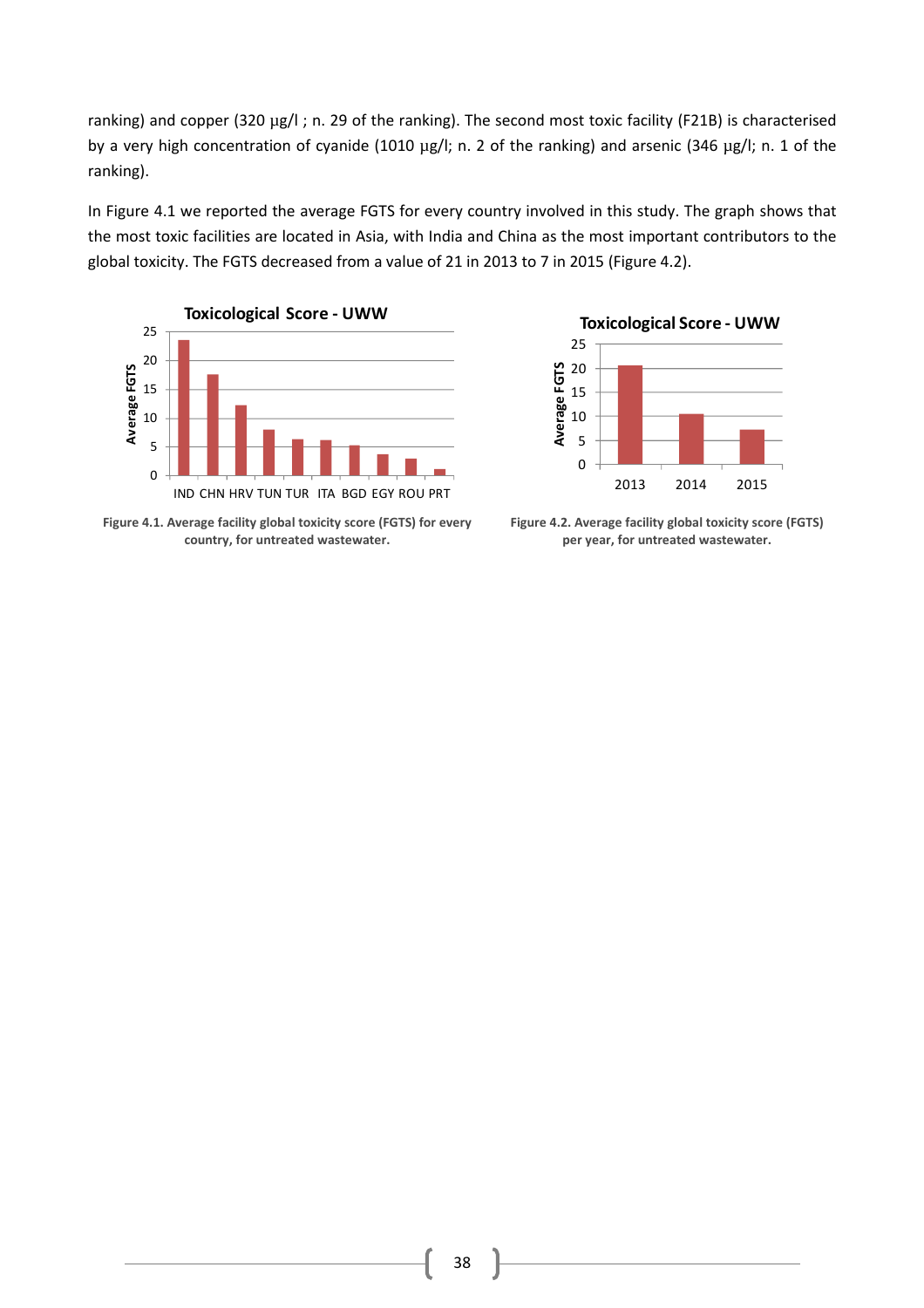ranking) and copper (320 µg/l ; n. 29 of the ranking). The second most toxic facility (F21B) is characterised by a very high concentration of cyanide (1010 µg/l; n. 2 of the ranking) and arsenic (346 µg/l; n. 1 of the ranking).

In Figure 4.1 we reported the average FGTS for every country involved in this study. The graph shows that the most toxic facilities are located in Asia, with India and China as the most important contributors to the global toxicity. The FGTS decreased from a value of 21 in 2013 to 7 in 2015 (Figure 4.2).

**Figure 4.1. Average facility global toxicity score (FGTS) for every country, for untreated wastewater.**

**Figure 4.2. Average facility global toxicity score (FGTS) per year, for untreated wastewater.**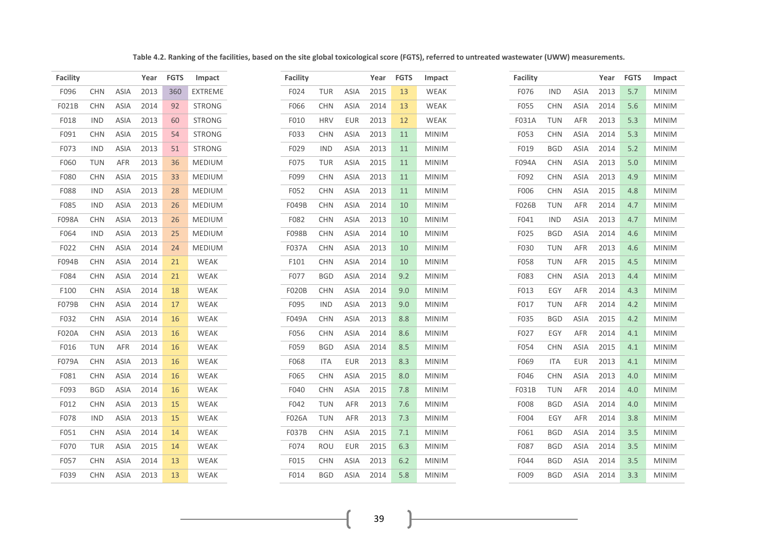**Table 4.2. Ranking of the facilities, based on the site global toxicological score (FGTS), referred to untreated wastewater (UWW) measurements.**

| Facility | | | Year | FGTS | Impact |
|---|---|---|---|---|---|
| F096 | CHN | ASIA | 2013 | 360 | EXTREME |
| F021B | CHN | ASIA | 2014 | 92 | STRONG |
| F018 | IND | ASIA | 2013 | 60 | STRONG |
| F091 | CHN | ASIA | 2015 | 54 | STRONG |
| F073 | IND | ASIA | 2013 | 51 | STRONG |
| F060 | TUN | AFR | 2013 | 36 | MEDIUM |
| F080 | CHN | ASIA | 2015 | 33 | MEDIUM |
| F088 | IND | ASIA | 2013 | 28 | MEDIUM |
| F085 | IND | ASIA | 2013 | 26 | MEDIUM |
| F098A | CHN | ASIA | 2013 | 26 | MEDIUM |
| F064 | IND | ASIA | 2013 | 25 | MEDIUM |
| F022 | CHN | ASIA | 2014 | 24 | MEDIUM |
| F094B | CHN | ASIA | 2014 | 21 | WEAK |
| F084 | CHN | ASIA | 2014 | 21 | WEAK |
| F100 | CHN | ASIA | 2014 | 18 | WEAK |
| F079B | CHN | ASIA | 2014 | 17 | WEAK |
| F032 | CHN | ASIA | 2014 | 16 | WEAK |
| F020A | CHN | ASIA | 2013 | 16 | WEAK |
| F016 | TUN | AFR | 2014 | 16 | WEAK |
| F079A | CHN | ASIA | 2013 | 16 | WEAK |
| F081 | CHN | ASIA | 2014 | 16 | WEAK |
| F093 | BGD | ASIA | 2014 | 16 | WEAK |
| F012 | CHN | ASIA | 2013 | 15 | WEAK |
| F078 | IND | ASIA | 2013 | 15 | WEAK |
| F051 | CHN | ASIA | 2014 | 14 | WEAK |
| F070 | TUR | ASIA | 2015 | 14 | WEAK |
| F057 | CHN | ASIA | 2014 | 13 | WEAK |
| F039 | CHN | ASIA | 2013 | 13 | WEAK |
| F024 | TUR | ASIA | 2015 | 13 | WEAK |
| F066 | CHN | ASIA | 2014 | 13 | WEAK |
| F010 | HRV | EUR | 2013 | 12 | WEAK |
| F033 | CHN | ASIA | 2013 | 11 | MINIM |
| F029 | IND | ASIA | 2013 | 11 | MINIM |
| F075 | TUR | ASIA | 2015 | 11 | MINIM |
| F099 | CHN | ASIA | 2013 | 11 | MINIM |
| F052 | CHN | ASIA | 2013 | 11 | MINIM |
| F049B | CHN | ASIA | 2014 | 10 | MINIM |
| F082 | CHN | ASIA | 2013 | 10 | MINIM |
| F098B | CHN | ASIA | 2014 | 10 | MINIM |
| F037A | CHN | ASIA | 2013 | 10 | MINIM |
| F101 | CHN | ASIA | 2014 | 10 | MINIM |
| F077 | BGD | ASIA | 2014 | 9.2 | MINIM |
| F020B | CHN | ASIA | 2014 | 9.0 | MINIM |
| F095 | IND | ASIA | 2013 | 9.0 | MINIM |
| F049A | CHN | ASIA | 2013 | 8.8 | MINIM |
| F056 | CHN | ASIA | 2014 | 8.6 | MINIM |
| F059 | BGD | ASIA | 2014 | 8.5 | MINIM |
| F068 | ITA | EUR | 2013 | 8.3 | MINIM |
| F065 | CHN | ASIA | 2015 | 8.0 | MINIM |
| F040 | CHN | ASIA | 2015 | 7.8 | MINIM |
| F042 | TUN | AFR | 2013 | 7.6 | MINIM |
| F026A | TUN | AFR | 2013 | 7.3 | MINIM |
| F037B | CHN | ASIA | 2015 | 7.1 | MINIM |
| F074 | ROU | EUR | 2015 | 6.3 | MINIM |
| F015 | CHN | ASIA | 2013 | 6.2 | MINIM |
| F014 | BGD | ASIA | 2014 | 5.8 | MINIM |
| F076 | IND | ASIA | 2013 | 5.7 | MINIM |
| F055 | CHN | ASIA | 2014 | 5.6 | MINIM |
| F031A | TUN | AFR | 2013 | 5.3 | MINIM |
| F053 | CHN | ASIA | 2014 | 5.3 | MINIM |
| F019 | BGD | ASIA | 2014 | 5.2 | MINIM |
| F094A | CHN | ASIA | 2013 | 5.0 | MINIM |
| F092 | CHN | ASIA | 2013 | 4.9 | MINIM |
| F006 | CHN | ASIA | 2015 | 4.8 | MINIM |
| F026B | TUN | AFR | 2014 | 4.7 | MINIM |
| F041 | IND | ASIA | 2013 | 4.7 | MINIM |
| F025 | BGD | ASIA | 2014 | 4.6 | MINIM |
| F030 | TUN | AFR | 2013 | 4.6 | MINIM |
| F058 | TUN | AFR | 2015 | 4.5 | MINIM |
| F083 | CHN | ASIA | 2013 | 4.4 | MINIM |
| F013 | EGY | AFR | 2014 | 4.3 | MINIM |
| F017 | TUN | AFR | 2014 | 4.2 | MINIM |
| F035 | BGD | ASIA | 2015 | 4.2 | MINIM |
| F027 | EGY | AFR | 2014 | 4.1 | MINIM |
| F054 | CHN | ASIA | 2015 | 4.1 | MINIM |
| F069 | ITA | EUR | 2013 | 4.1 | MINIM |
| F046 | CHN | ASIA | 2013 | 4.0 | MINIM |
| F031B | TUN | AFR | 2014 | 4.0 | MINIM |
| F008 | BGD | ASIA | 2014 | 4.0 | MINIM |
| F004 | EGY | AFR | 2014 | 3.8 | MINIM |
| F061 | BGD | ASIA | 2014 | 3.5 | MINIM |
| F087 | BGD | ASIA | 2014 | 3.5 | MINIM |
| F044 | BGD | ASIA | 2014 | 3.5 | MINIM |
| F009 | BGD | ASIA | 2014 | 3.3 | MINIM |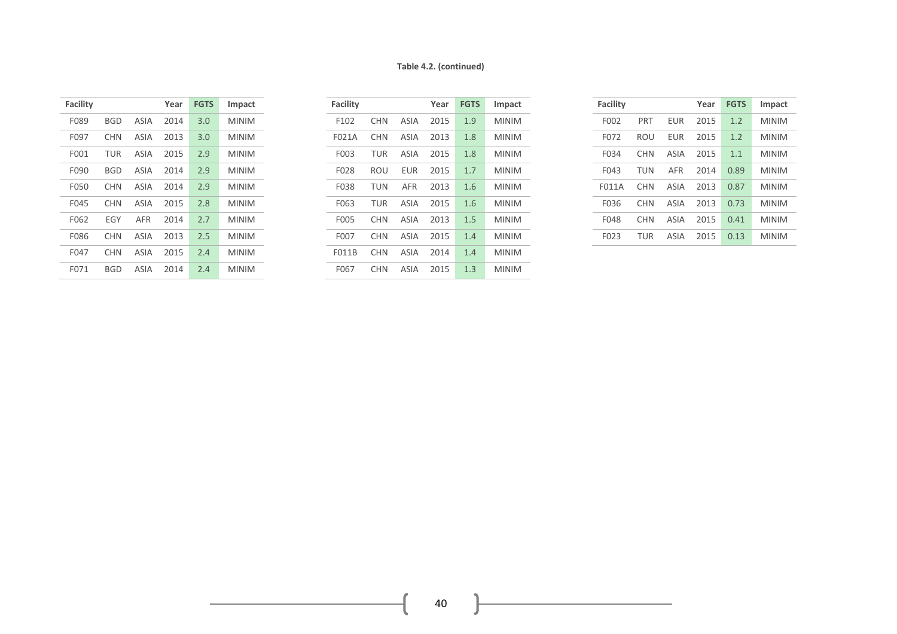**Table 4.2. (continued)**

| Facility | | | Year | FGTS | Impact |
|---|---|---|---|---|---|
| F089 | BGD | ASIA | 2014 | 3.0 | MINIM |
| F097 | CHN | ASIA | 2013 | 3.0 | MINIM |
| F001 | TUR | ASIA | 2015 | 2.9 | MINIM |
| F090 | BGD | ASIA | 2014 | 2.9 | MINIM |
| F050 | CHN | ASIA | 2014 | 2.9 | MINIM |
| F045 | CHN | ASIA | 2015 | 2.8 | MINIM |
| F062 | EGY | AFR | 2014 | 2.7 | MINIM |
| F086 | CHN | ASIA | 2013 | 2.5 | MINIM |
| F047 | CHN | ASIA | 2015 | 2.4 | MINIM |
| F071 | BGD | ASIA | 2014 | 2.4 | MINIM |
| F102 | CHN | ASIA | 2015 | 1.9 | MINIM |
| F021A | CHN | ASIA | 2013 | 1.8 | MINIM |
| F003 | TUR | ASIA | 2015 | 1.8 | MINIM |
| F028 | ROU | EUR | 2015 | 1.7 | MINIM |
| F038 | TUN | AFR | 2013 | 1.6 | MINIM |
| F063 | TUR | ASIA | 2015 | 1.6 | MINIM |
| F005 | CHN | ASIA | 2013 | 1.5 | MINIM |
| F007 | CHN | ASIA | 2015 | 1.4 | MINIM |
| F011B | CHN | ASIA | 2014 | 1.4 | MINIM |
| F067 | CHN | ASIA | 2015 | 1.3 | MINIM |
| F002 | PRT | EUR | 2015 | 1.2 | MINIM |
| F072 | ROU | EUR | 2015 | 1.2 | MINIM |
| F034 | CHN | ASIA | 2015 | 1.1 | MINIM |
| F043 | TUN | AFR | 2014 | 0.89 | MINIM |
| F011A | CHN | ASIA | 2013 | 0.87 | MINIM |
| F036 | CHN | ASIA | 2013 | 0.73 | MINIM |
| F048 | CHN | ASIA | 2015 | 0.41 | MINIM |
| F023 | TUR | ASIA | 2015 | 0.13 | MINIM |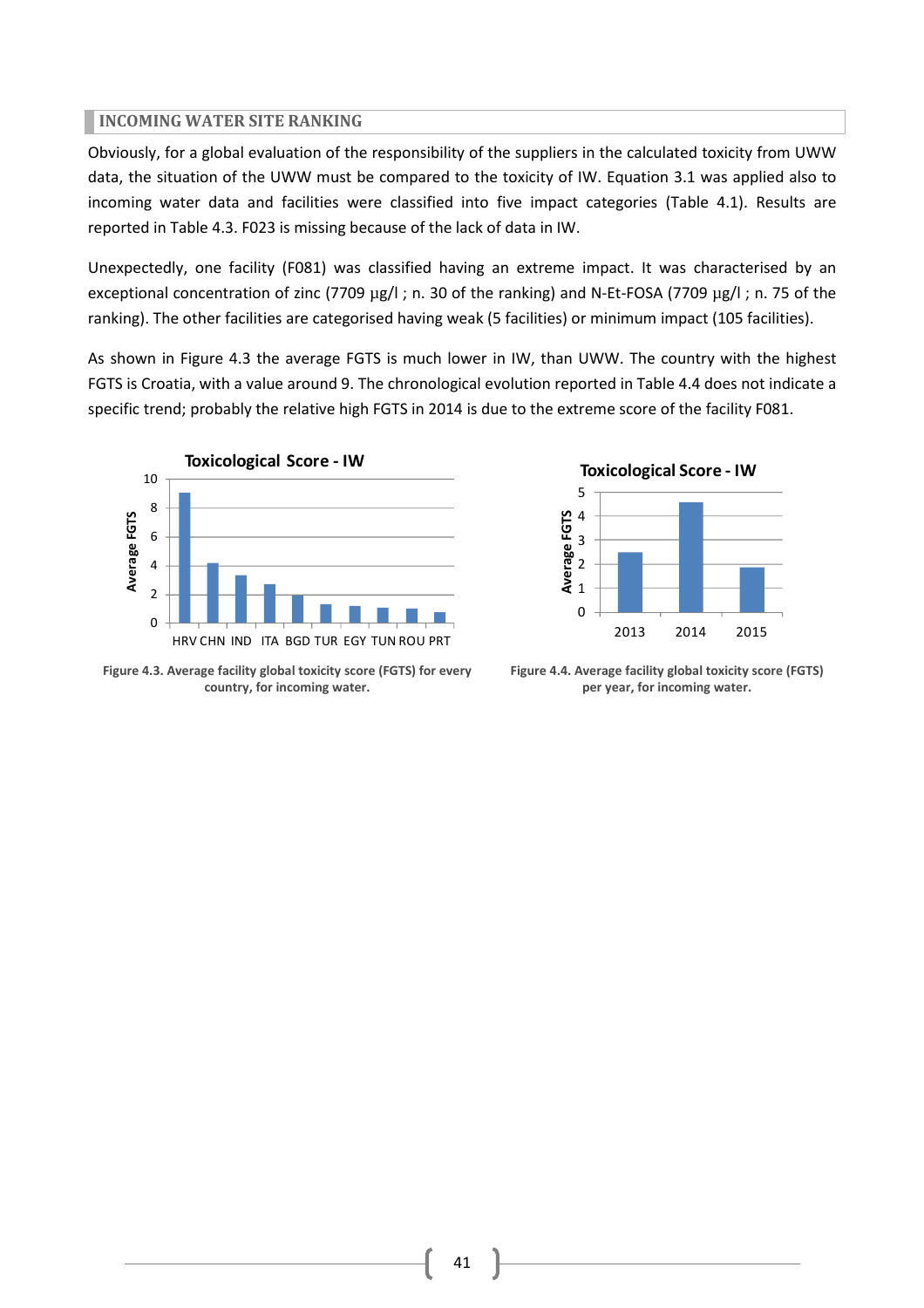## INCOMING WATER SITE RANKING

Obviously, for a global evaluation of the responsibility of the suppliers in the calculated toxicity from UWW data, the situation of the UWW must be compared to the toxicity of IW. Equation 3.1 was applied also to incoming water data and facilities were classified into five impact categories (Table 4.1). Results are reported in Table 4.3. F023 is missing because of the lack of data in IW.

Unexpectedly, one facility (F081) was classified having an extreme impact. It was characterised by an exceptional concentration of zinc (7709 µg/l ; n. 30 of the ranking) and N-Et-FOSA (7709 µg/l ; n. 75 of the ranking). The other facilities are categorised having weak (5 facilities) or minimum impact (105 facilities).

As shown in Figure 4.3 the average FGTS is much lower in IW, than UWW. The country with the highest FGTS is Croatia, with a value around 9. The chronological evolution reported in Table 4.4 does not indicate a specific trend; probably the relative high FGTS in 2014 is due to the extreme score of the facility F081.

**Figure 4.3. Average facility global toxicity score (FGTS) for every country, for incoming water.**

**Figure 4.4. Average facility global toxicity score (FGTS) per year, for incoming water.**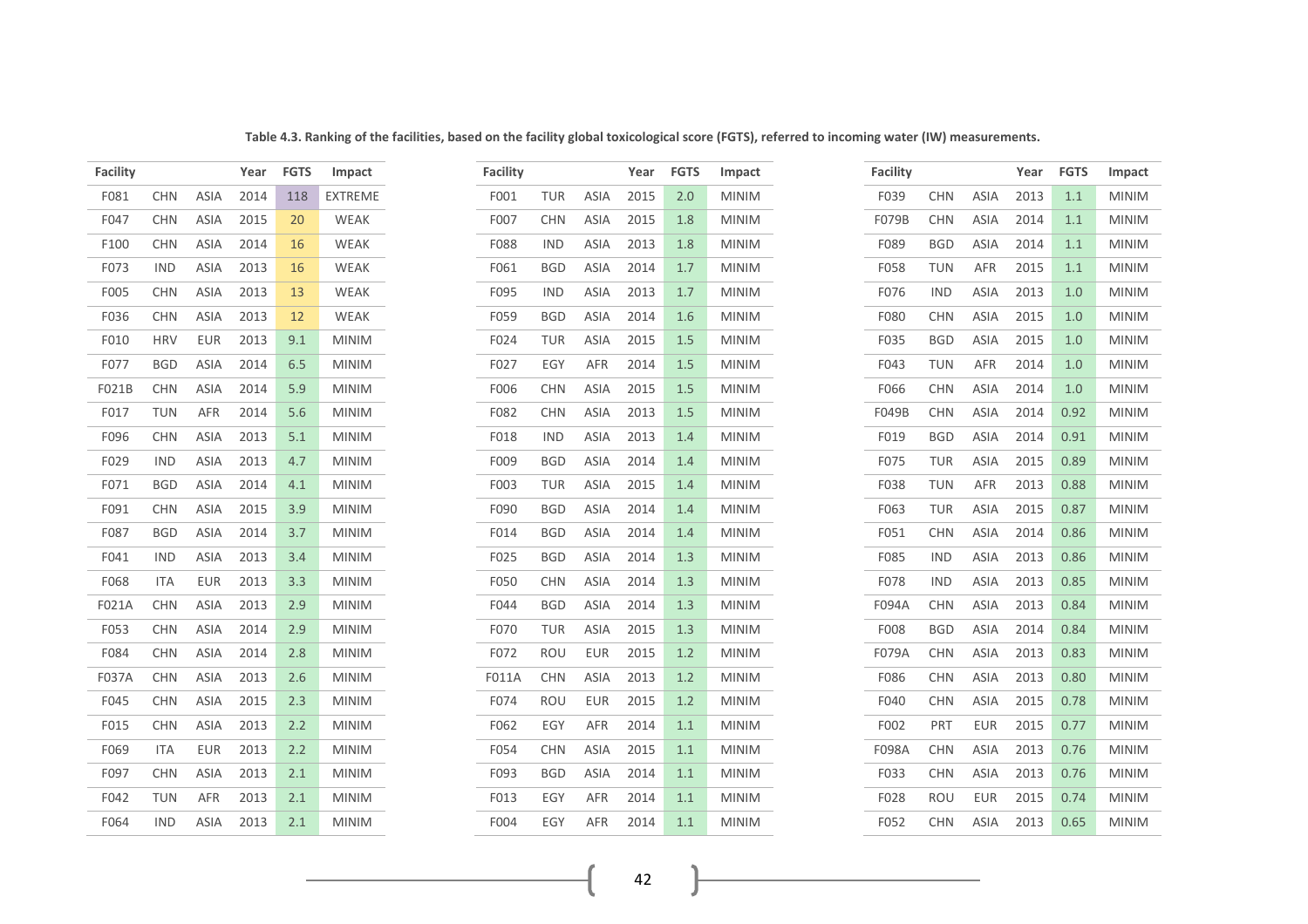**Table 4.3. Ranking of the facilities, based on the facility global toxicological score (FGTS), referred to incoming water (IW) measurements.**

| Facility | | | Year | FGTS | Impact |
|---|---|---|---|---|---|
| F081 | CHN | ASIA | 2014 | 118 | EXTREME |
| F047 | CHN | ASIA | 2015 | 20 | WEAK |
| F100 | CHN | ASIA | 2014 | 16 | WEAK |
| F073 | IND | ASIA | 2013 | 16 | WEAK |
| F005 | CHN | ASIA | 2013 | 13 | WEAK |
| F036 | CHN | ASIA | 2013 | 12 | WEAK |
| F010 | HRV | EUR | 2013 | 9.1 | MINIM |
| F077 | BGD | ASIA | 2014 | 6.5 | MINIM |
| F021B | CHN | ASIA | 2014 | 5.9 | MINIM |
| F017 | TUN | AFR | 2014 | 5.6 | MINIM |
| F096 | CHN | ASIA | 2013 | 5.1 | MINIM |
| F029 | IND | ASIA | 2013 | 4.7 | MINIM |
| F071 | BGD | ASIA | 2014 | 4.1 | MINIM |
| F091 | CHN | ASIA | 2015 | 3.9 | MINIM |
| F087 | BGD | ASIA | 2014 | 3.7 | MINIM |
| F041 | IND | ASIA | 2013 | 3.4 | MINIM |
| F068 | ITA | EUR | 2013 | 3.3 | MINIM |
| F021A | CHN | ASIA | 2013 | 2.9 | MINIM |
| F053 | CHN | ASIA | 2014 | 2.9 | MINIM |
| F084 | CHN | ASIA | 2014 | 2.8 | MINIM |
| F037A | CHN | ASIA | 2013 | 2.6 | MINIM |
| F045 | CHN | ASIA | 2015 | 2.3 | MINIM |
| F015 | CHN | ASIA | 2013 | 2.2 | MINIM |
| F069 | ITA | EUR | 2013 | 2.2 | MINIM |
| F097 | CHN | ASIA | 2013 | 2.1 | MINIM |
| F042 | TUN | AFR | 2013 | 2.1 | MINIM |
| F064 | IND | ASIA | 2013 | 2.1 | MINIM |
| F001 | TUR | ASIA | 2015 | 2.0 | MINIM |
| F007 | CHN | ASIA | 2015 | 1.8 | MINIM |
| F088 | IND | ASIA | 2013 | 1.8 | MINIM |
| F061 | BGD | ASIA | 2014 | 1.7 | MINIM |
| F095 | IND | ASIA | 2013 | 1.7 | MINIM |
| F059 | BGD | ASIA | 2014 | 1.6 | MINIM |
| F024 | TUR | ASIA | 2015 | 1.5 | MINIM |
| F027 | EGY | AFR | 2014 | 1.5 | MINIM |
| F006 | CHN | ASIA | 2015 | 1.5 | MINIM |
| F082 | CHN | ASIA | 2013 | 1.5 | MINIM |
| F018 | IND | ASIA | 2013 | 1.4 | MINIM |
| F009 | BGD | ASIA | 2014 | 1.4 | MINIM |
| F003 | TUR | ASIA | 2015 | 1.4 | MINIM |
| F090 | BGD | ASIA | 2014 | 1.4 | MINIM |
| F014 | BGD | ASIA | 2014 | 1.4 | MINIM |
| F025 | BGD | ASIA | 2014 | 1.3 | MINIM |
| F050 | CHN | ASIA | 2014 | 1.3 | MINIM |
| F044 | BGD | ASIA | 2014 | 1.3 | MINIM |
| F070 | TUR | ASIA | 2015 | 1.3 | MINIM |
| F072 | ROU | EUR | 2015 | 1.2 | MINIM |
| F011A | CHN | ASIA | 2013 | 1.2 | MINIM |
| F074 | ROU | EUR | 2015 | 1.2 | MINIM |
| F062 | EGY | AFR | 2014 | 1.1 | MINIM |
| F054 | CHN | ASIA | 2015 | 1.1 | MINIM |
| F093 | BGD | ASIA | 2014 | 1.1 | MINIM |
| F013 | EGY | AFR | 2014 | 1.1 | MINIM |
| F004 | EGY | AFR | 2014 | 1.1 | MINIM |
| F039 | CHN | ASIA | 2013 | 1.1 | MINIM |
| F079B | CHN | ASIA | 2014 | 1.1 | MINIM |
| F089 | BGD | ASIA | 2014 | 1.1 | MINIM |
| F058 | TUN | AFR | 2015 | 1.1 | MINIM |
| F076 | IND | ASIA | 2013 | 1.0 | MINIM |
| F080 | CHN | ASIA | 2015 | 1.0 | MINIM |
| F035 | BGD | ASIA | 2015 | 1.0 | MINIM |
| F043 | TUN | AFR | 2014 | 1.0 | MINIM |
| F066 | CHN | ASIA | 2014 | 1.0 | MINIM |
| F049B | CHN | ASIA | 2014 | 0.92 | MINIM |
| F019 | BGD | ASIA | 2014 | 0.91 | MINIM |
| F075 | TUR | ASIA | 2015 | 0.89 | MINIM |
| F038 | TUN | AFR | 2013 | 0.88 | MINIM |
| F063 | TUR | ASIA | 2015 | 0.87 | MINIM |
| F051 | CHN | ASIA | 2014 | 0.86 | MINIM |
| F085 | IND | ASIA | 2013 | 0.86 | MINIM |
| F078 | IND | ASIA | 2013 | 0.85 | MINIM |
| F094A | CHN | ASIA | 2013 | 0.84 | MINIM |
| F008 | BGD | ASIA | 2014 | 0.84 | MINIM |
| F079A | CHN | ASIA | 2013 | 0.83 | MINIM |
| F086 | CHN | ASIA | 2013 | 0.80 | MINIM |
| F040 | CHN | ASIA | 2015 | 0.78 | MINIM |
| F002 | PRT | EUR | 2015 | 0.77 | MINIM |
| F098A | CHN | ASIA | 2013 | 0.76 | MINIM |
| F033 | CHN | ASIA | 2013 | 0.76 | MINIM |
| F028 | ROU | EUR | 2015 | 0.74 | MINIM |
| F052 | CHN | ASIA | 2013 | 0.65 | MINIM |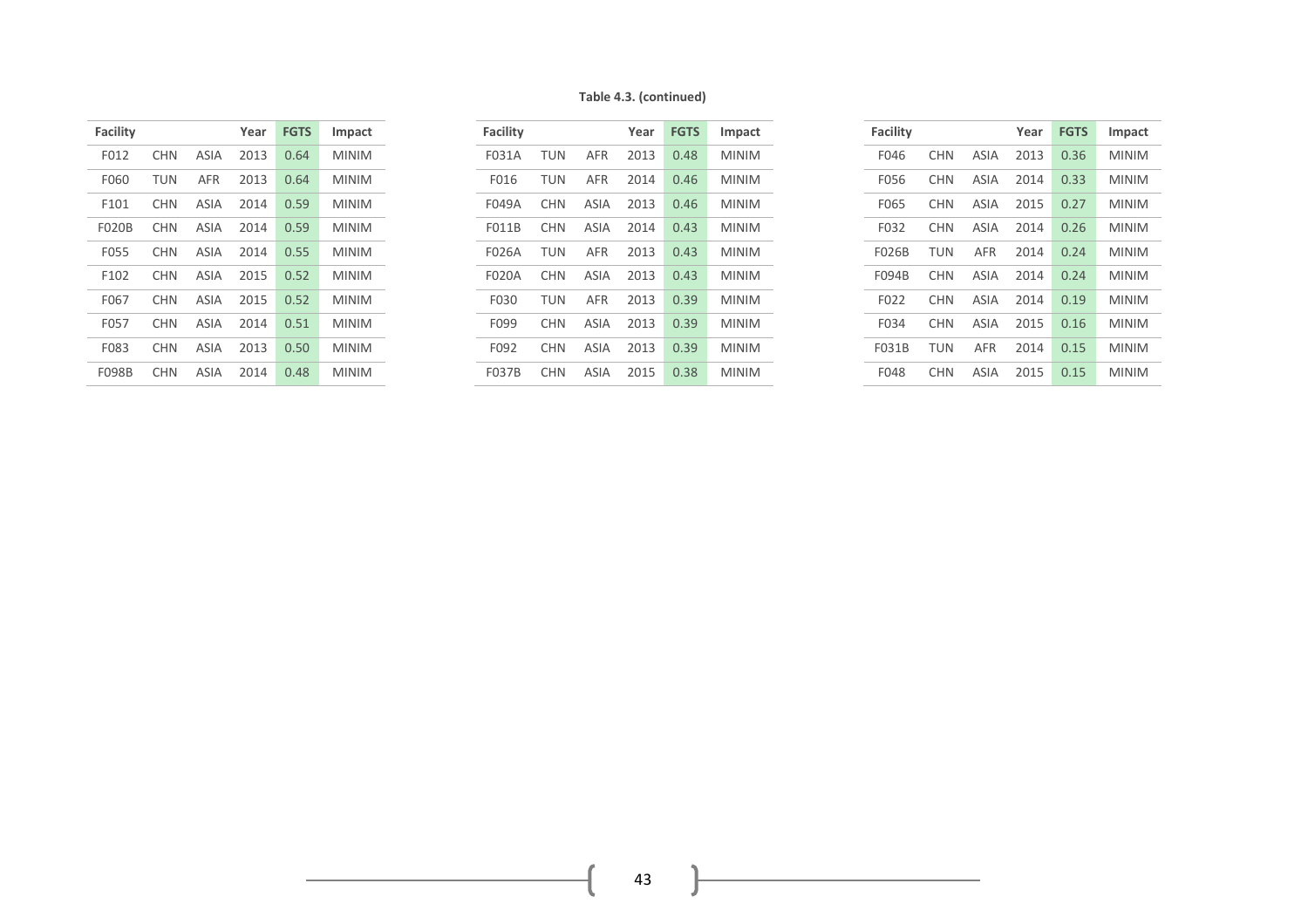**Table 4.3. (continued)**

| Facility | | | Year | FGTS | Impact |
|---|---|---|---|---|---|
| F012 | CHN | ASIA | 2013 | 0.64 | MINIM |
| F060 | TUN | AFR | 2013 | 0.64 | MINIM |
| F101 | CHN | ASIA | 2014 | 0.59 | MINIM |
| F020B | CHN | ASIA | 2014 | 0.59 | MINIM |
| F055 | CHN | ASIA | 2014 | 0.55 | MINIM |
| F102 | CHN | ASIA | 2015 | 0.52 | MINIM |
| F067 | CHN | ASIA | 2015 | 0.52 | MINIM |
| F057 | CHN | ASIA | 2014 | 0.51 | MINIM |
| F083 | CHN | ASIA | 2013 | 0.50 | MINIM |
| F098B | CHN | ASIA | 2014 | 0.48 | MINIM |

| Facility | | | Year | FGTS | Impact |
|---|---|---|---|---|---|
| F031A | TUN | AFR | 2013 | 0.48 | MINIM |
| F016 | TUN | AFR | 2014 | 0.46 | MINIM |
| F049A | CHN | ASIA | 2013 | 0.46 | MINIM |
| F011B | CHN | ASIA | 2014 | 0.43 | MINIM |
| F026A | TUN | AFR | 2013 | 0.43 | MINIM |
| F020A | CHN | ASIA | 2013 | 0.43 | MINIM |
| F030 | TUN | AFR | 2013 | 0.39 | MINIM |
| F099 | CHN | ASIA | 2013 | 0.39 | MINIM |
| F092 | CHN | ASIA | 2013 | 0.39 | MINIM |
| F037B | CHN | ASIA | 2015 | 0.38 | MINIM |

| Facility | | | Year | FGTS | Impact |
|---|---|---|---|---|---|
| F046 | CHN | ASIA | 2013 | 0.36 | MINIM |
| F056 | CHN | ASIA | 2014 | 0.33 | MINIM |
| F065 | CHN | ASIA | 2015 | 0.27 | MINIM |
| F032 | CHN | ASIA | 2014 | 0.26 | MINIM |
| F026B | TUN | AFR | 2014 | 0.24 | MINIM |
| F094B | CHN | ASIA | 2014 | 0.24 | MINIM |
| F022 | CHN | ASIA | 2014 | 0.19 | MINIM |
| F034 | CHN | ASIA | 2015 | 0.16 | MINIM |
| F031B | TUN | AFR | 2014 | 0.15 | MINIM |
| F048 | CHN | ASIA | 2015 | 0.15 | MINIM |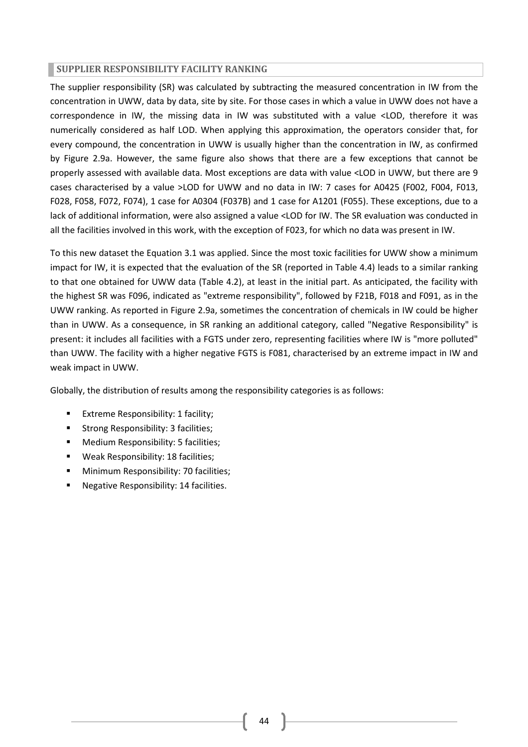## SUPPLIER RESPONSIBILITY FACILITY RANKING

The supplier responsibility (SR) was calculated by subtracting the measured concentration in IW from the concentration in UWW, data by data, site by site. For those cases in which a value in UWW does not have a correspondence in IW, the missing data in IW was substituted with a value <LOD, therefore it was numerically considered as half LOD. When applying this approximation, the operators consider that, for every compound, the concentration in UWW is usually higher than the concentration in IW, as confirmed by Figure 2.9a. However, the same figure also shows that there are a few exceptions that cannot be properly assessed with available data. Most exceptions are data with value <LOD in UWW, but there are 9 cases characterised by a value >LOD for UWW and no data in IW: 7 cases for A0425 (F002, F004, F013, F028, F058, F072, F074), 1 case for A0304 (F037B) and 1 case for A1201 (F055). These exceptions, due to a lack of additional information, were also assigned a value <LOD for IW. The SR evaluation was conducted in all the facilities involved in this work, with the exception of F023, for which no data was present in IW.

To this new dataset the Equation 3.1 was applied. Since the most toxic facilities for UWW show a minimum impact for IW, it is expected that the evaluation of the SR (reported in Table 4.4) leads to a similar ranking to that one obtained for UWW data (Table 4.2), at least in the initial part. As anticipated, the facility with the highest SR was F096, indicated as "extreme responsibility", followed by F21B, F018 and F091, as in the UWW ranking. As reported in Figure 2.9a, sometimes the concentration of chemicals in IW could be higher than in UWW. As a consequence, in SR ranking an additional category, called "Negative Responsibility" is present: it includes all facilities with a FGTS under zero, representing facilities where IW is "more polluted" than UWW. The facility with a higher negative FGTS is F081, characterised by an extreme impact in IW and weak impact in UWW.

Globally, the distribution of results among the responsibility categories is as follows:

- Extreme Responsibility: 1 facility;
- Strong Responsibility: 3 facilities;
- Medium Responsibility: 5 facilities;
- Weak Responsibility: 18 facilities;
- Minimum Responsibility: 70 facilities;
- Negative Responsibility: 14 facilities.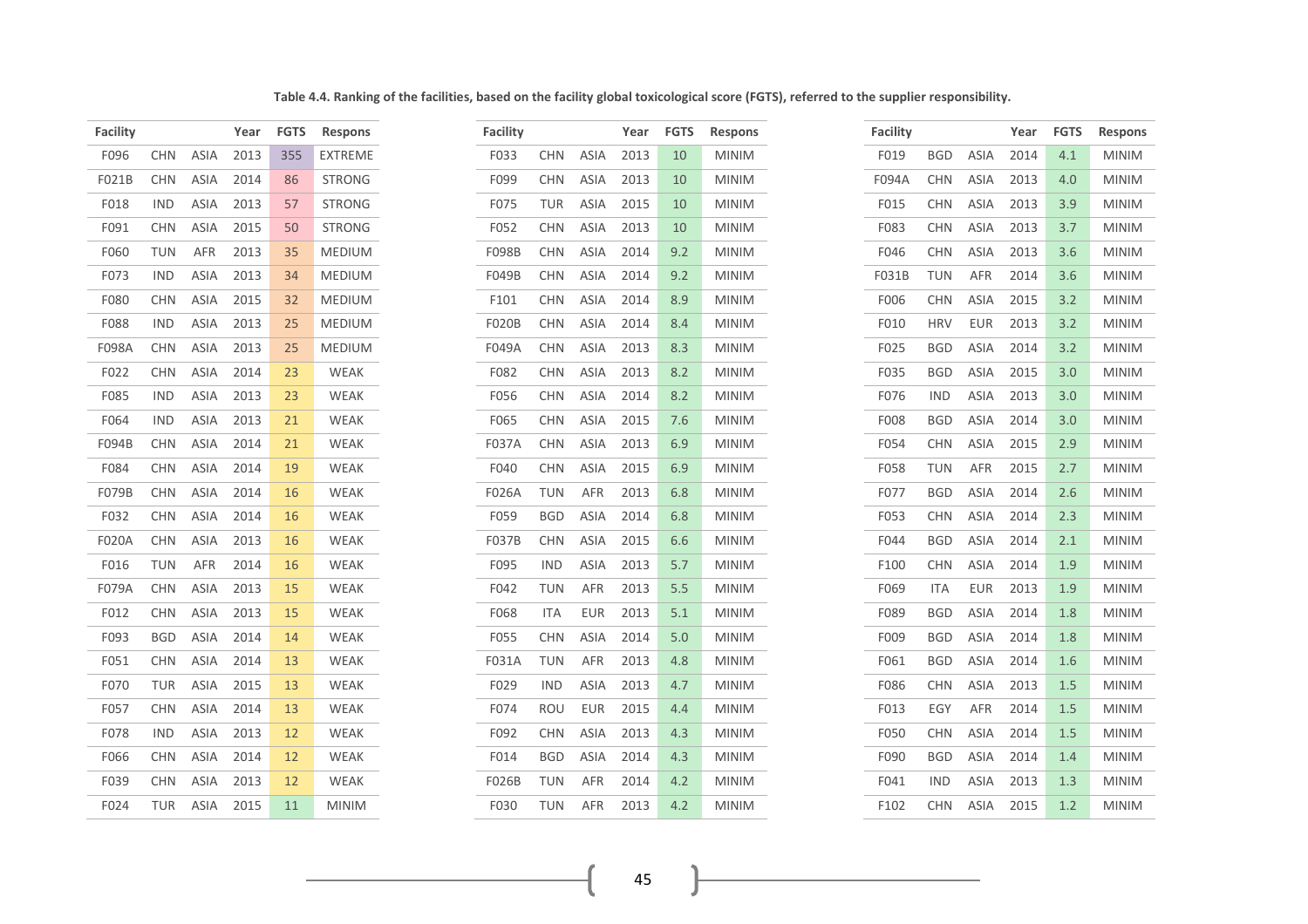**Table 4.4. Ranking of the facilities, based on the facility global toxicological score (FGTS), referred to the supplier responsibility.**

| Facility | | | Year | FGTS | Respons |
|---|---|---|---|---|---|
| F096 | CHN | ASIA | 2013 | 355 | EXTREME |
| F021B | CHN | ASIA | 2014 | 86 | STRONG |
| F018 | IND | ASIA | 2013 | 57 | STRONG |
| F091 | CHN | ASIA | 2015 | 50 | STRONG |
| F060 | TUN | AFR | 2013 | 35 | MEDIUM |
| F073 | IND | ASIA | 2013 | 34 | MEDIUM |
| F080 | CHN | ASIA | 2015 | 32 | MEDIUM |
| F088 | IND | ASIA | 2013 | 25 | MEDIUM |
| F098A | CHN | ASIA | 2013 | 25 | MEDIUM |
| F022 | CHN | ASIA | 2014 | 23 | WEAK |
| F085 | IND | ASIA | 2013 | 23 | WEAK |
| F064 | IND | ASIA | 2013 | 21 | WEAK |
| F094B | CHN | ASIA | 2014 | 21 | WEAK |
| F084 | CHN | ASIA | 2014 | 19 | WEAK |
| F079B | CHN | ASIA | 2014 | 16 | WEAK |
| F032 | CHN | ASIA | 2014 | 16 | WEAK |
| F020A | CHN | ASIA | 2013 | 16 | WEAK |
| F016 | TUN | AFR | 2014 | 16 | WEAK |
| F079A | CHN | ASIA | 2013 | 15 | WEAK |
| F012 | CHN | ASIA | 2013 | 15 | WEAK |
| F093 | BGD | ASIA | 2014 | 14 | WEAK |
| F051 | CHN | ASIA | 2014 | 13 | WEAK |
| F070 | TUR | ASIA | 2015 | 13 | WEAK |
| F057 | CHN | ASIA | 2014 | 13 | WEAK |
| F078 | IND | ASIA | 2013 | 12 | WEAK |
| F066 | CHN | ASIA | 2014 | 12 | WEAK |
| F039 | CHN | ASIA | 2013 | 12 | WEAK |
| F024 | TUR | ASIA | 2015 | 11 | MINIM |
| F033 | CHN | ASIA | 2013 | 10 | MINIM |
| F099 | CHN | ASIA | 2013 | 10 | MINIM |
| F075 | TUR | ASIA | 2015 | 10 | MINIM |
| F052 | CHN | ASIA | 2013 | 10 | MINIM |
| F098B | CHN | ASIA | 2014 | 9.2 | MINIM |
| F049B | CHN | ASIA | 2014 | 9.2 | MINIM |
| F101 | CHN | ASIA | 2014 | 8.9 | MINIM |
| F020B | CHN | ASIA | 2014 | 8.4 | MINIM |
| F049A | CHN | ASIA | 2013 | 8.3 | MINIM |
| F082 | CHN | ASIA | 2013 | 8.2 | MINIM |
| F056 | CHN | ASIA | 2014 | 8.2 | MINIM |
| F065 | CHN | ASIA | 2015 | 7.6 | MINIM |
| F037A | CHN | ASIA | 2013 | 6.9 | MINIM |
| F040 | CHN | ASIA | 2015 | 6.9 | MINIM |
| F026A | TUN | AFR | 2013 | 6.8 | MINIM |
| F059 | BGD | ASIA | 2014 | 6.8 | MINIM |
| F037B | CHN | ASIA | 2015 | 6.6 | MINIM |
| F095 | IND | ASIA | 2013 | 5.7 | MINIM |
| F042 | TUN | AFR | 2013 | 5.5 | MINIM |
| F068 | ITA | EUR | 2013 | 5.1 | MINIM |
| F055 | CHN | ASIA | 2014 | 5.0 | MINIM |
| F031A | TUN | AFR | 2013 | 4.8 | MINIM |
| F029 | IND | ASIA | 2013 | 4.7 | MINIM |
| F074 | ROU | EUR | 2015 | 4.4 | MINIM |
| F092 | CHN | ASIA | 2013 | 4.3 | MINIM |
| F014 | BGD | ASIA | 2014 | 4.3 | MINIM |
| F026B | TUN | AFR | 2014 | 4.2 | MINIM |
| F030 | TUN | AFR | 2013 | 4.2 | MINIM |
| F019 | BGD | ASIA | 2014 | 4.1 | MINIM |
| F094A | CHN | ASIA | 2013 | 4.0 | MINIM |
| F015 | CHN | ASIA | 2013 | 3.9 | MINIM |
| F083 | CHN | ASIA | 2013 | 3.7 | MINIM |
| F046 | CHN | ASIA | 2013 | 3.6 | MINIM |
| F031B | TUN | AFR | 2014 | 3.6 | MINIM |
| F006 | CHN | ASIA | 2015 | 3.2 | MINIM |
| F010 | HRV | EUR | 2013 | 3.2 | MINIM |
| F025 | BGD | ASIA | 2014 | 3.2 | MINIM |
| F035 | BGD | ASIA | 2015 | 3.0 | MINIM |
| F076 | IND | ASIA | 2013 | 3.0 | MINIM |
| F008 | BGD | ASIA | 2014 | 3.0 | MINIM |
| F054 | CHN | ASIA | 2015 | 2.9 | MINIM |
| F058 | TUN | AFR | 2015 | 2.7 | MINIM |
| F077 | BGD | ASIA | 2014 | 2.6 | MINIM |
| F053 | CHN | ASIA | 2014 | 2.3 | MINIM |
| F044 | BGD | ASIA | 2014 | 2.1 | MINIM |
| F100 | CHN | ASIA | 2014 | 1.9 | MINIM |
| F069 | ITA | EUR | 2013 | 1.9 | MINIM |
| F089 | BGD | ASIA | 2014 | 1.8 | MINIM |
| F009 | BGD | ASIA | 2014 | 1.8 | MINIM |
| F061 | BGD | ASIA | 2014 | 1.6 | MINIM |
| F086 | CHN | ASIA | 2013 | 1.5 | MINIM |
| F013 | EGY | AFR | 2014 | 1.5 | MINIM |
| F050 | CHN | ASIA | 2014 | 1.5 | MINIM |
| F090 | BGD | ASIA | 2014 | 1.4 | MINIM |
| F041 | IND | ASIA | 2013 | 1.3 | MINIM |
| F102 | CHN | ASIA | 2015 | 1.2 | MINIM |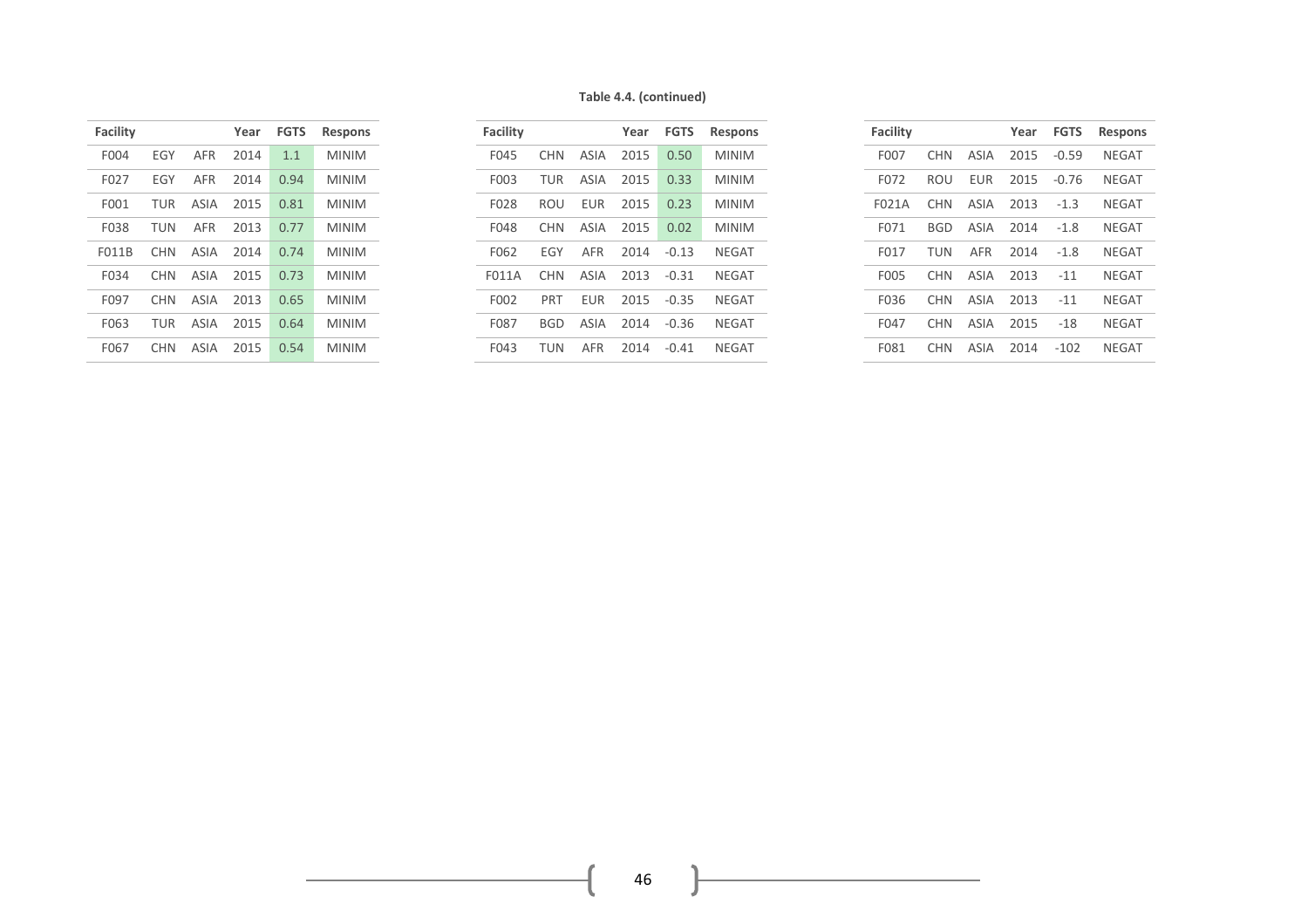**Table 4.4. (continued)**

| Facility | | | Year | FGTS | Respons |
|---|---|---|---|---|---|
| F004 | EGY | AFR | 2014 | 1.1 | MINIM |
| F027 | EGY | AFR | 2014 | 0.94 | MINIM |
| F001 | TUR | ASIA | 2015 | 0.81 | MINIM |
| F038 | TUN | AFR | 2013 | 0.77 | MINIM |
| F011B | CHN | ASIA | 2014 | 0.74 | MINIM |
| F034 | CHN | ASIA | 2015 | 0.73 | MINIM |
| F097 | CHN | ASIA | 2013 | 0.65 | MINIM |
| F063 | TUR | ASIA | 2015 | 0.64 | MINIM |
| F067 | CHN | ASIA | 2015 | 0.54 | MINIM |

| Facility | | | Year | FGTS | Respons |
|---|---|---|---|---|---|
| F045 | CHN | ASIA | 2015 | 0.50 | MINIM |
| F003 | TUR | ASIA | 2015 | 0.33 | MINIM |
| F028 | ROU | EUR | 2015 | 0.23 | MINIM |
| F048 | CHN | ASIA | 2015 | 0.02 | MINIM |
| F062 | EGY | AFR | 2014 | -0.13 | NEGAT |
| F011A | CHN | ASIA | 2013 | -0.31 | NEGAT |
| F002 | PRT | EUR | 2015 | -0.35 | NEGAT |
| F087 | BGD | ASIA | 2014 | -0.36 | NEGAT |
| F043 | TUN | AFR | 2014 | -0.41 | NEGAT |

| Facility | | | Year | FGTS | Respons |
|---|---|---|---|---|---|
| F007 | CHN | ASIA | 2015 | -0.59 | NEGAT |
| F072 | ROU | EUR | 2015 | -0.76 | NEGAT |
| F021A | CHN | ASIA | 2013 | -1.3 | NEGAT |
| F071 | BGD | ASIA | 2014 | -1.8 | NEGAT |
| F017 | TUN | AFR | 2014 | -1.8 | NEGAT |
| F005 | CHN | ASIA | 2013 | -11 | NEGAT |
| F036 | CHN | ASIA | 2013 | -11 | NEGAT |
| F047 | CHN | ASIA | 2015 | -18 | NEGAT |
| F081 | CHN | ASIA | 2014 | -102 | NEGAT |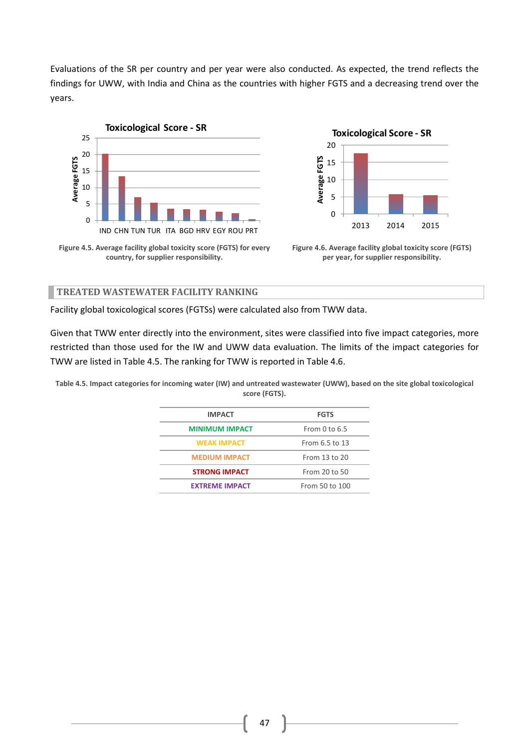Evaluations of the SR per country and per year were also conducted. As expected, the trend reflects the findings for UWW, with India and China as the countries with higher FGTS and a decreasing trend over the years.

Figure 4.5. Average facility global toxicity score (FGTS) for every country, for supplier responsibility.

Figure 4.6. Average facility global toxicity score (FGTS) per year, for supplier responsibility.

## TREATED WASTEWATER FACILITY RANKING

Facility global toxicological scores (FGTSs) were calculated also from TWW data.

Given that TWW enter directly into the environment, sites were classified into five impact categories, more restricted than those used for the IW and UWW data evaluation. The limits of the impact categories for TWW are listed in Table 4.5. The ranking for TWW is reported in Table 4.6.

**Table 4.5. Impact categories for incoming water (IW) and untreated wastewater (UWW), based on the site global toxicological score (FGTS).**

| IMPACT | FGTS |
|---|---|
| MINIMUM IMPACT | From 0 to 6.5 |
| WEAK IMPACT | From 6.5 to 13 |
| MEDIUM IMPACT | From 13 to 20 |
| STRONG IMPACT | From 20 to 50 |
| EXTREME IMPACT | From 50 to 100 |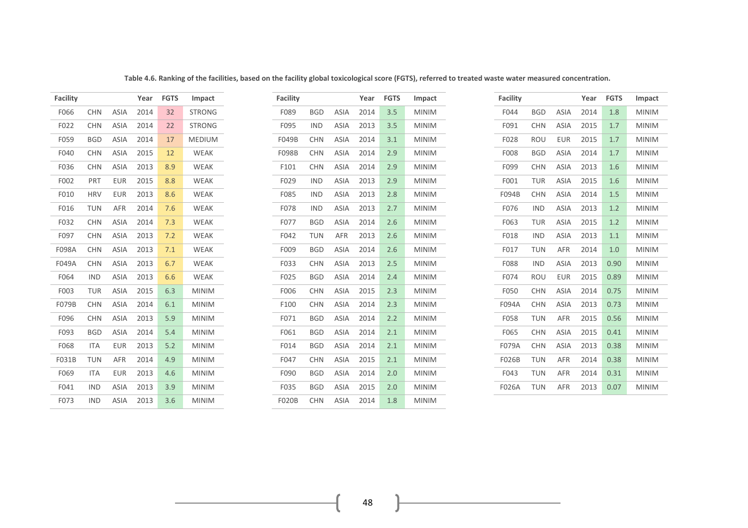**Table 4.6. Ranking of the facilities, based on the facility global toxicological score (FGTS), referred to treated waste water measured concentration.**

| Facility | | | Year | FGTS | Impact |
|---|---|---|---|---|---|
| F066 | CHN | ASIA | 2014 | 32 | STRONG |
| F022 | CHN | ASIA | 2014 | 22 | STRONG |
| F059 | BGD | ASIA | 2014 | 17 | MEDIUM |
| F040 | CHN | ASIA | 2015 | 12 | WEAK |
| F036 | CHN | ASIA | 2013 | 8.9 | WEAK |
| F002 | PRT | EUR | 2015 | 8.8 | WEAK |
| F010 | HRV | EUR | 2013 | 8.6 | WEAK |
| F016 | TUN | AFR | 2014 | 7.6 | WEAK |
| F032 | CHN | ASIA | 2014 | 7.3 | WEAK |
| F097 | CHN | ASIA | 2013 | 7.2 | WEAK |
| F098A | CHN | ASIA | 2013 | 7.1 | WEAK |
| F049A | CHN | ASIA | 2013 | 6.7 | WEAK |
| F064 | IND | ASIA | 2013 | 6.6 | WEAK |
| F003 | TUR | ASIA | 2015 | 6.3 | MINIM |
| F079B | CHN | ASIA | 2014 | 6.1 | MINIM |
| F096 | CHN | ASIA | 2013 | 5.9 | MINIM |
| F093 | BGD | ASIA | 2014 | 5.4 | MINIM |
| F068 | ITA | EUR | 2013 | 5.2 | MINIM |
| F031B | TUN | AFR | 2014 | 4.9 | MINIM |
| F069 | ITA | EUR | 2013 | 4.6 | MINIM |
| F041 | IND | ASIA | 2013 | 3.9 | MINIM |
| F073 | IND | ASIA | 2013 | 3.6 | MINIM |
| F089 | BGD | ASIA | 2014 | 3.5 | MINIM |
| F095 | IND | ASIA | 2013 | 3.5 | MINIM |
| F049B | CHN | ASIA | 2014 | 3.1 | MINIM |
| F098B | CHN | ASIA | 2014 | 2.9 | MINIM |
| F101 | CHN | ASIA | 2014 | 2.9 | MINIM |
| F029 | IND | ASIA | 2013 | 2.9 | MINIM |
| F085 | IND | ASIA | 2013 | 2.8 | MINIM |
| F078 | IND | ASIA | 2013 | 2.7 | MINIM |
| F077 | BGD | ASIA | 2014 | 2.6 | MINIM |
| F042 | TUN | AFR | 2013 | 2.6 | MINIM |
| F009 | BGD | ASIA | 2014 | 2.6 | MINIM |
| F033 | CHN | ASIA | 2013 | 2.5 | MINIM |
| F025 | BGD | ASIA | 2014 | 2.4 | MINIM |
| F006 | CHN | ASIA | 2015 | 2.3 | MINIM |
| F100 | CHN | ASIA | 2014 | 2.3 | MINIM |
| F071 | BGD | ASIA | 2014 | 2.2 | MINIM |
| F061 | BGD | ASIA | 2014 | 2.1 | MINIM |
| F014 | BGD | ASIA | 2014 | 2.1 | MINIM |
| F047 | CHN | ASIA | 2015 | 2.1 | MINIM |
| F090 | BGD | ASIA | 2014 | 2.0 | MINIM |
| F035 | BGD | ASIA | 2015 | 2.0 | MINIM |
| F020B | CHN | ASIA | 2014 | 1.8 | MINIM |
| F044 | BGD | ASIA | 2014 | 1.8 | MINIM |
| F091 | CHN | ASIA | 2015 | 1.7 | MINIM |
| F028 | ROU | EUR | 2015 | 1.7 | MINIM |
| F008 | BGD | ASIA | 2014 | 1.7 | MINIM |
| F099 | CHN | ASIA | 2013 | 1.6 | MINIM |
| F001 | TUR | ASIA | 2015 | 1.6 | MINIM |
| F094B | CHN | ASIA | 2014 | 1.5 | MINIM |
| F076 | IND | ASIA | 2013 | 1.2 | MINIM |
| F063 | TUR | ASIA | 2015 | 1.2 | MINIM |
| F018 | IND | ASIA | 2013 | 1.1 | MINIM |
| F017 | TUN | AFR | 2014 | 1.0 | MINIM |
| F088 | IND | ASIA | 2013 | 0.90 | MINIM |
| F074 | ROU | EUR | 2015 | 0.89 | MINIM |
| F050 | CHN | ASIA | 2014 | 0.75 | MINIM |
| F094A | CHN | ASIA | 2013 | 0.73 | MINIM |
| F058 | TUN | AFR | 2015 | 0.56 | MINIM |
| F065 | CHN | ASIA | 2015 | 0.41 | MINIM |
| F079A | CHN | ASIA | 2013 | 0.38 | MINIM |
| F026B | TUN | AFR | 2014 | 0.38 | MINIM |
| F043 | TUN | AFR | 2014 | 0.31 | MINIM |
| F026A | TUN | AFR | 2013 | 0.07 | MINIM |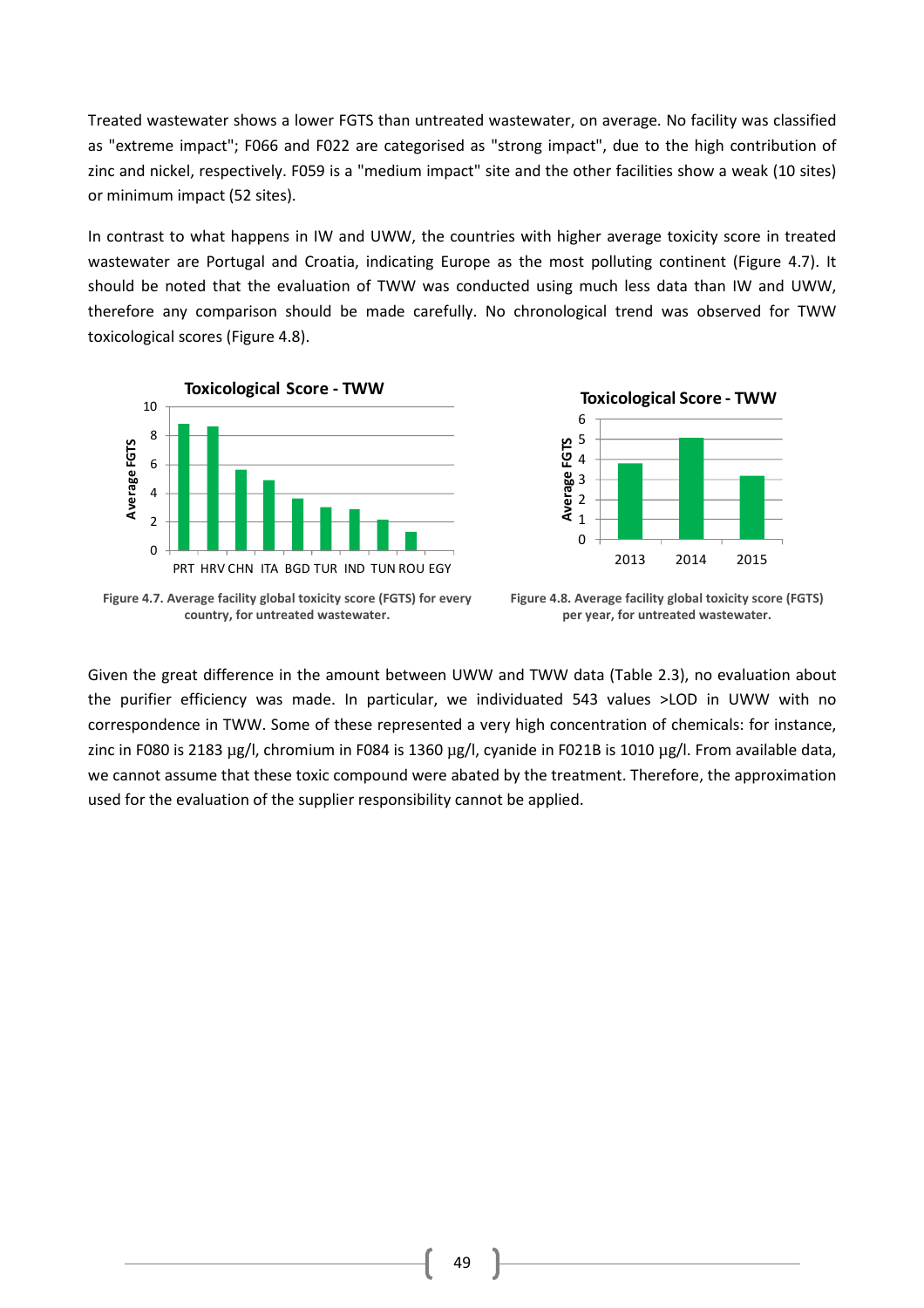Treated wastewater shows a lower FGTS than untreated wastewater, on average. No facility was classified as "extreme impact"; F066 and F022 are categorised as "strong impact", due to the high contribution of zinc and nickel, respectively. F059 is a "medium impact" site and the other facilities show a weak (10 sites) or minimum impact (52 sites).

In contrast to what happens in IW and UWW, the countries with higher average toxicity score in treated wastewater are Portugal and Croatia, indicating Europe as the most polluting continent (Figure 4.7). It should be noted that the evaluation of TWW was conducted using much less data than IW and UWW, therefore any comparison should be made carefully. No chronological trend was observed for TWW toxicological scores (Figure 4.8).

**Figure 4.7. Average facility global toxicity score (FGTS) for every country, for untreated wastewater.**

**Figure 4.8. Average facility global toxicity score (FGTS) per year, for untreated wastewater.**

Given the great difference in the amount between UWW and TWW data (Table 2.3), no evaluation about the purifier efficiency was made. In particular, we individuated 543 values >LOD in UWW with no correspondence in TWW. Some of these represented a very high concentration of chemicals: for instance, zinc in F080 is 2183 µg/l, chromium in F084 is 1360 µg/l, cyanide in F021B is 1010 µg/l. From available data, we cannot assume that these toxic compound were abated by the treatment. Therefore, the approximation used for the evaluation of the supplier responsibility cannot be applied.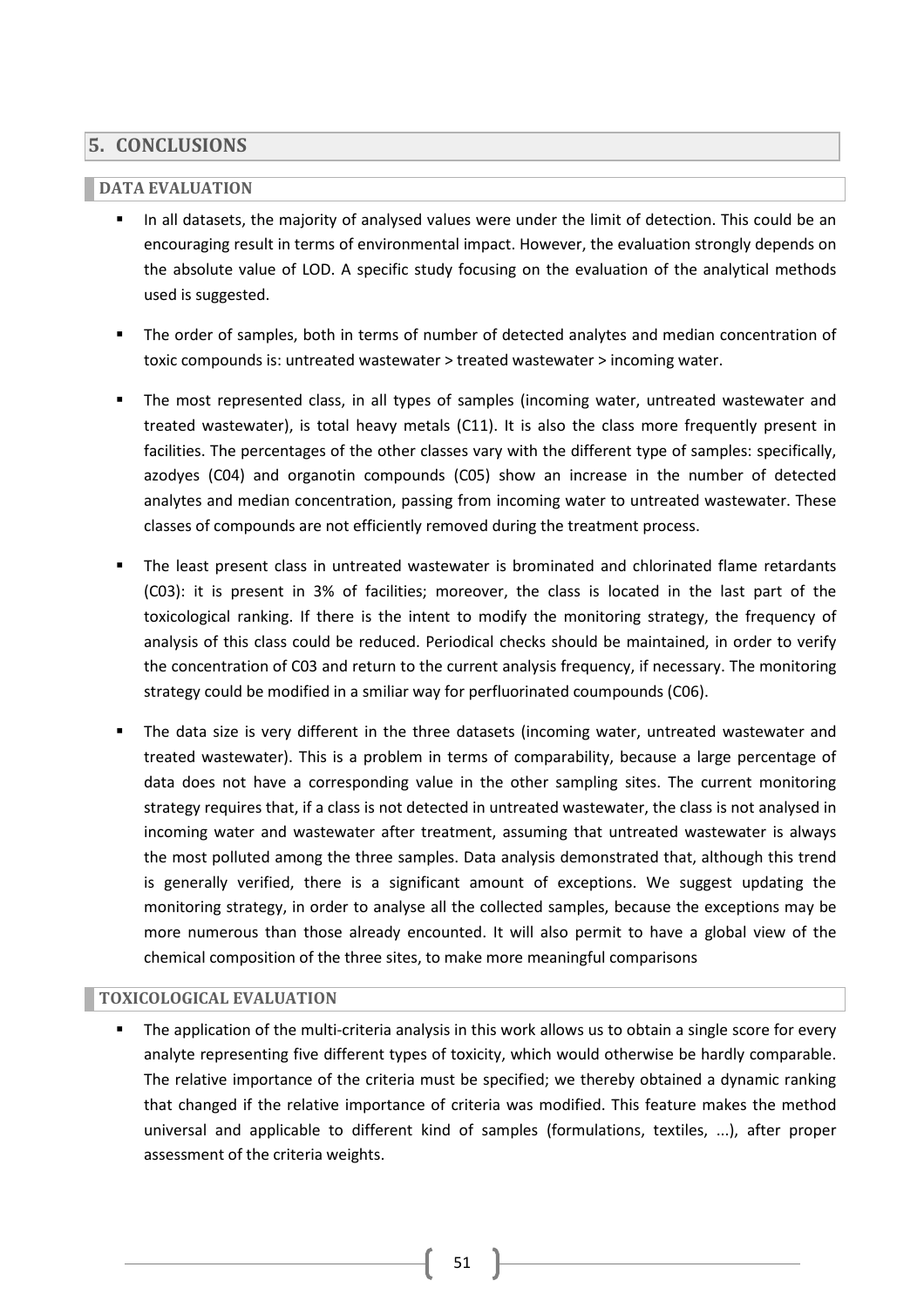# 5. CONCLUSIONS

## DATA EVALUATION

- In all datasets, the majority of analysed values were under the limit of detection. This could be an encouraging result in terms of environmental impact. However, the evaluation strongly depends on the absolute value of LOD. A specific study focusing on the evaluation of the analytical methods used is suggested.

- The order of samples, both in terms of number of detected analytes and median concentration of toxic compounds is: untreated wastewater > treated wastewater > incoming water.

- The most represented class, in all types of samples (incoming water, untreated wastewater and treated wastewater), is total heavy metals (C11). It is also the class more frequently present in facilities. The percentages of the other classes vary with the different type of samples: specifically, azodyes (C04) and organotin compounds (C05) show an increase in the number of detected analytes and median concentration, passing from incoming water to untreated wastewater. These classes of compounds are not efficiently removed during the treatment process.

- The least present class in untreated wastewater is brominated and chlorinated flame retardants (C03): it is present in 3% of facilities; moreover, the class is located in the last part of the toxicological ranking. If there is the intent to modify the monitoring strategy, the frequency of analysis of this class could be reduced. Periodical checks should be maintained, in order to verify the concentration of C03 and return to the current analysis frequency, if necessary. The monitoring strategy could be modified in a smiliar way for perfluorinated coumpounds (C06).

- The data size is very different in the three datasets (incoming water, untreated wastewater and treated wastewater). This is a problem in terms of comparability, because a large percentage of data does not have a corresponding value in the other sampling sites. The current monitoring strategy requires that, if a class is not detected in untreated wastewater, the class is not analysed in incoming water and wastewater after treatment, assuming that untreated wastewater is always the most polluted among the three samples. Data analysis demonstrated that, although this trend is generally verified, there is a significant amount of exceptions. We suggest updating the monitoring strategy, in order to analyse all the collected samples, because the exceptions may be more numerous than those already encountered. It will also permit to have a global view of the chemical composition of the three sites, to make more meaningful comparisons

## TOXICOLOGICAL EVALUATION

- The application of the multi-criteria analysis in this work allows us to obtain a single score for every analyte representing five different types of toxicity, which would otherwise be hardly comparable. The relative importance of the criteria must be specified; we thereby obtained a dynamic ranking that changed if the relative importance of criteria was modified. This feature makes the method universal and applicable to different kind of samples (formulations, textiles, ...), after proper assessment of the criteria weights.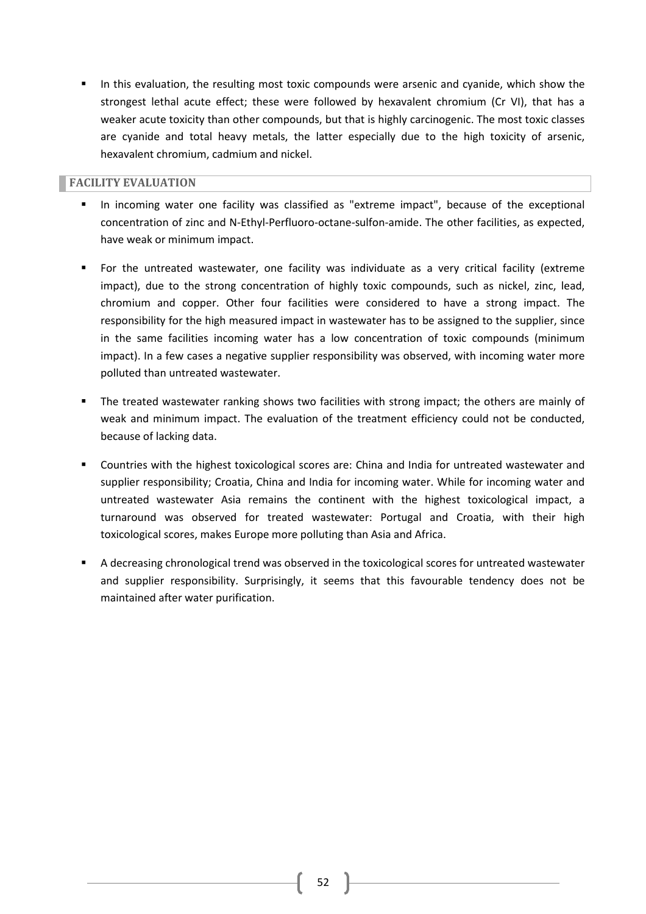- In this evaluation, the resulting most toxic compounds were arsenic and cyanide, which show the strongest lethal acute effect; these were followed by hexavalent chromium (Cr VI), that has a weaker acute toxicity than other compounds, but that is highly carcinogenic. The most toxic classes are cyanide and total heavy metals, the latter especially due to the high toxicity of arsenic, hexavalent chromium, cadmium and nickel.

## FACILITY EVALUATION

- In incoming water one facility was classified as "extreme impact", because of the exceptional concentration of zinc and N-Ethyl-Perfluoro-octane-sulfon-amide. The other facilities, as expected, have weak or minimum impact.

- For the untreated wastewater, one facility was individuate as a very critical facility (extreme impact), due to the strong concentration of highly toxic compounds, such as nickel, zinc, lead, chromium and copper. Other four facilities were considered to have a strong impact. The responsibility for the high measured impact in wastewater has to be assigned to the supplier, since in the same facilities incoming water has a low concentration of toxic compounds (minimum impact). In a few cases a negative supplier responsibility was observed, with incoming water more polluted than untreated wastewater.

- The treated wastewater ranking shows two facilities with strong impact; the others are mainly of weak and minimum impact. The evaluation of the treatment efficiency could not be conducted, because of lacking data.

- Countries with the highest toxicological scores are: China and India for untreated wastewater and supplier responsibility; Croatia, China and India for incoming water. While for incoming water and untreated wastewater Asia remains the continent with the highest toxicological impact, a turnaround was observed for treated wastewater: Portugal and Croatia, with their high toxicological scores, makes Europe more polluting than Asia and Africa.

- A decreasing chronological trend was observed in the toxicological scores for untreated wastewater and supplier responsibility. Surprisingly, it seems that this favourable tendency does not be maintained after water purification.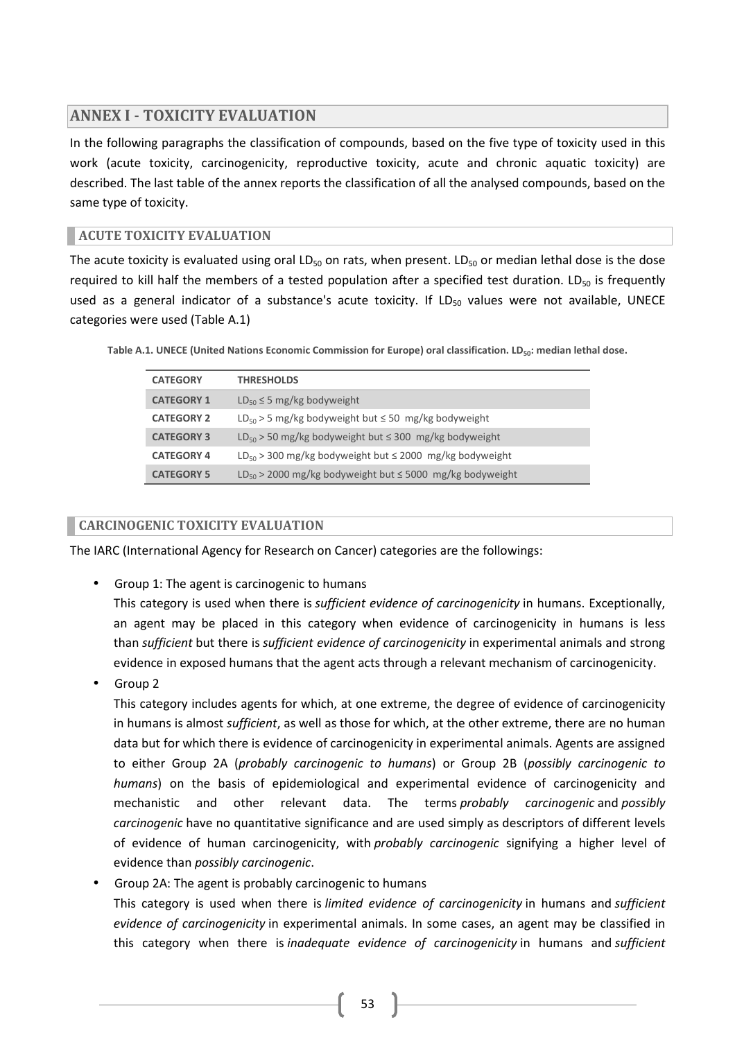## ANNEX I - TOXICITY EVALUATION

In the following paragraphs the classification of compounds, based on the five type of toxicity used in this work (acute toxicity, carcinogenicity, reproductive toxicity, acute and chronic aquatic toxicity) are described. The last table of the annex reports the classification of all the analysed compounds, based on the same type of toxicity.

### ACUTE TOXICITY EVALUATION

The acute toxicity is evaluated using oral $LD_{50}$ on rats, when present. $LD_{50}$ or median lethal dose is the dose required to kill half the members of a tested population after a specified test duration. $LD_{50}$ is frequently used as a general indicator of a substance's acute toxicity. If $LD_{50}$ values were not available, UNECE categories were used (Table A.1)

**Table A.1. UNECE (United Nations Economic Commission for Europe) oral classification. $LD_{50}$: median lethal dose.**

| CATEGORY | THRESHOLDS |
|---|---|
| **CATEGORY 1** | $LD_{50} \leq 5$ mg/kg bodyweight |
| **CATEGORY 2** | $LD_{50} > 5$ mg/kg bodyweight but $\leq 50$ mg/kg bodyweight |
| **CATEGORY 3** | $LD_{50} > 50$ mg/kg bodyweight but $\leq 300$ mg/kg bodyweight |
| **CATEGORY 4** | $LD_{50} > 300$ mg/kg bodyweight but $\leq 2000$ mg/kg bodyweight |
| **CATEGORY 5** | $LD_{50} > 2000$ mg/kg bodyweight but $\leq 5000$ mg/kg bodyweight |

### CARCINOGENIC TOXICITY EVALUATION

The IARC (International Agency for Research on Cancer) categories are the followings:

- Group 1: The agent is carcinogenic to humans
  This category is used when there is *sufficient evidence of carcinogenicity* in humans. Exceptionally, an agent may be placed in this category when evidence of carcinogenicity in humans is less than *sufficient* but there is *sufficient evidence of carcinogenicity* in experimental animals and strong evidence in exposed humans that the agent acts through a relevant mechanism of carcinogenicity.
- Group 2
  This category includes agents for which, at one extreme, the degree of evidence of carcinogenicity in humans is almost *sufficient*, as well as those for which, at the other extreme, there are no human data but for which there is evidence of carcinogenicity in experimental animals. Agents are assigned to either Group 2A (*probably carcinogenic to humans*) or Group 2B (*possibly carcinogenic to humans*) on the basis of epidemiological and experimental evidence of carcinogenicity and mechanistic and other relevant data. The terms *probably carcinogenic* and *possibly carcinogenic* have no quantitative significance and are used simply as descriptors of different levels of evidence of human carcinogenicity, with *probably carcinogenic* signifying a higher level of evidence than *possibly carcinogenic*.
- Group 2A: The agent is probably carcinogenic to humans
  This category is used when there is *limited evidence of carcinogenicity* in humans and *sufficient evidence of carcinogenicity* in experimental animals. In some cases, an agent may be classified in this category when there is *inadequate evidence of carcinogenicity* in humans and *sufficient*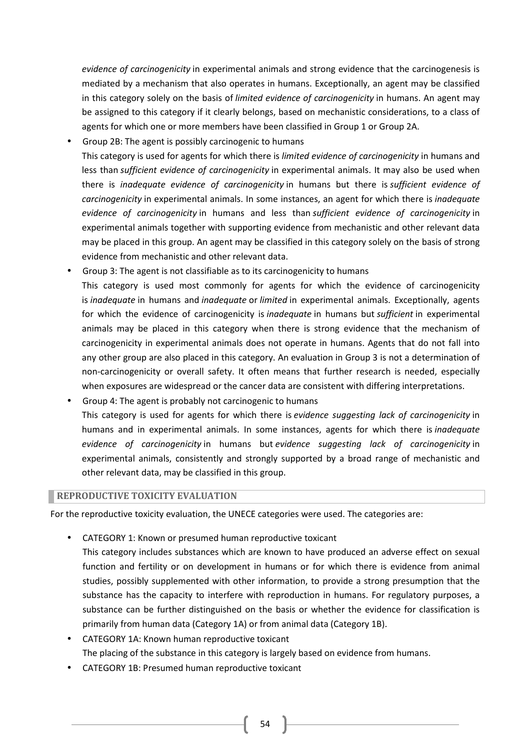*evidence of carcinogenicity* in experimental animals and strong evidence that the carcinogenesis is mediated by a mechanism that also operates in humans. Exceptionally, an agent may be classified in this category solely on the basis of *limited evidence of carcinogenicity* in humans. An agent may be assigned to this category if it clearly belongs, based on mechanistic considerations, to a class of agents for which one or more members have been classified in Group 1 or Group 2A.

- Group 2B: The agent is possibly carcinogenic to humans
  This category is used for agents for which there is *limited evidence of carcinogenicity* in humans and less than *sufficient evidence of carcinogenicity* in experimental animals. It may also be used when there is *inadequate evidence of carcinogenicity* in humans but there is *sufficient evidence of carcinogenicity* in experimental animals. In some instances, an agent for which there is *inadequate evidence of carcinogenicity* in humans and less than *sufficient evidence of carcinogenicity* in experimental animals together with supporting evidence from mechanistic and other relevant data may be placed in this group. An agent may be classified in this category solely on the basis of strong evidence from mechanistic and other relevant data.
- Group 3: The agent is not classifiable as to its carcinogenicity to humans
  This category is used most commonly for agents for which the evidence of carcinogenicity is *inadequate* in humans and *inadequate* or *limited* in experimental animals. Exceptionally, agents for which the evidence of carcinogenicity is *inadequate* in humans but *sufficient* in experimental animals may be placed in this category when there is strong evidence that the mechanism of carcinogenicity in experimental animals does not operate in humans. Agents that do not fall into any other group are also placed in this category. An evaluation in Group 3 is not a determination of non-carcinogenicity or overall safety. It often means that further research is needed, especially when exposures are widespread or the cancer data are consistent with differing interpretations.
- Group 4: The agent is probably not carcinogenic to humans
  This category is used for agents for which there is *evidence suggesting lack of carcinogenicity* in humans and in experimental animals. In some instances, agents for which there is *inadequate evidence of carcinogenicity* in humans but *evidence suggesting lack of carcinogenicity* in experimental animals, consistently and strongly supported by a broad range of mechanistic and other relevant data, may be classified in this group.

## REPRODUCTIVE TOXICITY EVALUATION

For the reproductive toxicity evaluation, the UNECE categories were used. The categories are:

- CATEGORY 1: Known or presumed human reproductive toxicant
  This category includes substances which are known to have produced an adverse effect on sexual function and fertility or on development in humans or for which there is evidence from animal studies, possibly supplemented with other information, to provide a strong presumption that the substance has the capacity to interfere with reproduction in humans. For regulatory purposes, a substance can be further distinguished on the basis or whether the evidence for classification is primarily from human data (Category 1A) or from animal data (Category 1B).
- CATEGORY 1A: Known human reproductive toxicant
  The placing of the substance in this category is largely based on evidence from humans.
- CATEGORY 1B: Presumed human reproductive toxicant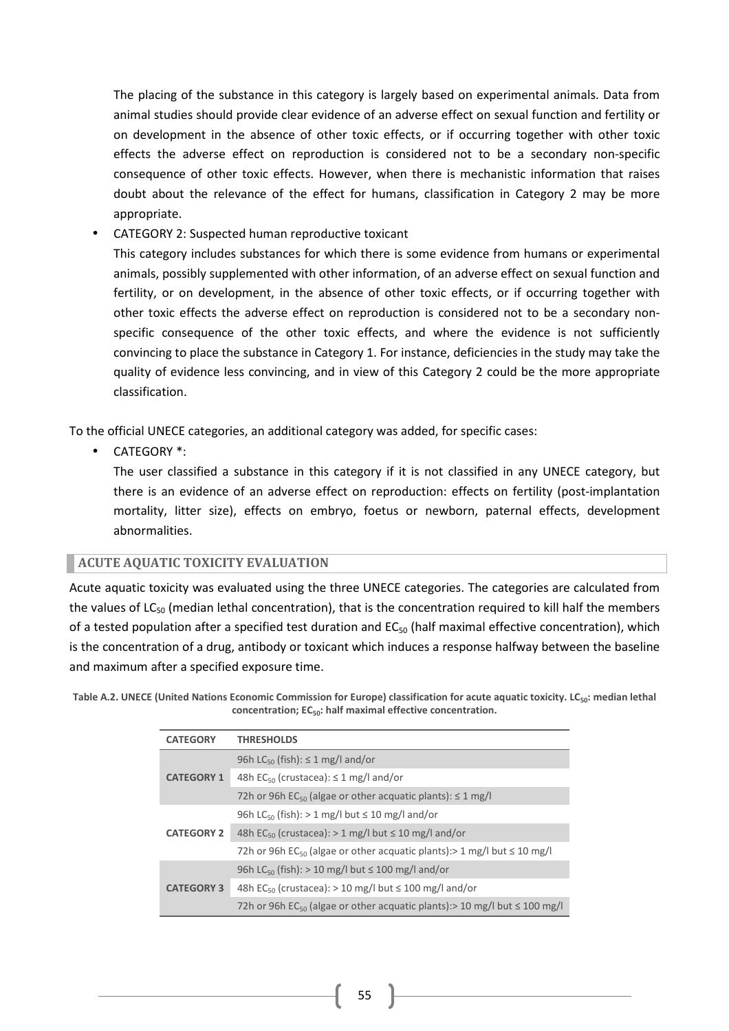The placing of the substance in this category is largely based on experimental animals. Data from animal studies should provide clear evidence of an adverse effect on sexual function and fertility or on development in the absence of other toxic effects, or if occurring together with other toxic effects the adverse effect on reproduction is considered not to be a secondary non-specific consequence of other toxic effects. However, when there is mechanistic information that raises doubt about the relevance of the effect for humans, classification in Category 2 may be more appropriate.

- CATEGORY 2: Suspected human reproductive toxicant

  This category includes substances for which there is some evidence from humans or experimental animals, possibly supplemented with other information, of an adverse effect on sexual function and fertility, or on development, in the absence of other toxic effects, or if occurring together with other toxic effects the adverse effect on reproduction is considered not to be a secondary non-specific consequence of the other toxic effects, and where the evidence is not sufficiently convincing to place the substance in Category 1. For instance, deficiencies in the study may take the quality of evidence less convincing, and in view of this Category 2 could be the more appropriate classification.

To the official UNECE categories, an additional category was added, for specific cases:

- CATEGORY *:

  The user classified a substance in this category if it is not classified in any UNECE category, but there is an evidence of an adverse effect on reproduction: effects on fertility (post-implantation mortality, litter size), effects on embryo, foetus or newborn, paternal effects, development abnormalities.

## ACUTE AQUATIC TOXICITY EVALUATION

Acute aquatic toxicity was evaluated using the three UNECE categories. The categories are calculated from the values of $LC_{50}$ (median lethal concentration), that is the concentration required to kill half the members of a tested population after a specified test duration and $EC_{50}$ (half maximal effective concentration), which is the concentration of a drug, antibody or toxicant which induces a response halfway between the baseline and maximum after a specified exposure time.

**Table A.2. UNECE (United Nations Economic Commission for Europe) classification for acute aquatic toxicity. $LC_{50}$: median lethal concentration; $EC_{50}$: half maximal effective concentration.**

| CATEGORY | THRESHOLDS |
|---|---|
| **CATEGORY 1** | 96h $LC_{50}$ (fish): ≤ 1 mg/l and/or |
| | 48h $EC_{50}$ (crustacea): ≤ 1 mg/l and/or |
| | 72h or 96h $EC_{50}$ (algae or other acquatic plants): ≤ 1 mg/l |
| **CATEGORY 2** | 96h $LC_{50}$ (fish): > 1 mg/l but ≤ 10 mg/l and/or |
| | 48h $EC_{50}$ (crustacea): > 1 mg/l but ≤ 10 mg/l and/or |
| | 72h or 96h $EC_{50}$ (algae or other acquatic plants):> 1 mg/l but ≤ 10 mg/l |
| **CATEGORY 3** | 96h $LC_{50}$ (fish): > 10 mg/l but ≤ 100 mg/l and/or |
| | 48h $EC_{50}$ (crustacea): > 10 mg/l but ≤ 100 mg/l and/or |
| | 72h or 96h $EC_{50}$ (algae or other acquatic plants):> 10 mg/l but ≤ 100 mg/l |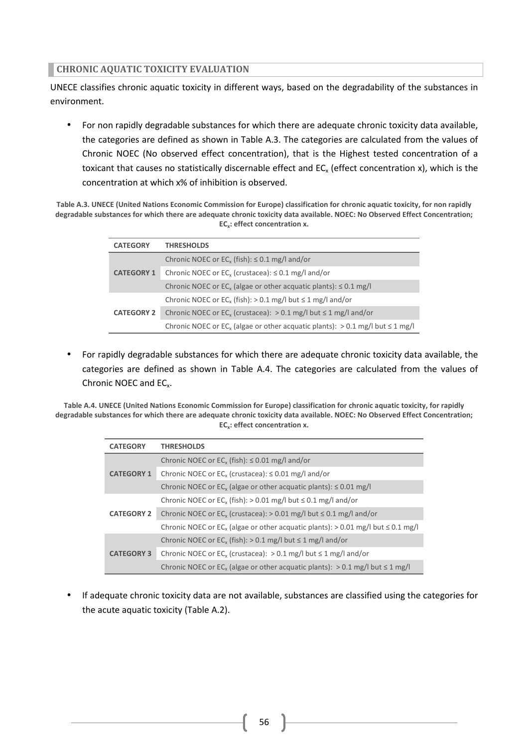### CHRONIC AQUATIC TOXICITY EVALUATION

UNECE classifies chronic aquatic toxicity in different ways, based on the degradability of the substances in environment.

- For non rapidly degradable substances for which there are adequate chronic toxicity data available, the categories are defined as shown in Table A.3. The categories are calculated from the values of Chronic NOEC (No observed effect concentration), that is the Highest tested concentration of a toxicant that causes no statistically discernable effect and $EC_x$ (effect concentration x), which is the concentration at which x% of inhibition is observed.

**Table A.3. UNECE (United Nations Economic Commission for Europe) classification for chronic aquatic toxicity, for non rapidly degradable substances for which there are adequate chronic toxicity data available. NOEC: No Observed Effect Concentration; $EC_x$: effect concentration x.**

| CATEGORY | THRESHOLDS |
|---|---|
| CATEGORY 1 | Chronic NOEC or $EC_x$ (fish): ≤ 0.1 mg/l and/or |
| | Chronic NOEC or $EC_x$ (crustacea): ≤ 0.1 mg/l and/or |
| | Chronic NOEC or $EC_x$ (algae or other acquatic plants): ≤ 0.1 mg/l |
| CATEGORY 2 | Chronic NOEC or $EC_x$ (fish): > 0.1 mg/l but ≤ 1 mg/l and/or |
| | Chronic NOEC or $EC_x$ (crustacea): > 0.1 mg/l but ≤ 1 mg/l and/or |
| | Chronic NOEC or $EC_x$ (algae or other acquatic plants): > 0.1 mg/l but ≤ 1 mg/l |

- For rapidly degradable substances for which there are adequate chronic toxicity data available, the categories are defined as shown in Table A.4. The categories are calculated from the values of Chronic NOEC and $EC_x$.

**Table A.4. UNECE (United Nations Economic Commission for Europe) classification for chronic aquatic toxicity, for rapidly degradable substances for which there are adequate chronic toxicity data available. NOEC: No Observed Effect Concentration; $EC_x$: effect concentration x.**

| CATEGORY | THRESHOLDS |
|---|---|
| CATEGORY 1 | Chronic NOEC or $EC_x$ (fish): ≤ 0.01 mg/l and/or |
| | Chronic NOEC or $EC_x$ (crustacea): ≤ 0.01 mg/l and/or |
| | Chronic NOEC or $EC_x$ (algae or other acquatic plants): ≤ 0.01 mg/l |
| CATEGORY 2 | Chronic NOEC or $EC_x$ (fish): > 0.01 mg/l but ≤ 0.1 mg/l and/or |
| | Chronic NOEC or $EC_x$ (crustacea): > 0.01 mg/l but ≤ 0.1 mg/l and/or |
| | Chronic NOEC or $EC_x$ (algae or other acquatic plants): > 0.01 mg/l but ≤ 0.1 mg/l |
| CATEGORY 3 | Chronic NOEC or $EC_x$ (fish): > 0.1 mg/l but ≤ 1 mg/l and/or |
| | Chronic NOEC or $EC_x$ (crustacea): > 0.1 mg/l but ≤ 1 mg/l and/or |
| | Chronic NOEC or $EC_x$ (algae or other acquatic plants): > 0.1 mg/l but ≤ 1 mg/l |

- If adequate chronic toxicity data are not available, substances are classified using the categories for the acute aquatic toxicity (Table A.2).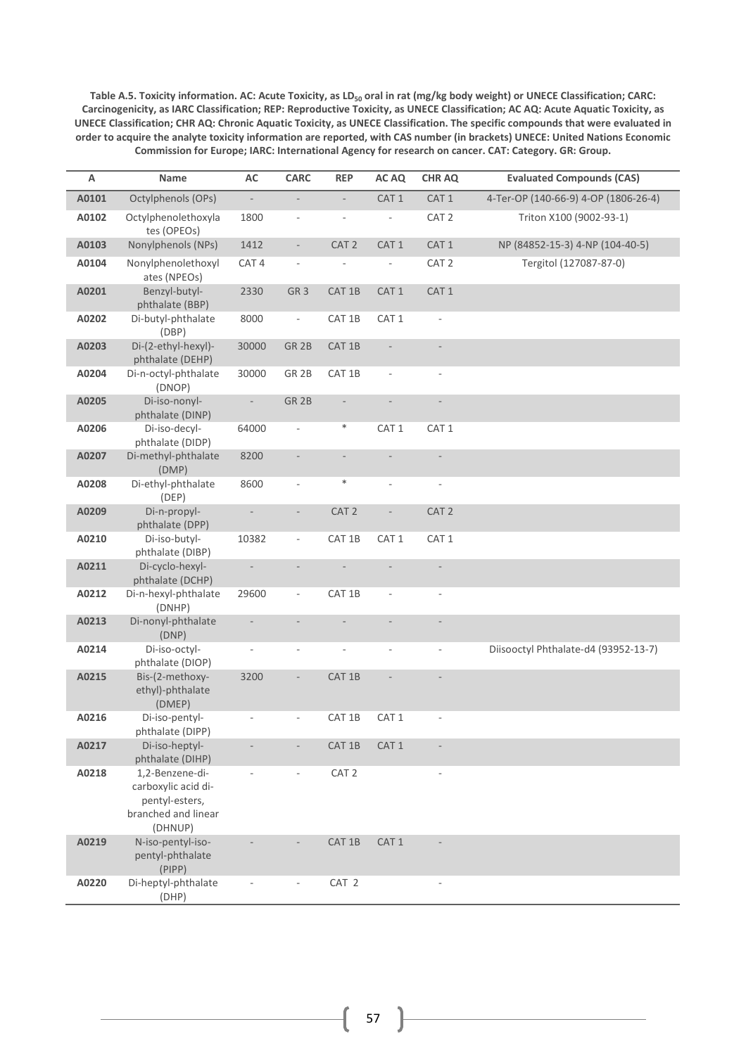**Table A.5. Toxicity information. AC: Acute Toxicity, as $LD_{50}$ oral in rat (mg/kg body weight) or UNECE Classification; CARC: Carcinogenicity, as IARC Classification; REP: Reproductive Toxicity, as UNECE Classification; AC AQ: Acute Aquatic Toxicity, as UNECE Classification; CHR AQ: Chronic Aquatic Toxicity, as UNECE Classification. The specific compounds that were evaluated in order to acquire the analyte toxicity information are reported, with CAS number (in brackets) UNECE: United Nations Economic Commission for Europe; IARC: International Agency for research on cancer. CAT: Category. GR: Group.**

| A | Name | AC | CARC | REP | AC AQ | CHR AQ | Evaluated Compounds (CAS) |
|---|---|---|---|---|---|---|---|
| A0101 | Octylphenols (OPs) | - | - | - | CAT 1 | CAT 1 | 4-Ter-OP (140-66-9) 4-OP (1806-26-4) |
| A0102 | Octylphenolethoxylates (OPEOs) | 1800 | - | - | - | CAT 2 | Triton X100 (9002-93-1) |
| A0103 | Nonylphenols (NPs) | 1412 | - | CAT 2 | CAT 1 | CAT 1 | NP (84852-15-3) 4-NP (104-40-5) |
| A0104 | Nonylphenolethoxylates (NPEOs) | CAT 4 | - | - | - | CAT 2 | Tergitol (127087-87-0) |
| A0201 | Benzyl-butyl-phthalate (BBP) | 2330 | GR 3 | CAT 1B | CAT 1 | CAT 1 | |
| A0202 | Di-butyl-phthalate (DBP) | 8000 | - | CAT 1B | CAT 1 | - | |
| A0203 | Di-(2-ethyl-hexyl)-phthalate (DEHP) | 30000 | GR 2B | CAT 1B | - | - | |
| A0204 | Di-n-octyl-phthalate (DNOP) | 30000 | GR 2B | CAT 1B | - | - | |
| A0205 | Di-iso-nonyl-phthalate (DINP) | - | GR 2B | - | - | - | |
| A0206 | Di-iso-decyl-phthalate (DIDP) | 64000 | - | * | CAT 1 | CAT 1 | |
| A0207 | Di-methyl-phthalate (DMP) | 8200 | - | - | - | - | |
| A0208 | Di-ethyl-phthalate (DEP) | 8600 | - | * | - | - | |
| A0209 | Di-n-propyl-phthalate (DPP) | - | - | CAT 2 | - | CAT 2 | |
| A0210 | Di-iso-butyl-phthalate (DIBP) | 10382 | - | CAT 1B | CAT 1 | CAT 1 | |
| A0211 | Di-cyclo-hexyl-phthalate (DCHP) | - | - | - | - | - | |
| A0212 | Di-n-hexyl-phthalate (DNHP) | 29600 | - | CAT 1B | - | - | |
| A0213 | Di-nonyl-phthalate (DNP) | - | - | - | - | - | |
| A0214 | Di-iso-octyl-phthalate (DIOP) | - | - | - | - | - | Diisooctyl Phthalate-d4 (93952-13-7) |
| A0215 | Bis-(2-methoxy-ethyl)-phthalate (DMEP) | 3200 | - | CAT 1B | - | - | |
| A0216 | Di-iso-pentyl-phthalate (DIPP) | - | - | CAT 1B | CAT 1 | - | |
| A0217 | Di-iso-heptyl-phthalate (DIHP) | - | - | CAT 1B | CAT 1 | - | |
| A0218 | 1,2-Benzene-di-carboxylic acid di-pentyl-esters, branched and linear (DHNUP) | - | - | CAT 2 | | - | |
| A0219 | N-iso-pentyl-iso-pentyl-phthalate (PIPP) | - | - | CAT 1B | CAT 1 | - | |
| A0220 | Di-heptyl-phthalate (DHP) | - | - | CAT 2 | | - | |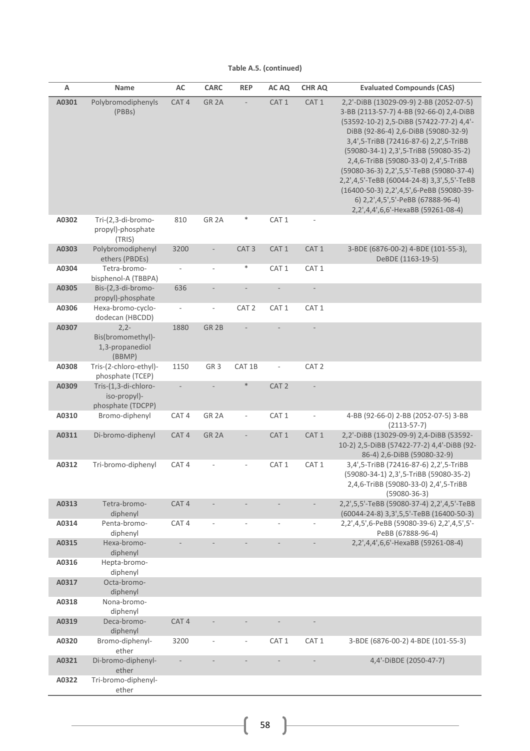**Table A.5. (continued)**

| A | Name | AC | CARC | REP | AC AQ | CHR AQ | Evaluated Compounds (CAS) |
|---|---|---|---|---|---|---|---|
| **A0301** | Polybromodiphenyls (PBBs) | CAT 4 | GR 2A | - | CAT 1 | CAT 1 | 2,2'-DiBB (13029-09-9) 2-BB (2052-07-5) 3-BB (2113-57-7) 4-BB (92-66-0) 2,4-DiBB (53592-10-2) 2,5-DiBB (57422-77-2) 4,4'-DiBB (92-86-4) 2,6-DiBB (59080-32-9) 3,4',5-TriBB (72416-87-6) 2,2',5-TriBB (59080-34-1) 2,3',5-TriBB (59080-35-2) 2,4,6-TriBB (59080-33-0) 2,4',5-TriBB (59080-36-3) 2,2',5,5'-TeBB (59080-37-4) 2,2',4,5'-TeBB (60044-24-8) 3,3',5,5'-TeBB (16400-50-3) 2,2',4,5',6-PeBB (59080-39-6) 2,2',4,5',5'-PeBB (67888-96-4) 2,2',4,4',6,6'-HexaBB (59261-08-4) |
| **A0302** | Tri-(2,3-di-bromo-propyl)-phosphate (TRIS) | 810 | GR 2A | * | CAT 1 | - | |
| **A0303** | Polybromodiphenyl ethers (PBDEs) | 3200 | - | CAT 3 | CAT 1 | CAT 1 | 3-BDE (6876-00-2) 4-BDE (101-55-3), DeBDE (1163-19-5) |
| **A0304** | Tetra-bromo-bisphenol-A (TBBPA) | - | - | * | CAT 1 | CAT 1 | |
| **A0305** | Bis-(2,3-di-bromo-propyl)-phosphate | 636 | - | - | - | - | |
| **A0306** | Hexa-bromo-cyclo-dodecan (HBCDD) | - | - | CAT 2 | CAT 1 | CAT 1 | |
| **A0307** | 2,2-Bis(bromomethyl)-1,3-propanediol (BBMP) | 1880 | GR 2B | - | - | - | |
| **A0308** | Tris-(2-chloro-ethyl)-phosphate (TCEP) | 1150 | GR 3 | CAT 1B | - | CAT 2 | |
| **A0309** | Tris-(1,3-di-chloro-iso-propyl)-phosphate (TDCPP) | - | - | * | CAT 2 | - | |
| **A0310** | Bromo-diphenyl | CAT 4 | GR 2A | - | CAT 1 | - | 4-BB (92-66-0) 2-BB (2052-07-5) 3-BB (2113-57-7) |
| **A0311** | Di-bromo-diphenyl | CAT 4 | GR 2A | - | CAT 1 | CAT 1 | 2,2'-DiBB (13029-09-9) 2,4-DiBB (53592-10-2) 2,5-DiBB (57422-77-2) 4,4'-DiBB (92-86-4) 2,6-DiBB (59080-32-9) |
| **A0312** | Tri-bromo-diphenyl | CAT 4 | - | - | CAT 1 | CAT 1 | 3,4',5-TriBB (72416-87-6) 2,2',5-TriBB (59080-34-1) 2,3',5-TriBB (59080-35-2) 2,4,6-TriBB (59080-33-0) 2,4',5-TriBB (59080-36-3) |
| **A0313** | Tetra-bromo-diphenyl | CAT 4 | - | - | - | - | 2,2',5,5'-TeBB (59080-37-4) 2,2',4,5'-TeBB (60044-24-8) 3,3',5,5'-TeBB (16400-50-3) |
| **A0314** | Penta-bromo-diphenyl | CAT 4 | - | - | - | - | 2,2',4,5',6-PeBB (59080-39-6) 2,2',4,5',5'-PeBB (67888-96-4) |
| **A0315** | Hexa-bromo-diphenyl | - | - | - | - | - | 2,2',4,4',6,6'-HexaBB (59261-08-4) |
| **A0316** | Hepta-bromo-diphenyl | | | | | | |
| **A0317** | Octa-bromo-diphenyl | | | | | | |
| **A0318** | Nona-bromo-diphenyl | | | | | | |
| **A0319** | Deca-bromo-diphenyl | CAT 4 | - | - | - | - | |
| **A0320** | Bromo-diphenyl-ether | 3200 | - | - | CAT 1 | CAT 1 | 3-BDE (6876-00-2) 4-BDE (101-55-3) |
| **A0321** | Di-bromo-diphenyl-ether | - | - | - | - | - | 4,4'-DiBDE (2050-47-7) |
| **A0322** | Tri-bromo-diphenyl-ether | | | | | | |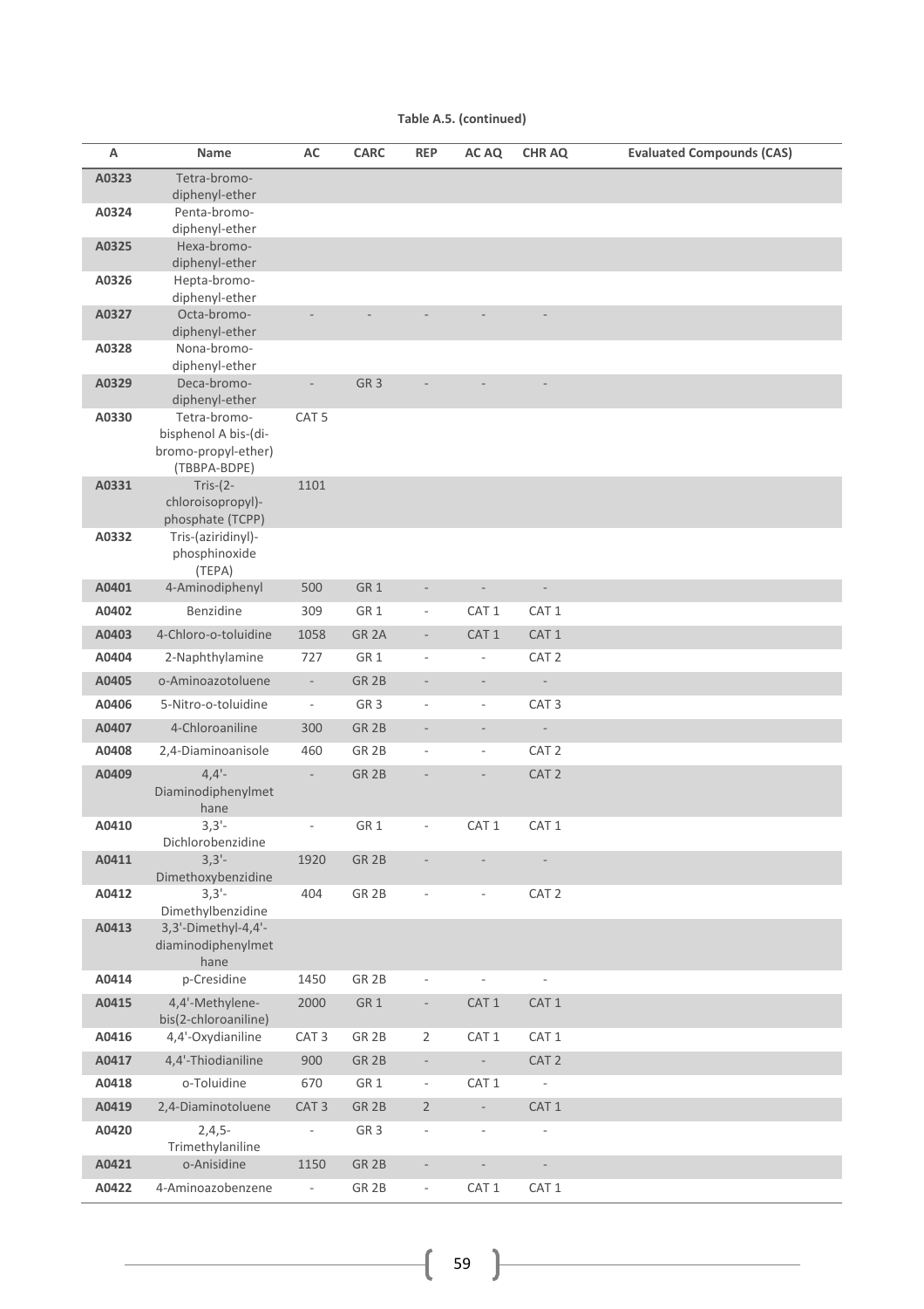**Table A.5. (continued)**

| A | Name | AC | CARC | REP | AC AQ | CHR AQ | Evaluated Compounds (CAS) |
|---|---|---|---|---|---|---|---|
| A0323 | Tetra-bromo-diphenyl-ether | | | | | | |
| A0324 | Penta-bromo-diphenyl-ether | | | | | | |
| A0325 | Hexa-bromo-diphenyl-ether | | | | | | |
| A0326 | Hepta-bromo-diphenyl-ether | | | | | | |
| A0327 | Octa-bromo-diphenyl-ether | - | - | - | - | - | |
| A0328 | Nona-bromo-diphenyl-ether | | | | | | |
| A0329 | Deca-bromo-diphenyl-ether | - | GR 3 | - | - | - | |
| A0330 | Tetra-bromo-bisphenol A bis-(di-bromo-propyl-ether) (TBBPA-BDPE) | CAT 5 | | | | | |
| A0331 | Tris-(2-chloroisopropyl)-phosphate (TCPP) | 1101 | | | | | |
| A0332 | Tris-(aziridinyl)-phosphinoxide (TEPA) | | | | | | |
| A0401 | 4-Aminodiphenyl | 500 | GR 1 | - | - | - | |
| A0402 | Benzidine | 309 | GR 1 | - | CAT 1 | CAT 1 | |
| A0403 | 4-Chloro-o-toluidine | 1058 | GR 2A | - | CAT 1 | CAT 1 | |
| A0404 | 2-Naphthylamine | 727 | GR 1 | - | - | CAT 2 | |
| A0405 | o-Aminoazotoluene | - | GR 2B | - | - | - | |
| A0406 | 5-Nitro-o-toluidine | - | GR 3 | - | - | CAT 3 | |
| A0407 | 4-Chloroaniline | 300 | GR 2B | - | - | - | |
| A0408 | 2,4-Diaminoanisole | 460 | GR 2B | - | - | CAT 2 | |
| A0409 | 4,4'-Diaminodiphenylmethane | - | GR 2B | - | - | CAT 2 | |
| A0410 | 3,3'-Dichlorobenzidine | - | GR 1 | - | CAT 1 | CAT 1 | |
| A0411 | 3,3'-Dimethoxybenzidine | 1920 | GR 2B | - | - | - | |
| A0412 | 3,3'-Dimethylbenzidine | 404 | GR 2B | - | - | CAT 2 | |
| A0413 | 3,3'-Dimethyl-4,4'-diaminodiphenylmethane | | | | | | |
| A0414 | p-Cresidine | 1450 | GR 2B | - | - | - | |
| A0415 | 4,4'-Methylene-bis(2-chloroaniline) | 2000 | GR 1 | - | CAT 1 | CAT 1 | |
| A0416 | 4,4'-Oxydianiline | CAT 3 | GR 2B | 2 | CAT 1 | CAT 1 | |
| A0417 | 4,4'-Thiodianiline | 900 | GR 2B | - | - | CAT 2 | |
| A0418 | o-Toluidine | 670 | GR 1 | - | CAT 1 | - | |
| A0419 | 2,4-Diaminotoluene | CAT 3 | GR 2B | 2 | - | CAT 1 | |
| A0420 | 2,4,5-Trimethylaniline | - | GR 3 | - | - | - | |
| A0421 | o-Anisidine | 1150 | GR 2B | - | - | - | |
| A0422 | 4-Aminoazobenzene | - | GR 2B | - | CAT 1 | CAT 1 | |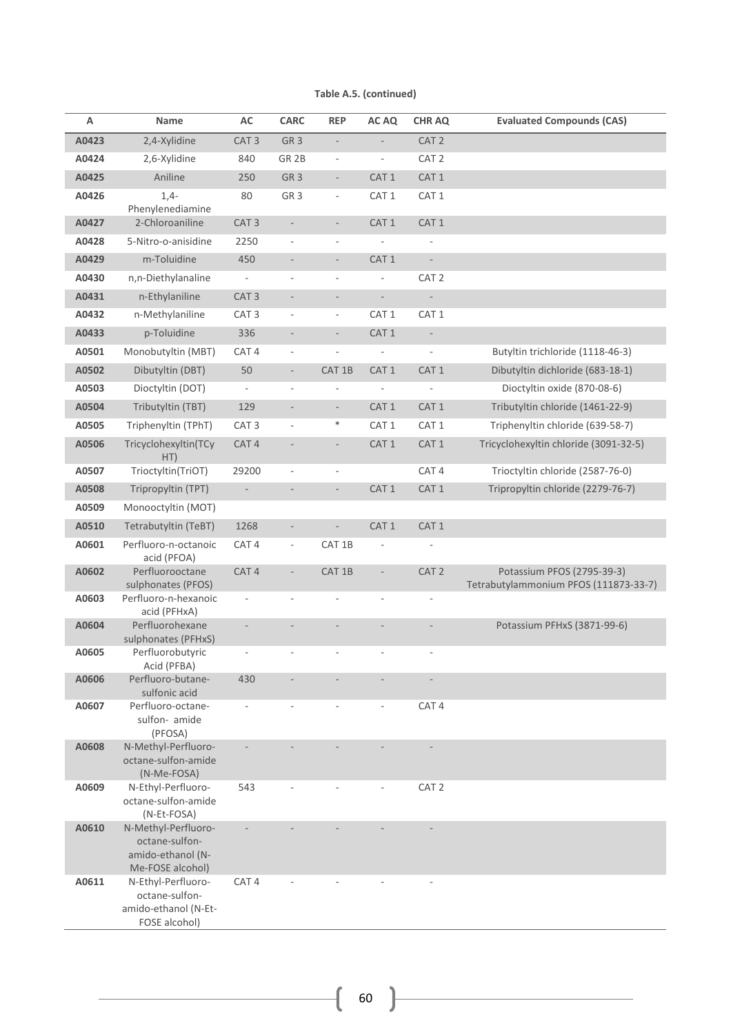**Table A.5. (continued)**

| A | Name | AC | CARC | REP | AC AQ | CHR AQ | Evaluated Compounds (CAS) |
|---|---|---|---|---|---|---|---|
| A0423 | 2,4-Xylidine | CAT 3 | GR 3 | - | - | CAT 2 | |
| A0424 | 2,6-Xylidine | 840 | GR 2B | - | - | CAT 2 | |
| A0425 | Aniline | 250 | GR 3 | - | CAT 1 | CAT 1 | |
| A0426 | 1,4-Phenylenediamine | 80 | GR 3 | - | CAT 1 | CAT 1 | |
| A0427 | 2-Chloroaniline | CAT 3 | - | - | CAT 1 | CAT 1 | |
| A0428 | 5-Nitro-o-anisidine | 2250 | - | - | - | - | |
| A0429 | m-Toluidine | 450 | - | - | CAT 1 | - | |
| A0430 | n,n-Diethylanaline | - | - | - | - | CAT 2 | |
| A0431 | n-Ethylaniline | CAT 3 | - | - | - | - | |
| A0432 | n-Methylaniline | CAT 3 | - | - | CAT 1 | CAT 1 | |
| A0433 | p-Toluidine | 336 | - | - | CAT 1 | - | |
| A0501 | Monobutyltin (MBT) | CAT 4 | - | - | - | - | Butyltin trichloride (1118-46-3) |
| A0502 | Dibutyltin (DBT) | 50 | - | CAT 1B | CAT 1 | CAT 1 | Dibutyltin dichloride (683-18-1) |
| A0503 | Dioctyltin (DOT) | - | - | - | - | - | Dioctyltin oxide (870-08-6) |
| A0504 | Tributyltin (TBT) | 129 | - | - | CAT 1 | CAT 1 | Tributyltin chloride (1461-22-9) |
| A0505 | Triphenyltin (TPhT) | CAT 3 | - | * | CAT 1 | CAT 1 | Triphenyltin chloride (639-58-7) |
| A0506 | Tricyclohexyltin(TCyHT) | CAT 4 | - | - | CAT 1 | CAT 1 | Tricyclohexyltin chloride (3091-32-5) |
| A0507 | Trioctyltin(TriOT) | 29200 | - | - | | CAT 4 | Trioctyltin chloride (2587-76-0) |
| A0508 | Tripropyltin (TPT) | - | - | - | CAT 1 | CAT 1 | Tripropyltin chloride (2279-76-7) |
| A0509 | Monooctyltin (MOT) | | | | | | |
| A0510 | Tetrabutyltin (TeBT) | 1268 | - | - | CAT 1 | CAT 1 | |
| A0601 | Perfluoro-n-octanoic acid (PFOA) | CAT 4 | - | CAT 1B | - | - | |
| A0602 | Perfluorooctane sulphonates (PFOS) | CAT 4 | - | CAT 1B | - | CAT 2 | Potassium PFOS (2795-39-3) Tetrabutylammonium PFOS (111873-33-7) |
| A0603 | Perfluoro-n-hexanoic acid (PFHxA) | - | - | - | - | - | |
| A0604 | Perfluorohexane sulphonates (PFHxS) | - | - | - | - | - | Potassium PFHxS (3871-99-6) |
| A0605 | Perfluorobutyric Acid (PFBA) | - | - | - | - | - | |
| A0606 | Perfluoro-butane-sulfonic acid | 430 | - | - | - | - | |
| A0607 | Perfluoro-octane-sulfon- amide (PFOSA) | - | - | - | - | CAT 4 | |
| A0608 | N-Methyl-Perfluoro-octane-sulfon-amide (N-Me-FOSA) | - | - | - | - | - | |
| A0609 | N-Ethyl-Perfluoro-octane-sulfon-amide (N-Et-FOSA) | 543 | - | - | - | CAT 2 | |
| A0610 | N-Methyl-Perfluoro-octane-sulfon-amido-ethanol (N-Me-FOSE alcohol) | - | - | - | - | - | |
| A0611 | N-Ethyl-Perfluoro-octane-sulfon-amido-ethanol (N-Et-FOSE alcohol) | CAT 4 | - | - | - | - | |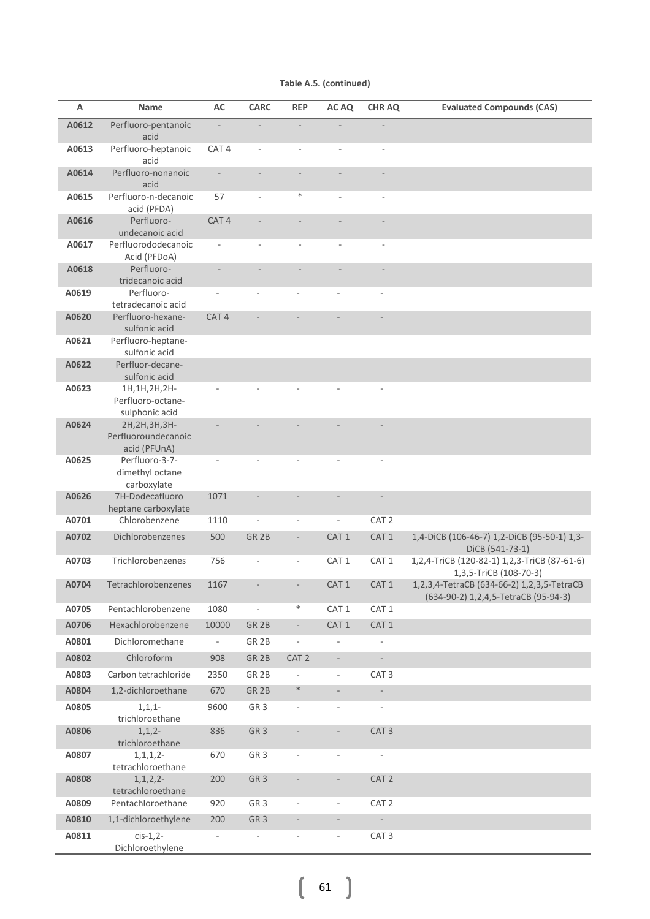**Table A.5. (continued)**

| A | Name | AC | CARC | REP | AC AQ | CHR AQ | Evaluated Compounds (CAS) |
|---|---|---|---|---|---|---|---|
| **A0612** | Perfluoro-pentanoic acid | - | - | - | - | - | |
| **A0613** | Perfluoro-heptanoic acid | CAT 4 | - | - | - | - | |
| **A0614** | Perfluoro-nonanoic acid | - | - | - | - | - | |
| **A0615** | Perfluoro-n-decanoic acid (PFDA) | 57 | - | * | - | - | |
| **A0616** | Perfluoro-undecanoic acid | CAT 4 | - | - | - | - | |
| **A0617** | Perfluorododecanoic Acid (PFDoA) | - | - | - | - | - | |
| **A0618** | Perfluoro-tridecanoic acid | - | - | - | - | - | |
| **A0619** | Perfluoro-tetradecanoic acid | - | - | - | - | - | |
| **A0620** | Perfluoro-hexane-sulfonic acid | CAT 4 | - | - | - | - | |
| **A0621** | Perfluoro-heptane-sulfonic acid | | | | | | |
| **A0622** | Perfluor-decane-sulfonic acid | | | | | | |
| **A0623** | 1H,1H,2H,2H-Perfluoro-octane-sulphonic acid | - | - | - | - | - | |
| **A0624** | 2H,2H,3H,3H-Perfluoroundecanoic acid (PFUnA) | - | - | - | - | - | |
| **A0625** | Perfluoro-3-7-dimethyl octane carboxylate | - | - | - | - | - | |
| **A0626** | 7H-Dodecafluoro heptane carboxylate | 1071 | - | - | - | - | |
| **A0701** | Chlorobenzene | 1110 | - | - | - | CAT 2 | |
| **A0702** | Dichlorobenzenes | 500 | GR 2B | - | CAT 1 | CAT 1 | 1,4-DiCB (106-46-7) 1,2-DiCB (95-50-1) 1,3-DiCB (541-73-1) |
| **A0703** | Trichlorobenzenes | 756 | - | - | CAT 1 | CAT 1 | 1,2,4-TriCB (120-82-1) 1,2,3-TriCB (87-61-6) 1,3,5-TriCB (108-70-3) |
| **A0704** | Tetrachlorobenzenes | 1167 | - | - | CAT 1 | CAT 1 | 1,2,3,4-TetraCB (634-66-2) 1,2,3,5-TetraCB (634-90-2) 1,2,4,5-TetraCB (95-94-3) |
| **A0705** | Pentachlorobenzene | 1080 | - | * | CAT 1 | CAT 1 | |
| **A0706** | Hexachlorobenzene | 10000 | GR 2B | - | CAT 1 | CAT 1 | |
| **A0801** | Dichloromethane | - | GR 2B | - | - | - | |
| **A0802** | Chloroform | 908 | GR 2B | CAT 2 | - | - | |
| **A0803** | Carbon tetrachloride | 2350 | GR 2B | - | - | CAT 3 | |
| **A0804** | 1,2-dichloroethane | 670 | GR 2B | * | - | - | |
| **A0805** | 1,1,1-trichloroethane | 9600 | GR 3 | - | - | - | |
| **A0806** | 1,1,2-trichloroethane | 836 | GR 3 | - | - | CAT 3 | |
| **A0807** | 1,1,1,2-tetrachloroethane | 670 | GR 3 | - | - | - | |
| **A0808** | 1,1,2,2-tetrachloroethane | 200 | GR 3 | - | - | CAT 2 | |
| **A0809** | Pentachloroethane | 920 | GR 3 | - | - | CAT 2 | |
| **A0810** | 1,1-dichloroethylene | 200 | GR 3 | - | - | - | |
| **A0811** | cis-1,2-Dichloroethylene | - | - | - | - | CAT 3 | |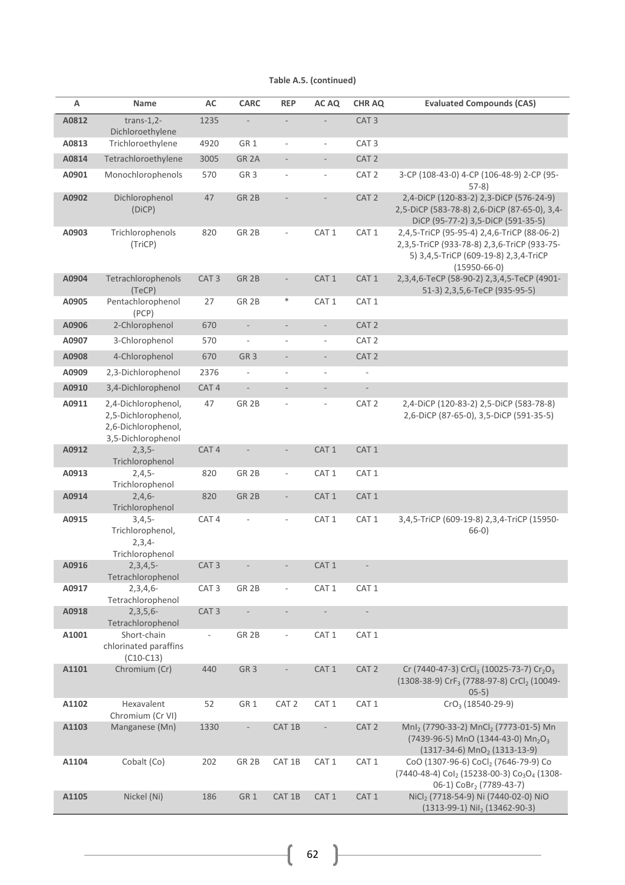**Table A.5. (continued)**

| A | Name | AC | CARC | REP | AC AQ | CHR AQ | Evaluated Compounds (CAS) |
|---|---|---|---|---|---|---|---|
| A0812 | trans-1,2-Dichloroethylene | 1235 | - | - | - | CAT 3 | |
| A0813 | Trichloroethylene | 4920 | GR 1 | - | - | CAT 3 | |
| A0814 | Tetrachloroethylene | 3005 | GR 2A | - | - | CAT 2 | |
| A0901 | Monochlorophenols | 570 | GR 3 | - | - | CAT 2 | 3-CP (108-43-0) 4-CP (106-48-9) 2-CP (95-57-8) |
| A0902 | Dichlorophenol (DiCP) | 47 | GR 2B | - | - | CAT 2 | 2,4-DiCP (120-83-2) 2,3-DiCP (576-24-9) 2,5-DiCP (583-78-8) 2,6-DiCP (87-65-0), 3,4-DiCP (95-77-2) 3,5-DiCP (591-35-5) |
| A0903 | Trichlorophenols (TriCP) | 820 | GR 2B | - | CAT 1 | CAT 1 | 2,4,5-TriCP (95-95-4) 2,4,6-TriCP (88-06-2) 2,3,5-TriCP (933-78-8) 2,3,6-TriCP (933-75-5) 3,4,5-TriCP (609-19-8) 2,3,4-TriCP (15950-66-0) |
| A0904 | Tetrachlorophenols (TeCP) | CAT 3 | GR 2B | - | CAT 1 | CAT 1 | 2,3,4,6-TeCP (58-90-2) 2,3,4,5-TeCP (4901-51-3) 2,3,5,6-TeCP (935-95-5) |
| A0905 | Pentachlorophenol (PCP) | 27 | GR 2B | * | CAT 1 | CAT 1 | |
| A0906 | 2-Chlorophenol | 670 | - | - | - | CAT 2 | |
| A0907 | 3-Chlorophenol | 570 | - | - | - | CAT 2 | |
| A0908 | 4-Chlorophenol | 670 | GR 3 | - | - | CAT 2 | |
| A0909 | 2,3-Dichlorophenol | 2376 | - | - | - | - | |
| A0910 | 3,4-Dichlorophenol | CAT 4 | - | - | - | - | |
| A0911 | 2,4-Dichlorophenol, 2,5-Dichlorophenol, 2,6-Dichlorophenol, 3,5-Dichlorophenol | 47 | GR 2B | - | - | CAT 2 | 2,4-DiCP (120-83-2) 2,5-DiCP (583-78-8) 2,6-DiCP (87-65-0), 3,5-DiCP (591-35-5) |
| A0912 | 2,3,5-Trichlorophenol | CAT 4 | - | - | CAT 1 | CAT 1 | |
| A0913 | 2,4,5-Trichlorophenol | 820 | GR 2B | - | CAT 1 | CAT 1 | |
| A0914 | 2,4,6-Trichlorophenol | 820 | GR 2B | - | CAT 1 | CAT 1 | |
| A0915 | 3,4,5-Trichlorophenol, 2,3,4-Trichlorophenol | CAT 4 | - | - | CAT 1 | CAT 1 | 3,4,5-TriCP (609-19-8) 2,3,4-TriCP (15950-66-0) |
| A0916 | 2,3,4,5-Tetrachlorophenol | CAT 3 | - | - | CAT 1 | - | |
| A0917 | 2,3,4,6-Tetrachlorophenol | CAT 3 | GR 2B | - | CAT 1 | CAT 1 | |
| A0918 | 2,3,5,6-Tetrachlorophenol | CAT 3 | - | - | - | - | |
| A1001 | Short-chain chlorinated paraffins (C10-C13) | - | GR 2B | - | CAT 1 | CAT 1 | |
| A1101 | Chromium (Cr) | 440 | GR 3 | - | CAT 1 | CAT 2 | Cr (7440-47-3) $CrCl_3$ (10025-73-7) $Cr_2O_3$ (1308-38-9) $CrF_3$ (7788-97-8) $CrCl_2$ (10049-05-5) |
| A1102 | Hexavalent Chromium (Cr VI) | 52 | GR 1 | CAT 2 | CAT 1 | CAT 1 | $CrO_3$ (18540-29-9) |
| A1103 | Manganese (Mn) | 1330 | - | CAT 1B | - | CAT 2 | $MnI_2$ (7790-33-2) $MnCl_2$ (7773-01-5) Mn (7439-96-5) MnO (1344-43-0) $Mn_2O_3$ (1317-34-6) $MnO_2$ (1313-13-9) |
| A1104 | Cobalt (Co) | 202 | GR 2B | CAT 1B | CAT 1 | CAT 1 | CoO (1307-96-6) $CoCl_2$ (7646-79-9) Co (7440-48-4) $CoI_2$ (15238-00-3) $Co_3O_4$ (1308-06-1) $CoBr_2$ (7789-43-7) |
| A1105 | Nickel (Ni) | 186 | GR 1 | CAT 1B | CAT 1 | CAT 1 | $NiCl_2$ (7718-54-9) Ni (7440-02-0) NiO (1313-99-1) $NiI_2$ (13462-90-3) |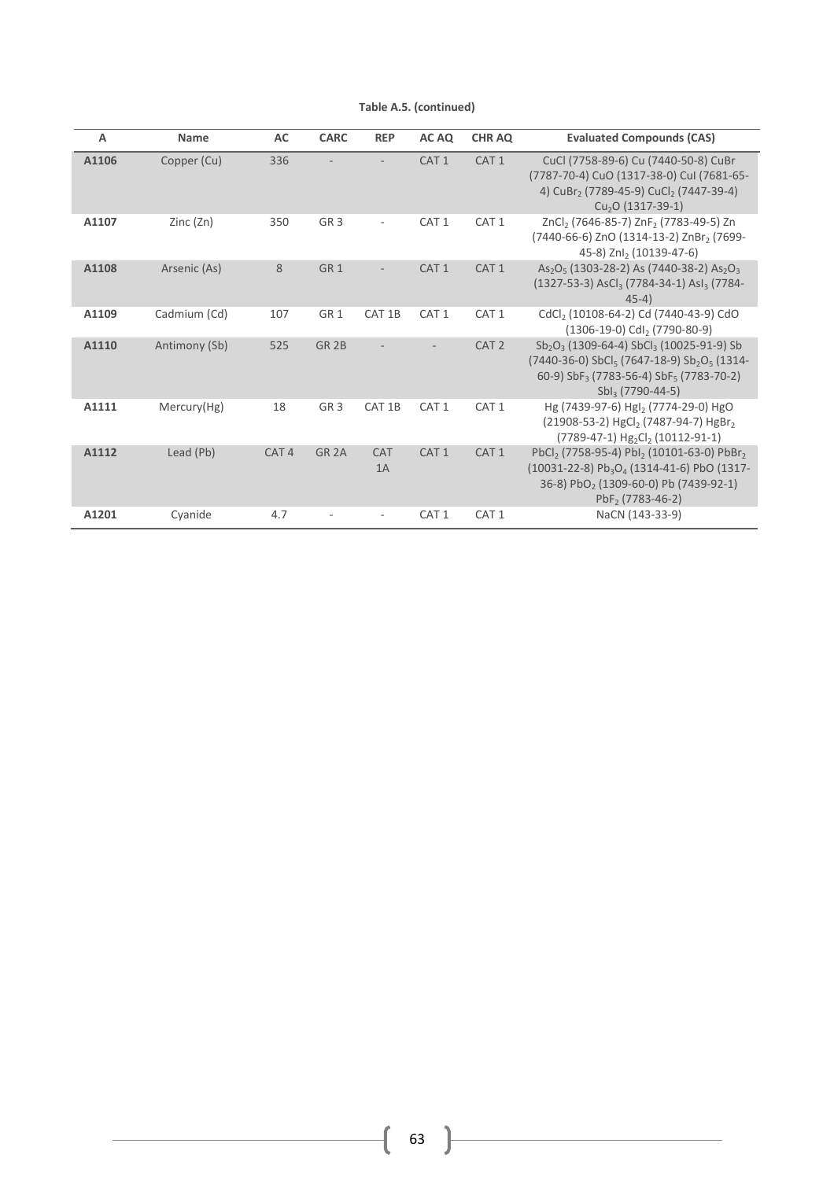**Table A.5. (continued)**

| A | Name | AC | CARC | REP | AC AQ | CHR AQ | Evaluated Compounds (CAS) |
|---|---|---|---|---|---|---|---|
| **A1106** | Copper (Cu) | 336 | - | - | CAT 1 | CAT 1 | CuCl (7758-89-6) Cu (7440-50-8) CuBr (7787-70-4) CuO (1317-38-0) CuI (7681-65-4) $CuBr_2$ (7789-45-9) $CuCl_2$ (7447-39-4) $Cu_2O$ (1317-39-1) |
| **A1107** | Zinc (Zn) | 350 | GR 3 | - | CAT 1 | CAT 1 | $ZnCl_2$ (7646-85-7) $ZnF_2$ (7783-49-5) Zn (7440-66-6) ZnO (1314-13-2) $ZnBr_2$ (7699-45-8) $ZnI_2$ (10139-47-6) |
| **A1108** | Arsenic (As) | 8 | GR 1 | - | CAT 1 | CAT 1 | $As_2O_5$ (1303-28-2) As (7440-38-2) $As_2O_3$ (1327-53-3) $AsCl_3$ (7784-34-1) $AsI_3$ (7784-45-4) |
| **A1109** | Cadmium (Cd) | 107 | GR 1 | CAT 1B | CAT 1 | CAT 1 | $CdCl_2$ (10108-64-2) Cd (7440-43-9) CdO (1306-19-0) $CdI_2$ (7790-80-9) |
| **A1110** | Antimony (Sb) | 525 | GR 2B | - | - | CAT 2 | $Sb_2O_3$ (1309-64-4) $SbCl_3$ (10025-91-9) Sb (7440-36-0) $SbCl_5$ (7647-18-9) $Sb_2O_5$ (1314-60-9) $SbF_3$ (7783-56-4) $SbF_5$ (7783-70-2) $SbI_3$ (7790-44-5) |
| **A1111** | Mercury(Hg) | 18 | GR 3 | CAT 1B | CAT 1 | CAT 1 | Hg (7439-97-6) $HgI_2$ (7774-29-0) HgO (21908-53-2) $HgCl_2$ (7487-94-7) $HgBr_2$ (7789-47-1) $Hg_2Cl_2$ (10112-91-1) |
| **A1112** | Lead (Pb) | CAT 4 | GR 2A | CAT 1A | CAT 1 | CAT 1 | $PbCl_2$ (7758-95-4) $PbI_2$ (10101-63-0) $PbBr_2$ (10031-22-8) $Pb_3O_4$ (1314-41-6) PbO (1317-36-8) $PbO_2$ (1309-60-0) Pb (7439-92-1) $PbF_2$ (7783-46-2) |
| **A1201** | Cyanide | 4.7 | - | - | CAT 1 | CAT 1 | NaCN (143-33-9) |